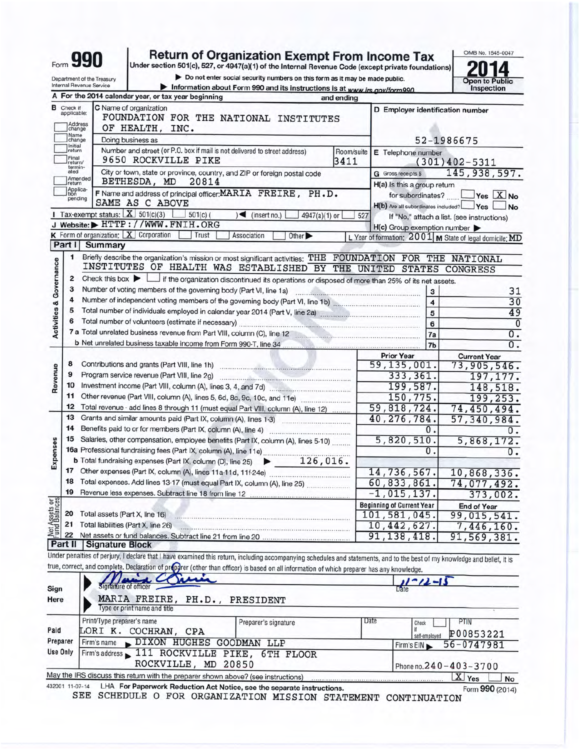Form **990**

# Return of Organization Exempt From Income Tax

Under section 501(c), 527, or 4947(a)(1) of the Internal Revenue Code (except private foundations)

▶ Do not enter social security numbers on this form as it may be made public.

▶ Information about Form 990 and its instructions is at www.irs.gov/form990.

Department of the Treasury
Internal Revenue Service

OMB No. 1545-0047

**2014**

**Open to Public Inspection**

**A** For the 2014 calendar year, or tax year beginning and ending

**B** Check if applicable: Address change / Name change / Initial return / Final return/terminated / Amended return / Application pending

**C** Name of organization: FOUNDATION FOR THE NATIONAL INSTITUTES OF HEALTH, INC.

Doing business as

Number and street (or P.O. box if mail is not delivered to street address): 9650 ROCKVILLE PIKE — Room/suite: 3411

City or town, state or province, country, and ZIP or foreign postal code: BETHESDA, MD 20814

**D** Employer identification number: 52-1986675

**E** Telephone number: (301)402-5311

**G** Gross receipts $ 145,938,597.

**F** Name and address of principal officer: MARIA FREIRE, PH.D. SAME AS C ABOVE

**H(a)** Is this a group return for subordinates? ☐ Yes ☒ No

**H(b)** Are all subordinates included? ☐ Yes ☐ No — If "No," attach a list. (see instructions)

**H(c)** Group exemption number ▶

**I** Tax-exempt status: ☒ 501(c)(3) ☐ 501(c)( ) ◀ (insert no.) ☐ 4947(a)(1) or ☐ 527

**J** Website: ▶ HTTP://WWW.FNIH.ORG

**K** Form of organization: ☒ Corporation ☐ Trust ☐ Association ☐ Other ▶

**L** Year of formation: 2001 **M** State of legal domicile: MD

## Part I Summary

**Activities & Governance**

1. Briefly describe the organization's mission or most significant activities: THE FOUNDATION FOR THE NATIONAL INSTITUTES OF HEALTH WAS ESTABLISHED BY THE UNITED STATES CONGRESS
2. Check this box ▶ ☐ if the organization discontinued its operations or disposed of more than 25% of its net assets.

| | | | |
|---|---|---|---|
| 3 | Number of voting members of the governing body (Part VI, line 1a) | 3 | 31 |
| 4 | Number of independent voting members of the governing body (Part VI, line 1b) | 4 | 30 |
| 5 | Total number of individuals employed in calendar year 2014 (Part V, line 2a) | 5 | 49 |
| 6 | Total number of volunteers (estimate if necessary) | 6 | 0 |
| 7a | Total unrelated business revenue from Part VIII, column (C), line 12 | 7a | 0. |
| b | Net unrelated business taxable income from Form 990-T, line 34 | 7b | 0. |

| | | | Prior Year | Current Year |
|---|---|---|---|---|
| **Revenue** | 8 | Contributions and grants (Part VIII, line 1h) | 59,135,001. | 73,905,546. |
| | 9 | Program service revenue (Part VIII, line 2g) | 333,361. | 197,177. |
| | 10 | Investment income (Part VIII, column (A), lines 3, 4, and 7d) | 199,587. | 148,518. |
| | 11 | Other revenue (Part VIII, column (A), lines 5, 6d, 8c, 9c, 10c, and 11e) | 150,775. | 199,253. |
| | 12 | Total revenue - add lines 8 through 11 (must equal Part VIII, column (A), line 12) | 59,818,724. | 74,450,494. |
| **Expenses** | 13 | Grants and similar amounts paid (Part IX, column (A), lines 1-3) | 40,276,784. | 57,340,984. |
| | 14 | Benefits paid to or for members (Part IX, column (A), line 4) | 0. | 0. |
| | 15 | Salaries, other compensation, employee benefits (Part IX, column (A), lines 5-10) | 5,820,510. | 5,868,172. |
| | 16a | Professional fundraising fees (Part IX, column (A), line 11e) | 0. | 0. |
| | b | Total fundraising expenses (Part IX, column (D), line 25) ▶ 126,016. | | |
| | 17 | Other expenses (Part IX, column (A), lines 11a-11d, 11f-24e) | 14,736,567. | 10,868,336. |
| | 18 | Total expenses. Add lines 13-17 (must equal Part IX, column (A), line 25) | 60,833,861. | 74,077,492. |
| | 19 | Revenue less expenses. Subtract line 18 from line 12 | -1,015,137. | 373,002. |
| | | | **Beginning of Current Year** | **End of Year** |
| **Net Assets or Fund Balances** | 20 | Total assets (Part X, line 16) | 101,581,045. | 99,015,541. |
| | 21 | Total liabilities (Part X, line 26) | 10,442,627. | 7,446,160. |
| | 22 | Net assets or fund balances. Subtract line 21 from line 20 | 91,138,418. | 91,569,381. |

## Part II Signature Block

Under penalties of perjury, I declare that I have examined this return, including accompanying schedules and statements, and to the best of my knowledge and belief, it is true, correct, and complete. Declaration of preparer (other than officer) is based on all information of which preparer has any knowledge.

**Sign Here**

Signature of officer — Date: 11-12-15

MARIA FREIRE, PH.D., PRESIDENT
Type or print name and title

**Paid Preparer Use Only**

| Print/Type preparer's name | Preparer's signature | Date | Check ☐ if self-employed | PTIN |
|---|---|---|---|---|
| LORI K. COCHRAN, CPA | | | | P00853221 |

Firm's name ▶ DIXON HUGHES GOODMAN LLP — Firm's EIN ▶ 56-0747981

Firm's address ▶ 111 ROCKVILLE PIKE, 6TH FLOOR, ROCKVILLE, MD 20850 — Phone no. 240-403-3700

May the IRS discuss this return with the preparer shown above? (see instructions) ☒ Yes ☐ No

432001 11-07-14 LHA For Paperwork Reduction Act Notice, see the separate instructions. Form **990** (2014)

SEE SCHEDULE O FOR ORGANIZATION MISSION STATEMENT CONTINUATION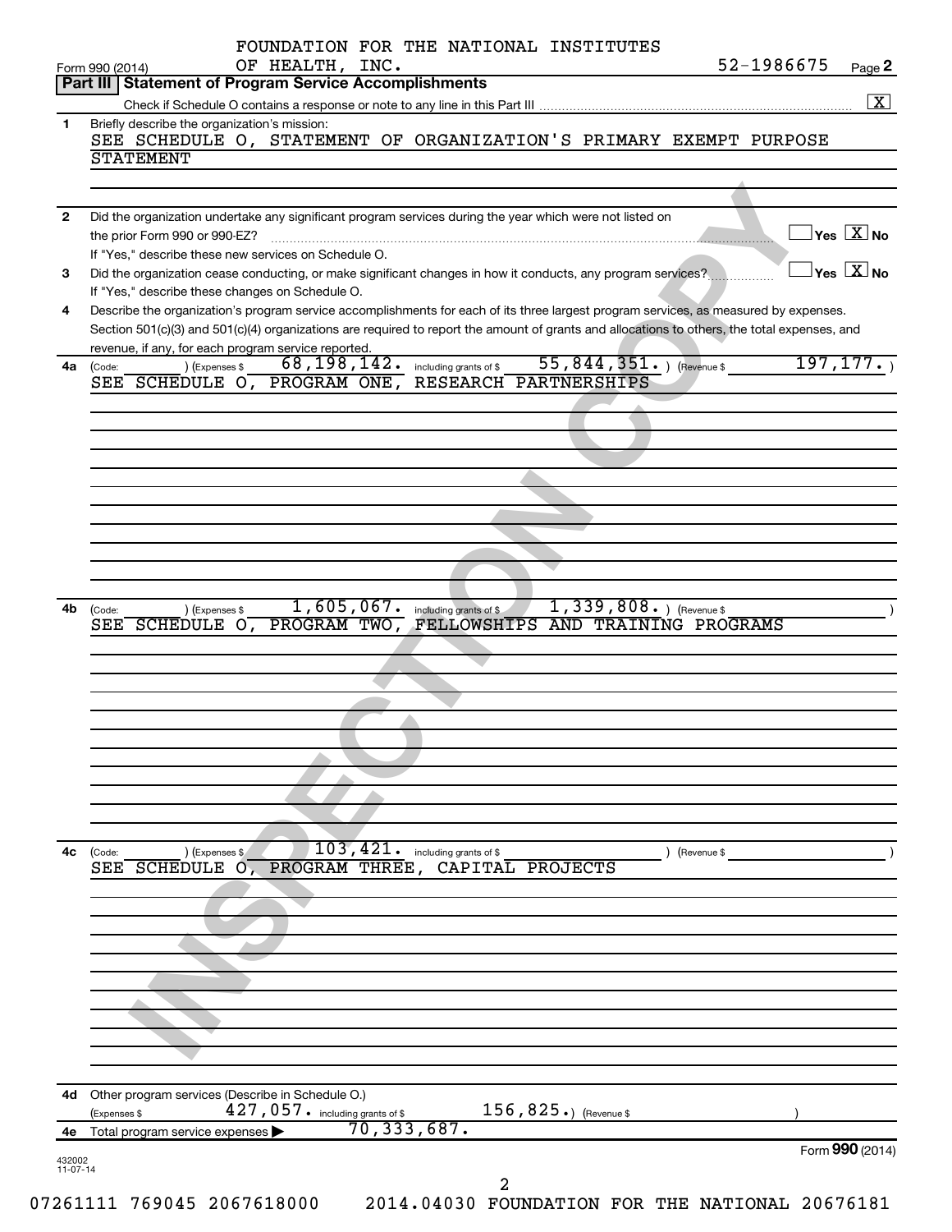FOUNDATION FOR THE NATIONAL INSTITUTES OF HEALTH, INC. 52-1986675

Form 990 (2014) Page **2**

## Part III Statement of Program Service Accomplishments

Check if Schedule O contains a response or note to any line in this Part III ..... [X]

**1** Briefly describe the organization's mission:

SEE SCHEDULE O, STATEMENT OF ORGANIZATION'S PRIMARY EXEMPT PURPOSE STATEMENT

**2** Did the organization undertake any significant program services during the year which were not listed on the prior Form 990 or 990-EZ? ..... [ ] Yes [X] No

If "Yes," describe these new services on Schedule O.

**3** Did the organization cease conducting, or make significant changes in how it conducts, any program services? ..... [ ] Yes [X] No

If "Yes," describe these changes on Schedule O.

**4** Describe the organization's program service accomplishments for each of its three largest program services, as measured by expenses. Section 501(c)(3) and 501(c)(4) organizations are required to report the amount of grants and allocations to others, the total expenses, and revenue, if any, for each program service reported.

**4a** (Code: ) (Expenses $ 68,198,142. including grants of $ 55,844,351. ) (Revenue $ 197,177. )

SEE SCHEDULE O, PROGRAM ONE, RESEARCH PARTNERSHIPS

**4b** (Code: ) (Expenses $ 1,605,067. including grants of $ 1,339,808. ) (Revenue $ )

SEE SCHEDULE O, PROGRAM TWO, FELLOWSHIPS AND TRAINING PROGRAMS

**4c** (Code: ) (Expenses $ 103,421. including grants of $ ) (Revenue $ )

SEE SCHEDULE O, PROGRAM THREE, CAPITAL PROJECTS

**4d** Other program services (Describe in Schedule O.)

(Expenses $ 427,057. including grants of $ 156,825.) (Revenue $ )

**4e** Total program service expenses ▶ 70,333,687.

Form **990** (2014)

432002 11-07-14

07261111 769045 2067618000 2014.04030 FOUNDATION FOR THE NATIONAL 20676181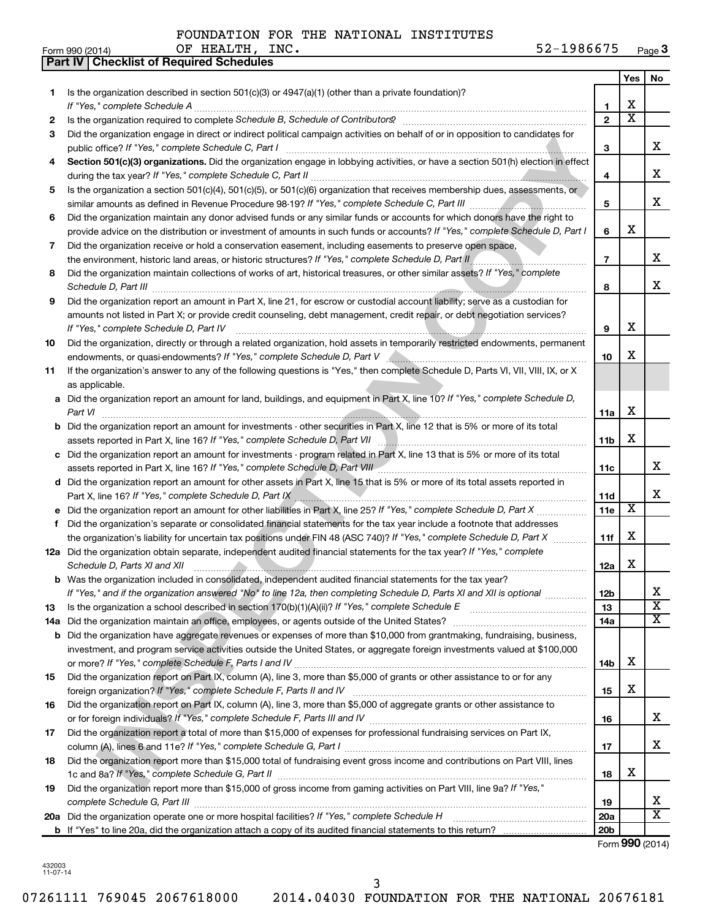FOUNDATION FOR THE NATIONAL INSTITUTES OF HEALTH, INC. 52-1986675

Form 990 (2014) Page 3

## Part IV | Checklist of Required Schedules

| | | | Yes | No |
|---|---|---|---|---|
| 1 | Is the organization described in section 501(c)(3) or 4947(a)(1) (other than a private foundation)? *If "Yes," complete Schedule A* | 1 | X | |
| 2 | Is the organization required to complete *Schedule B, Schedule of Contributors*? | 2 | X | |
| 3 | Did the organization engage in direct or indirect political campaign activities on behalf of or in opposition to candidates for public office? *If "Yes," complete Schedule C, Part I* | 3 | | X |
| 4 | **Section 501(c)(3) organizations.** Did the organization engage in lobbying activities, or have a section 501(h) election in effect during the tax year? *If "Yes," complete Schedule C, Part II* | 4 | | X |
| 5 | Is the organization a section 501(c)(4), 501(c)(5), or 501(c)(6) organization that receives membership dues, assessments, or similar amounts as defined in Revenue Procedure 98-19? *If "Yes," complete Schedule C, Part III* | 5 | | X |
| 6 | Did the organization maintain any donor advised funds or any similar funds or accounts for which donors have the right to provide advice on the distribution or investment of amounts in such funds or accounts? *If "Yes," complete Schedule D, Part I* | 6 | X | |
| 7 | Did the organization receive or hold a conservation easement, including easements to preserve open space, the environment, historic land areas, or historic structures? *If "Yes," complete Schedule D, Part II* | 7 | | X |
| 8 | Did the organization maintain collections of works of art, historical treasures, or other similar assets? *If "Yes," complete Schedule D, Part III* | 8 | | X |
| 9 | Did the organization report an amount in Part X, line 21, for escrow or custodial account liability; serve as a custodian for amounts not listed in Part X; or provide credit counseling, debt management, credit repair, or debt negotiation services? *If "Yes," complete Schedule D, Part IV* | 9 | X | |
| 10 | Did the organization, directly or through a related organization, hold assets in temporarily restricted endowments, permanent endowments, or quasi-endowments? *If "Yes," complete Schedule D, Part V* | 10 | X | |
| 11 | If the organization's answer to any of the following questions is "Yes," then complete Schedule D, Parts VI, VII, VIII, IX, or X as applicable. | | | |
| a | Did the organization report an amount for land, buildings, and equipment in Part X, line 10? *If "Yes," complete Schedule D, Part VI* | 11a | X | |
| b | Did the organization report an amount for investments - other securities in Part X, line 12 that is 5% or more of its total assets reported in Part X, line 16? *If "Yes," complete Schedule D, Part VII* | 11b | X | |
| c | Did the organization report an amount for investments - program related in Part X, line 13 that is 5% or more of its total assets reported in Part X, line 16? *If "Yes," complete Schedule D, Part VIII* | 11c | | X |
| d | Did the organization report an amount for other assets in Part X, line 15 that is 5% or more of its total assets reported in Part X, line 16? *If "Yes," complete Schedule D, Part IX* | 11d | | X |
| e | Did the organization report an amount for other liabilities in Part X, line 25? *If "Yes," complete Schedule D, Part X* | 11e | X | |
| f | Did the organization's separate or consolidated financial statements for the tax year include a footnote that addresses the organization's liability for uncertain tax positions under FIN 48 (ASC 740)? *If "Yes," complete Schedule D, Part X* | 11f | X | |
| 12a | Did the organization obtain separate, independent audited financial statements for the tax year? *If "Yes," complete Schedule D, Parts XI and XII* | 12a | X | |
| b | Was the organization included in consolidated, independent audited financial statements for the tax year? *If "Yes," and if the organization answered "No" to line 12a, then completing Schedule D, Parts XI and XII is optional* | 12b | | X |
| 13 | Is the organization a school described in section 170(b)(1)(A)(ii)? *If "Yes," complete Schedule E* | 13 | | X |
| 14a | Did the organization maintain an office, employees, or agents outside of the United States? | 14a | | X |
| b | Did the organization have aggregate revenues or expenses of more than $10,000 from grantmaking, fundraising, business, investment, and program service activities outside the United States, or aggregate foreign investments valued at $100,000 or more? *If "Yes," complete Schedule F, Parts I and IV* | 14b | X | |
| 15 | Did the organization report on Part IX, column (A), line 3, more than $5,000 of grants or other assistance to or for any foreign organization? *If "Yes," complete Schedule F, Parts II and IV* | 15 | X | |
| 16 | Did the organization report on Part IX, column (A), line 3, more than $5,000 of aggregate grants or other assistance to or for foreign individuals? *If "Yes," complete Schedule F, Parts III and IV* | 16 | | X |
| 17 | Did the organization report a total of more than $15,000 of expenses for professional fundraising services on Part IX, column (A), lines 6 and 11e? *If "Yes," complete Schedule G, Part I* | 17 | | X |
| 18 | Did the organization report more than $15,000 total of fundraising event gross income and contributions on Part VIII, lines 1c and 8a? *If "Yes," complete Schedule G, Part II* | 18 | X | |
| 19 | Did the organization report more than $15,000 of gross income from gaming activities on Part VIII, line 9a? *If "Yes," complete Schedule G, Part III* | 19 | | X |
| 20a | Did the organization operate one or more hospital facilities? *If "Yes," complete Schedule H* | 20a | | X |
| b | If "Yes" to line 20a, did the organization attach a copy of its audited financial statements to this return? | 20b | | |

Form **990** (2014)

432003 11-07-14

07261111 769045 2067618000 2014.04030 FOUNDATION FOR THE NATIONAL 20676181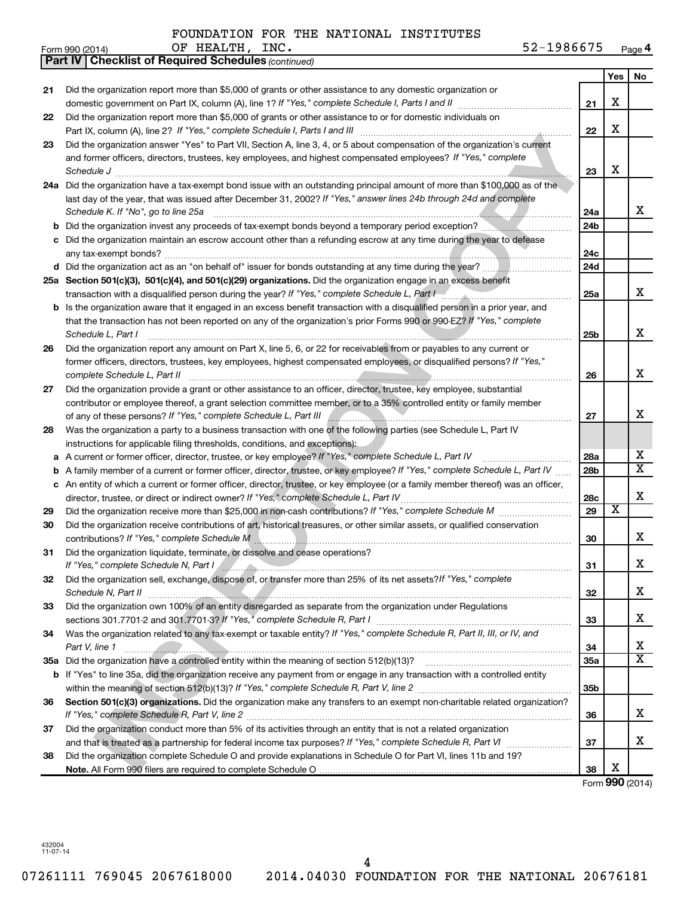FOUNDATION FOR THE NATIONAL INSTITUTES OF HEALTH, INC. 52-1986675

Form 990 (2014)

**Part IV | Checklist of Required Schedules** *(continued)*

| | | | Yes | No |
|---|---|---|---|---|
| 21 | Did the organization report more than $5,000 of grants or other assistance to any domestic organization or domestic government on Part IX, column (A), line 1? *If "Yes," complete Schedule I, Parts I and II* | 21 | X | |
| 22 | Did the organization report more than $5,000 of grants or other assistance to or for domestic individuals on Part IX, column (A), line 2? *If "Yes," complete Schedule I, Parts I and III* | 22 | X | |
| 23 | Did the organization answer "Yes" to Part VII, Section A, line 3, 4, or 5 about compensation of the organization's current and former officers, directors, trustees, key employees, and highest compensated employees? *If "Yes," complete Schedule J* | 23 | X | |
| 24a | Did the organization have a tax-exempt bond issue with an outstanding principal amount of more than $100,000 as of the last day of the year, that was issued after December 31, 2002? *If "Yes," answer lines 24b through 24d and complete Schedule K. If "No", go to line 25a* | 24a | | X |
| b | Did the organization invest any proceeds of tax-exempt bonds beyond a temporary period exception? | 24b | | |
| c | Did the organization maintain an escrow account other than a refunding escrow at any time during the year to defease any tax-exempt bonds? | 24c | | |
| d | Did the organization act as an "on behalf of" issuer for bonds outstanding at any time during the year? | 24d | | |
| 25a | **Section 501(c)(3), 501(c)(4), and 501(c)(29) organizations.** Did the organization engage in an excess benefit transaction with a disqualified person during the year? *If "Yes," complete Schedule L, Part I* | 25a | | X |
| b | Is the organization aware that it engaged in an excess benefit transaction with a disqualified person in a prior year, and that the transaction has not been reported on any of the organization's prior Forms 990 or 990-EZ? *If "Yes," complete Schedule L, Part I* | 25b | | X |
| 26 | Did the organization report any amount on Part X, line 5, 6, or 22 for receivables from or payables to any current or former officers, directors, trustees, key employees, highest compensated employees, or disqualified persons? *If "Yes," complete Schedule L, Part II* | 26 | | X |
| 27 | Did the organization provide a grant or other assistance to an officer, director, trustee, key employee, substantial contributor or employee thereof, a grant selection committee member, or to a 35% controlled entity or family member of any of these persons? *If "Yes," complete Schedule L, Part III* | 27 | | X |
| 28 | Was the organization a party to a business transaction with one of the following parties (see Schedule L, Part IV instructions for applicable filing thresholds, conditions, and exceptions): | | | |
| a | A current or former officer, director, trustee, or key employee? *If "Yes," complete Schedule L, Part IV* | 28a | | X |
| b | A family member of a current or former officer, director, trustee, or key employee? *If "Yes," complete Schedule L, Part IV* | 28b | | X |
| c | An entity of which a current or former officer, director, trustee, or key employee (or a family member thereof) was an officer, director, trustee, or direct or indirect owner? *If "Yes," complete Schedule L, Part IV* | 28c | | X |
| 29 | Did the organization receive more than $25,000 in non-cash contributions? *If "Yes," complete Schedule M* | 29 | X | |
| 30 | Did the organization receive contributions of art, historical treasures, or other similar assets, or qualified conservation contributions? *If "Yes," complete Schedule M* | 30 | | X |
| 31 | Did the organization liquidate, terminate, or dissolve and cease operations? *If "Yes," complete Schedule N, Part I* | 31 | | X |
| 32 | Did the organization sell, exchange, dispose of, or transfer more than 25% of its net assets? *If "Yes," complete Schedule N, Part II* | 32 | | X |
| 33 | Did the organization own 100% of an entity disregarded as separate from the organization under Regulations sections 301.7701-2 and 301.7701-3? *If "Yes," complete Schedule R, Part I* | 33 | | X |
| 34 | Was the organization related to any tax-exempt or taxable entity? *If "Yes," complete Schedule R, Part II, III, or IV, and Part V, line 1* | 34 | | X |
| 35a | Did the organization have a controlled entity within the meaning of section 512(b)(13)? | 35a | | X |
| b | If "Yes" to line 35a, did the organization receive any payment from or engage in any transaction with a controlled entity within the meaning of section 512(b)(13)? *If "Yes," complete Schedule R, Part V, line 2* | 35b | | |
| 36 | **Section 501(c)(3) organizations.** Did the organization make any transfers to an exempt non-charitable related organization? *If "Yes," complete Schedule R, Part V, line 2* | 36 | | X |
| 37 | Did the organization conduct more than 5% of its activities through an entity that is not a related organization and that is treated as a partnership for federal income tax purposes? *If "Yes," complete Schedule R, Part VI* | 37 | | X |
| 38 | Did the organization complete Schedule O and provide explanations in Schedule O for Part VI, lines 11b and 19? **Note.** All Form 990 filers are required to complete Schedule O | 38 | X | |

Form **990** (2014)

432004 11-07-14

07261111 769045 2067618000 2014.04030 FOUNDATION FOR THE NATIONAL 20676181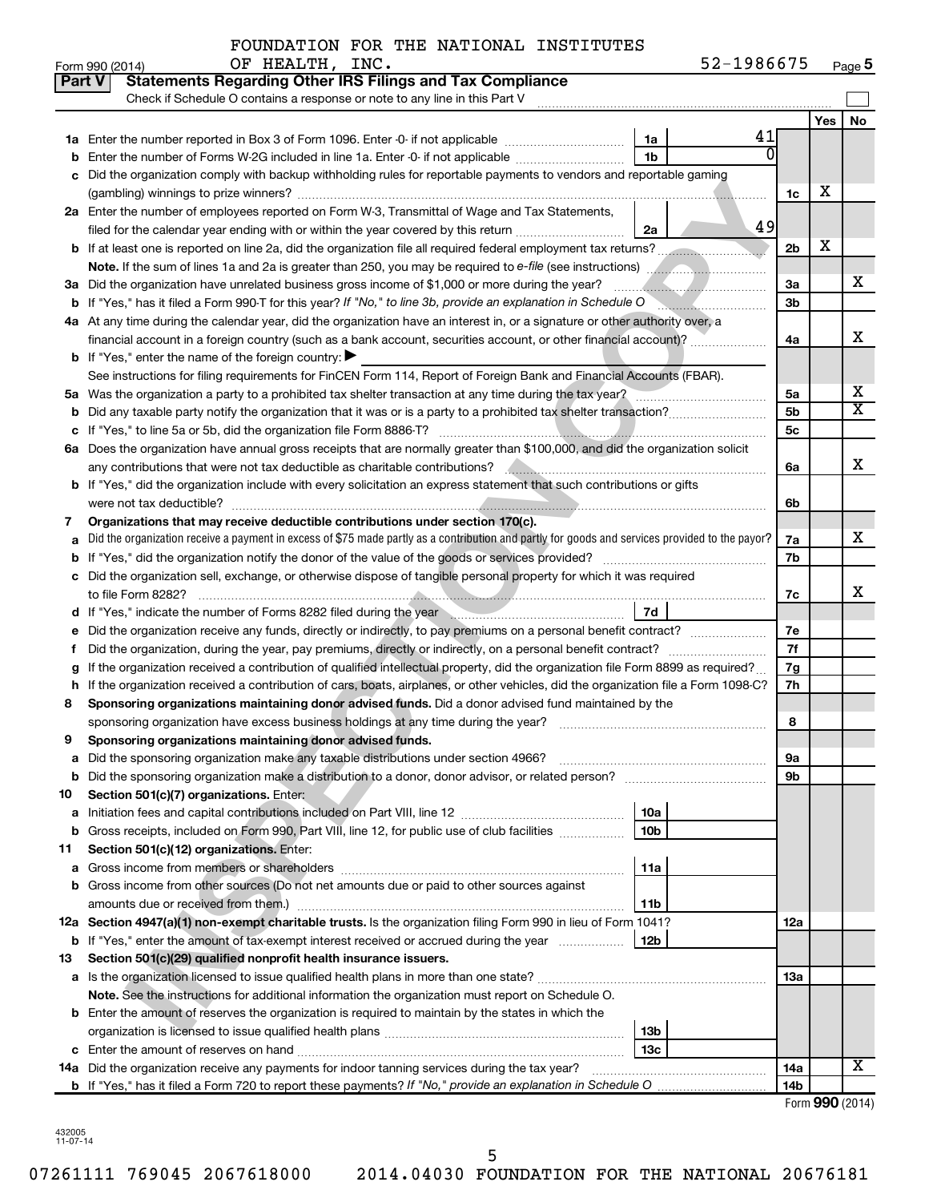FOUNDATION FOR THE NATIONAL INSTITUTES OF HEALTH, INC. 52-1986675

Form 990 (2014) Page 5

## Part V Statements Regarding Other IRS Filings and Tax Compliance

Check if Schedule O contains a response or note to any line in this Part V

| | | | | | Yes | No |
|---|---|---|---|---|---|---|
| **1a** | Enter the number reported in Box 3 of Form 1096. Enter -0- if not applicable | 1a | 41 | | | |
| **b** | Enter the number of Forms W-2G included in line 1a. Enter -0- if not applicable | 1b | 0 | | | |
| **c** | Did the organization comply with backup withholding rules for reportable payments to vendors and reportable gaming (gambling) winnings to prize winners? | | | 1c | X | |
| **2a** | Enter the number of employees reported on Form W-3, Transmittal of Wage and Tax Statements, filed for the calendar year ending with or within the year covered by this return | 2a | 49 | | | |
| **b** | If at least one is reported on line 2a, did the organization file all required federal employment tax returns? | | | 2b | X | |
| | **Note.** If the sum of lines 1a and 2a is greater than 250, you may be required to *e-file* (see instructions) | | | | | |
| **3a** | Did the organization have unrelated business gross income of $1,000 or more during the year? | | | 3a | | X |
| **b** | If "Yes," has it filed a Form 990-T for this year? *If "No," to line 3b, provide an explanation in Schedule O* | | | 3b | | |
| **4a** | At any time during the calendar year, did the organization have an interest in, or a signature or other authority over, a financial account in a foreign country (such as a bank account, securities account, or other financial account)? | | | 4a | | X |
| **b** | If "Yes," enter the name of the foreign country: ▶ | | | | | |
| | See instructions for filing requirements for FinCEN Form 114, Report of Foreign Bank and Financial Accounts (FBAR). | | | | | |
| **5a** | Was the organization a party to a prohibited tax shelter transaction at any time during the tax year? | | | 5a | | X |
| **b** | Did any taxable party notify the organization that it was or is a party to a prohibited tax shelter transaction? | | | 5b | | X |
| **c** | If "Yes," to line 5a or 5b, did the organization file Form 8886-T? | | | 5c | | |
| **6a** | Does the organization have annual gross receipts that are normally greater than $100,000, and did the organization solicit any contributions that were not tax deductible as charitable contributions? | | | 6a | | X |
| **b** | If "Yes," did the organization include with every solicitation an express statement that such contributions or gifts were not tax deductible? | | | 6b | | |
| **7** | **Organizations that may receive deductible contributions under section 170(c).** | | | | | |
| **a** | Did the organization receive a payment in excess of $75 made partly as a contribution and partly for goods and services provided to the payor? | | | 7a | | X |
| **b** | If "Yes," did the organization notify the donor of the value of the goods or services provided? | | | 7b | | |
| **c** | Did the organization sell, exchange, or otherwise dispose of tangible personal property for which it was required to file Form 8282? | | | 7c | | X |
| **d** | If "Yes," indicate the number of Forms 8282 filed during the year | 7d | | | | |
| **e** | Did the organization receive any funds, directly or indirectly, to pay premiums on a personal benefit contract? | | | 7e | | |
| **f** | Did the organization, during the year, pay premiums, directly or indirectly, on a personal benefit contract? | | | 7f | | |
| **g** | If the organization received a contribution of qualified intellectual property, did the organization file Form 8899 as required? | | | 7g | | |
| **h** | If the organization received a contribution of cars, boats, airplanes, or other vehicles, did the organization file a Form 1098-C? | | | 7h | | |
| **8** | **Sponsoring organizations maintaining donor advised funds.** Did a donor advised fund maintained by the sponsoring organization have excess business holdings at any time during the year? | | | 8 | | |
| **9** | **Sponsoring organizations maintaining donor advised funds.** | | | | | |
| **a** | Did the sponsoring organization make any taxable distributions under section 4966? | | | 9a | | |
| **b** | Did the sponsoring organization make a distribution to a donor, donor advisor, or related person? | | | 9b | | |
| **10** | **Section 501(c)(7) organizations.** Enter: | | | | | |
| **a** | Initiation fees and capital contributions included on Part VIII, line 12 | 10a | | | | |
| **b** | Gross receipts, included on Form 990, Part VIII, line 12, for public use of club facilities | 10b | | | | |
| **11** | **Section 501(c)(12) organizations.** Enter: | | | | | |
| **a** | Gross income from members or shareholders | 11a | | | | |
| **b** | Gross income from other sources (Do not net amounts due or paid to other sources against amounts due or received from them.) | 11b | | | | |
| **12a** | **Section 4947(a)(1) non-exempt charitable trusts.** Is the organization filing Form 990 in lieu of Form 1041? | | | 12a | | |
| **b** | If "Yes," enter the amount of tax-exempt interest received or accrued during the year | 12b | | | | |
| **13** | **Section 501(c)(29) qualified nonprofit health insurance issuers.** | | | | | |
| **a** | Is the organization licensed to issue qualified health plans in more than one state? | | | 13a | | |
| | **Note.** See the instructions for additional information the organization must report on Schedule O. | | | | | |
| **b** | Enter the amount of reserves the organization is required to maintain by the states in which the organization is licensed to issue qualified health plans | 13b | | | | |
| **c** | Enter the amount of reserves on hand | 13c | | | | |
| **14a** | Did the organization receive any payments for indoor tanning services during the tax year? | | | 14a | | X |
| **b** | If "Yes," has it filed a Form 720 to report these payments? *If "No," provide an explanation in Schedule O* | | | 14b | | |

Form **990** (2014)

432005 11-07-14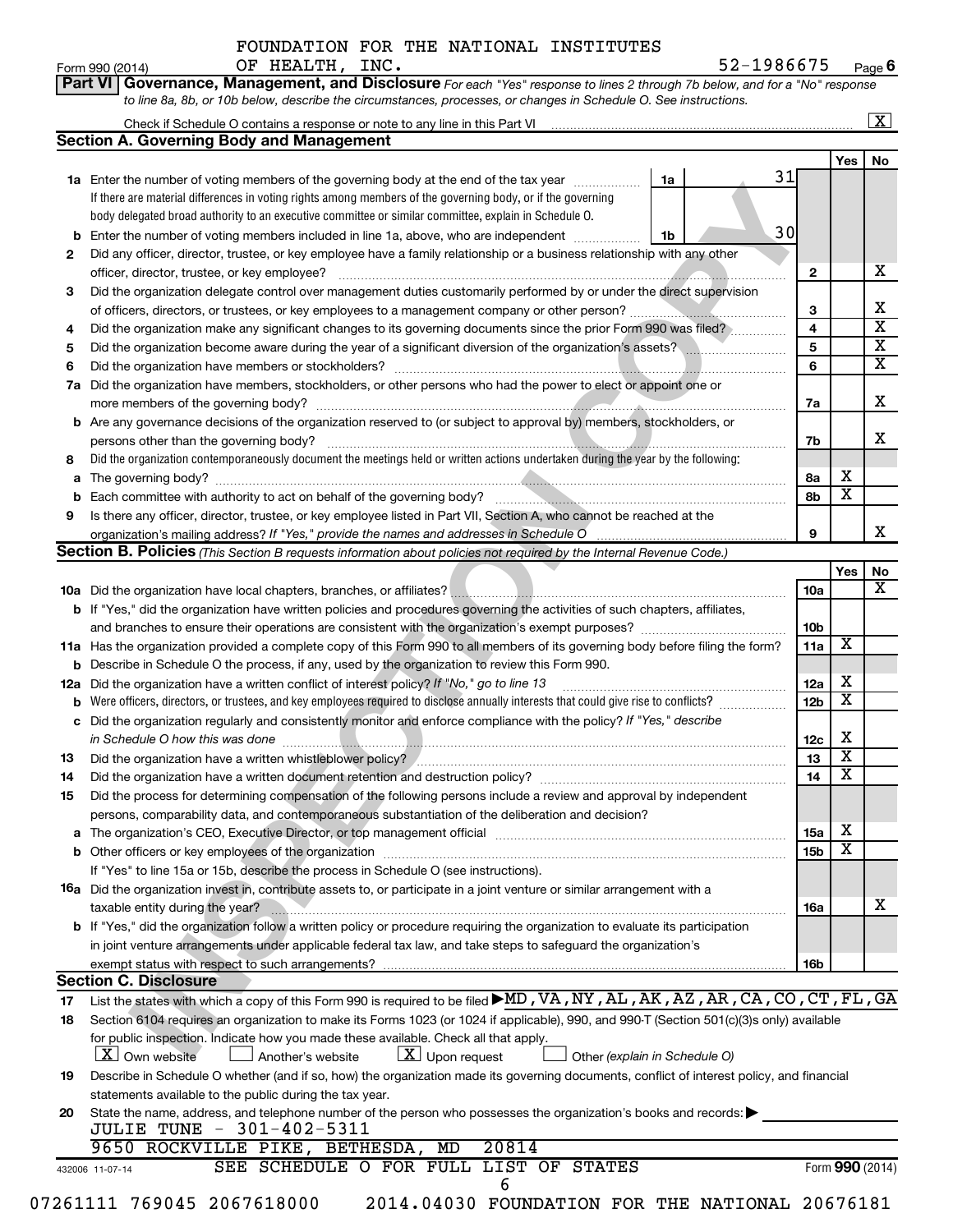FOUNDATION FOR THE NATIONAL INSTITUTES OF HEALTH, INC. 52-1986675

Form 990 (2014) Page **6**

**Part VI Governance, Management, and Disclosure** *For each "Yes" response to lines 2 through 7b below, and for a "No" response to line 8a, 8b, or 10b below, describe the circumstances, processes, or changes in Schedule O. See instructions.*

Check if Schedule O contains a response or note to any line in this Part VI ..... [X]

## Section A. Governing Body and Management

| | | | | Yes | No |
|---|---|---|---|---|---|
| **1a** | Enter the number of voting members of the governing body at the end of the tax year ..... **1a** | 31 | | | |
| | If there are material differences in voting rights among members of the governing body, or if the governing body delegated broad authority to an executive committee or similar committee, explain in Schedule O. | | | | |
| **b** | Enter the number of voting members included in line 1a, above, who are independent ..... **1b** | 30 | | | |
| **2** | Did any officer, director, trustee, or key employee have a family relationship or a business relationship with any other officer, director, trustee, or key employee? | | **2** | | X |
| **3** | Did the organization delegate control over management duties customarily performed by or under the direct supervision of officers, directors, or trustees, or key employees to a management company or other person? | | **3** | | X |
| **4** | Did the organization make any significant changes to its governing documents since the prior Form 990 was filed? | | **4** | | X |
| **5** | Did the organization become aware during the year of a significant diversion of the organization's assets? | | **5** | | X |
| **6** | Did the organization have members or stockholders? | | **6** | | X |
| **7a** | Did the organization have members, stockholders, or other persons who had the power to elect or appoint one or more members of the governing body? | | **7a** | | X |
| **b** | Are any governance decisions of the organization reserved to (or subject to approval by) members, stockholders, or persons other than the governing body? | | **7b** | | X |
| **8** | Did the organization contemporaneously document the meetings held or written actions undertaken during the year by the following: | | | | |
| **a** | The governing body? | | **8a** | X | |
| **b** | Each committee with authority to act on behalf of the governing body? | | **8b** | X | |
| **9** | Is there any officer, director, trustee, or key employee listed in Part VII, Section A, who cannot be reached at the organization's mailing address? *If "Yes," provide the names and addresses in Schedule O* | | **9** | | X |

## Section B. Policies *(This Section B requests information about policies not required by the Internal Revenue Code.)*

| | | | Yes | No |
|---|---|---|---|---|
| **10a** | Did the organization have local chapters, branches, or affiliates? | **10a** | | X |
| **b** | If "Yes," did the organization have written policies and procedures governing the activities of such chapters, affiliates, and branches to ensure their operations are consistent with the organization's exempt purposes? | **10b** | | |
| **11a** | Has the organization provided a complete copy of this Form 990 to all members of its governing body before filing the form? | **11a** | X | |
| **b** | Describe in Schedule O the process, if any, used by the organization to review this Form 990. | | | |
| **12a** | Did the organization have a written conflict of interest policy? *If "No," go to line 13* | **12a** | X | |
| **b** | Were officers, directors, or trustees, and key employees required to disclose annually interests that could give rise to conflicts? | **12b** | X | |
| **c** | Did the organization regularly and consistently monitor and enforce compliance with the policy? *If "Yes," describe in Schedule O how this was done* | **12c** | X | |
| **13** | Did the organization have a written whistleblower policy? | **13** | X | |
| **14** | Did the organization have a written document retention and destruction policy? | **14** | X | |
| **15** | Did the process for determining compensation of the following persons include a review and approval by independent persons, comparability data, and contemporaneous substantiation of the deliberation and decision? | | | |
| **a** | The organization's CEO, Executive Director, or top management official | **15a** | X | |
| **b** | Other officers or key employees of the organization | **15b** | X | |
| | If "Yes" to line 15a or 15b, describe the process in Schedule O (see instructions). | | | |
| **16a** | Did the organization invest in, contribute assets to, or participate in a joint venture or similar arrangement with a taxable entity during the year? | **16a** | | X |
| **b** | If "Yes," did the organization follow a written policy or procedure requiring the organization to evaluate its participation in joint venture arrangements under applicable federal tax law, and take steps to safeguard the organization's exempt status with respect to such arrangements? | **16b** | | |

## Section C. Disclosure

**17** List the states with which a copy of this Form 990 is required to be filed ▶ MD, VA, NY, AL, AK, AZ, AR, CA, CO, CT, FL, GA

**18** Section 6104 requires an organization to make its Forms 1023 (or 1024 if applicable), 990, and 990-T (Section 501(c)(3)s only) available for public inspection. Indicate how you made these available. Check all that apply.

[X] Own website  [ ] Another's website  [X] Upon request  [ ] Other *(explain in Schedule O)*

**19** Describe in Schedule O whether (and if so, how) the organization made its governing documents, conflict of interest policy, and financial statements available to the public during the tax year.

**20** State the name, address, and telephone number of the person who possesses the organization's books and records: ▶

JULIE TUNE - 301-402-5311
9650 ROCKVILLE PIKE, BETHESDA, MD 20814

SEE SCHEDULE O FOR FULL LIST OF STATES

432006 11-07-14 Form **990** (2014)

07261111 769045 2067618000 2014.04030 FOUNDATION FOR THE NATIONAL 20676181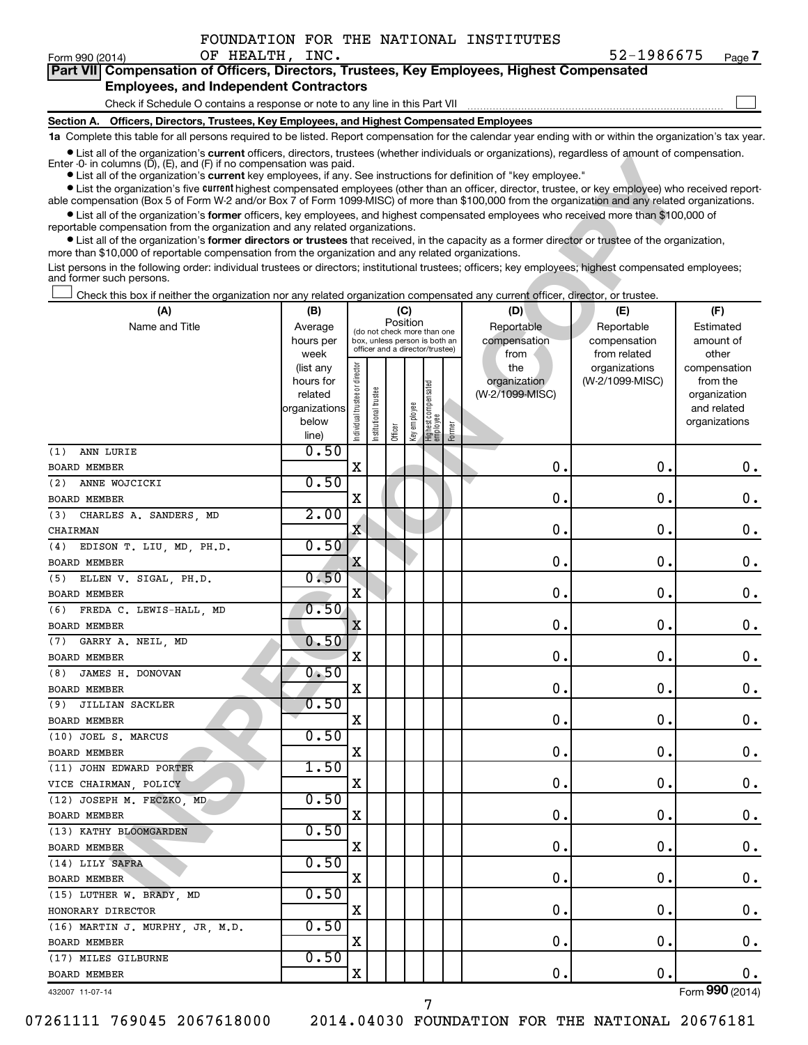FOUNDATION FOR THE NATIONAL INSTITUTES OF HEALTH, INC. 52-1986675

Form 990 (2014)

## Part VII Compensation of Officers, Directors, Trustees, Key Employees, Highest Compensated Employees, and Independent Contractors

Check if Schedule O contains a response or note to any line in this Part VII

**Section A. Officers, Directors, Trustees, Key Employees, and Highest Compensated Employees**

**1a** Complete this table for all persons required to be listed. Report compensation for the calendar year ending with or within the organization's tax year.

- List all of the organization's **current** officers, directors, trustees (whether individuals or organizations), regardless of amount of compensation. Enter -0- in columns (D), (E), and (F) if no compensation was paid.
- List all of the organization's **current** key employees, if any. See instructions for definition of "key employee."
- List the organization's five **current** highest compensated employees (other than an officer, director, trustee, or key employee) who received reportable compensation (Box 5 of Form W-2 and/or Box 7 of Form 1099-MISC) of more than $100,000 from the organization and any related organizations.
- List all of the organization's **former** officers, key employees, and highest compensated employees who received more than $100,000 of reportable compensation from the organization and any related organizations.
- List all of the organization's **former directors or trustees** that received, in the capacity as a former director or trustee of the organization, more than $10,000 of reportable compensation from the organization and any related organizations.

List persons in the following order: individual trustees or directors; institutional trustees; officers; key employees; highest compensated employees; and former such persons.

Check this box if neither the organization nor any related organization compensated any current officer, director, or trustee.

| (A) Name and Title | (B) Average hours per week (list any hours for related organizations below line) | (C) Position: Individual trustee or director | Institutional trustee | Officer | Key employee | Highest compensated employee | Former | (D) Reportable compensation from the organization (W-2/1099-MISC) | (E) Reportable compensation from related organizations (W-2/1099-MISC) | (F) Estimated amount of other compensation from the organization and related organizations |
|---|---|---|---|---|---|---|---|---|---|---|
| (1) ANN LURIE<br>BOARD MEMBER | 0.50 | X | | | | | | 0. | 0. | 0. |
| (2) ANNE WOJCICKI<br>BOARD MEMBER | 0.50 | X | | | | | | 0. | 0. | 0. |
| (3) CHARLES A. SANDERS, MD<br>CHAIRMAN | 2.00 | X | | | | | | 0. | 0. | 0. |
| (4) EDISON T. LIU, MD, PH.D.<br>BOARD MEMBER | 0.50 | X | | | | | | 0. | 0. | 0. |
| (5) ELLEN V. SIGAL, PH.D.<br>BOARD MEMBER | 0.50 | X | | | | | | 0. | 0. | 0. |
| (6) FREDA C. LEWIS-HALL, MD<br>BOARD MEMBER | 0.50 | X | | | | | | 0. | 0. | 0. |
| (7) GARRY A. NEIL, MD<br>BOARD MEMBER | 0.50 | X | | | | | | 0. | 0. | 0. |
| (8) JAMES H. DONOVAN<br>BOARD MEMBER | 0.50 | X | | | | | | 0. | 0. | 0. |
| (9) JILLIAN SACKLER<br>BOARD MEMBER | 0.50 | X | | | | | | 0. | 0. | 0. |
| (10) JOEL S. MARCUS<br>BOARD MEMBER | 0.50 | X | | | | | | 0. | 0. | 0. |
| (11) JOHN EDWARD PORTER<br>VICE CHAIRMAN, POLICY | 1.50 | X | | | | | | 0. | 0. | 0. |
| (12) JOSEPH M. FECZKO, MD<br>BOARD MEMBER | 0.50 | X | | | | | | 0. | 0. | 0. |
| (13) KATHY BLOOMGARDEN<br>BOARD MEMBER | 0.50 | X | | | | | | 0. | 0. | 0. |
| (14) LILY SAFRA<br>BOARD MEMBER | 0.50 | X | | | | | | 0. | 0. | 0. |
| (15) LUTHER W. BRADY, MD<br>HONORARY DIRECTOR | 0.50 | X | | | | | | 0. | 0. | 0. |
| (16) MARTIN J. MURPHY, JR, M.D.<br>BOARD MEMBER | 0.50 | X | | | | | | 0. | 0. | 0. |
| (17) MILES GILBURNE<br>BOARD MEMBER | 0.50 | X | | | | | | 0. | 0. | 0. |

432007 11-07-14

Form 990 (2014)

07261111 769045 2067618000 2014.04030 FOUNDATION FOR THE NATIONAL 20676181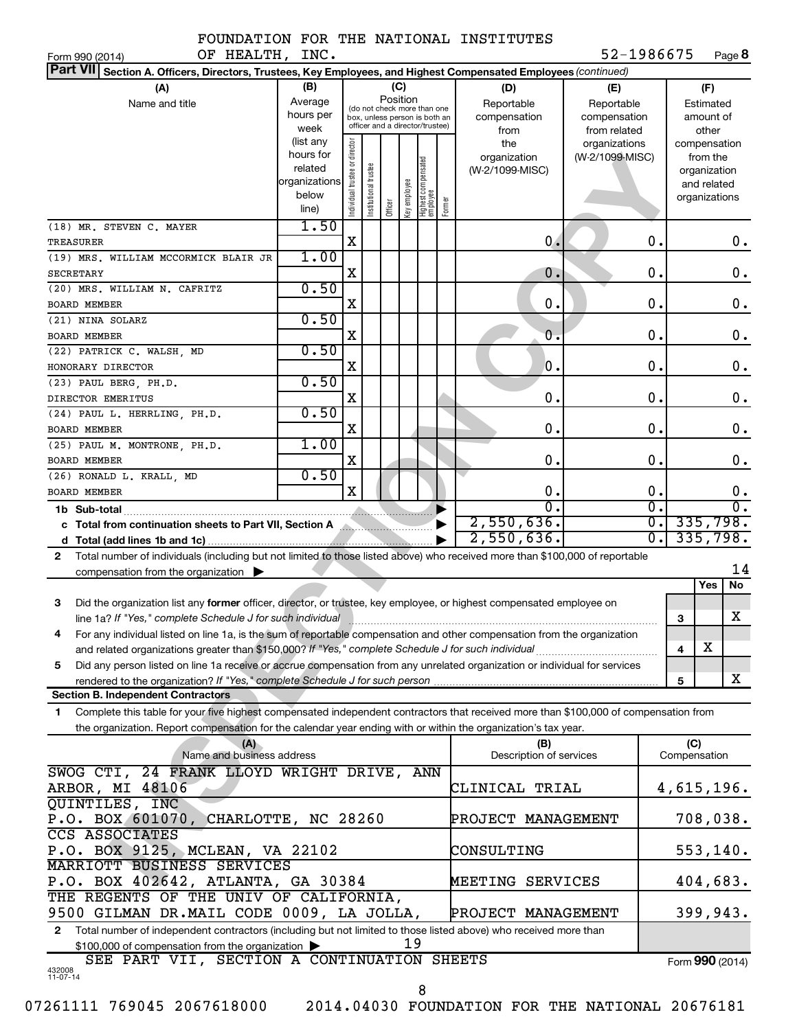FOUNDATION FOR THE NATIONAL INSTITUTES OF HEALTH, INC. 52-1986675

Form 990 (2014) Page 8

**Part VII Section A. Officers, Directors, Trustees, Key Employees, and Highest Compensated Employees** *(continued)*

| (A) Name and title | (B) Average hours per week (list any hours for related organizations below line) | (C) Position: Individual trustee or director | Institutional trustee | Officer | Key employee | Highest compensated employee | Former | (D) Reportable compensation from the organization (W-2/1099-MISC) | (E) Reportable compensation from related organizations (W-2/1099-MISC) | (F) Estimated amount of other compensation from the organization and related organizations |
|---|---|---|---|---|---|---|---|---|---|---|
| (18) MR. STEVEN C. MAYER<br>TREASURER | 1.50 | X | | | | | | 0. | 0. | 0. |
| (19) MRS. WILLIAM MCCORMICK BLAIR JR<br>SECRETARY | 1.00 | X | | | | | | 0. | 0. | 0. |
| (20) MRS. WILLIAM N. CAFRITZ<br>BOARD MEMBER | 0.50 | X | | | | | | 0. | 0. | 0. |
| (21) NINA SOLARZ<br>BOARD MEMBER | 0.50 | X | | | | | | 0. | 0. | 0. |
| (22) PATRICK C. WALSH, MD<br>HONORARY DIRECTOR | 0.50 | X | | | | | | 0. | 0. | 0. |
| (23) PAUL BERG, PH.D.<br>DIRECTOR EMERITUS | 0.50 | X | | | | | | 0. | 0. | 0. |
| (24) PAUL L. HERRLING, PH.D.<br>BOARD MEMBER | 0.50 | X | | | | | | 0. | 0. | 0. |
| (25) PAUL M. MONTRONE, PH.D.<br>BOARD MEMBER | 1.00 | X | | | | | | 0. | 0. | 0. |
| (26) RONALD L. KRALL, MD<br>BOARD MEMBER | 0.50 | X | | | | | | 0. | 0. | 0. |
| 1b Sub-total | | | | | | | | 0. | 0. | 0. |
| c Total from continuation sheets to Part VII, Section A | | | | | | | | 2,550,636. | 0. | 335,798. |
| d Total (add lines 1b and 1c) | | | | | | | | 2,550,636. | 0. | 335,798. |

2 Total number of individuals (including but not limited to those listed above) who received more than $100,000 of reportable compensation from the organization ▶ 14

| | | Yes | No |
|---|---|---|---|
| 3 Did the organization list any **former** officer, director, or trustee, key employee, or highest compensated employee on line 1a? *If "Yes," complete Schedule J for such individual* | 3 | | X |
| 4 For any individual listed on line 1a, is the sum of reportable compensation and other compensation from the organization and related organizations greater than $150,000? *If "Yes," complete Schedule J for such individual* | 4 | X | |
| 5 Did any person listed on line 1a receive or accrue compensation from any unrelated organization or individual for services rendered to the organization? *If "Yes," complete Schedule J for such person* | 5 | | X |

**Section B. Independent Contractors**

1 Complete this table for your five highest compensated independent contractors that received more than $100,000 of compensation from the organization. Report compensation for the calendar year ending with or within the organization's tax year.

| (A) Name and business address | (B) Description of services | (C) Compensation |
|---|---|---|
| SWOG CTI, 24 FRANK LLOYD WRIGHT DRIVE, ANN ARBOR, MI 48106 | CLINICAL TRIAL | 4,615,196. |
| QUINTILES, INC P.O. BOX 601070, CHARLOTTE, NC 28260 | PROJECT MANAGEMENT | 708,038. |
| CCS ASSOCIATES P.O. BOX 9125, MCLEAN, VA 22102 | CONSULTING | 553,140. |
| MARRIOTT BUSINESS SERVICES P.O. BOX 402642, ATLANTA, GA 30384 | MEETING SERVICES | 404,683. |
| THE REGENTS OF THE UNIV OF CALIFORNIA, 9500 GILMAN DR.MAIL CODE 0009, LA JOLLA, | PROJECT MANAGEMENT | 399,943. |

2 Total number of independent contractors (including but not limited to those listed above) who received more than $100,000 of compensation from the organization ▶ 19

SEE PART VII, SECTION A CONTINUATION SHEETS

Form **990** (2014)

432008 11-07-14

07261111 769045 2067618000 2014.04030 FOUNDATION FOR THE NATIONAL 20676181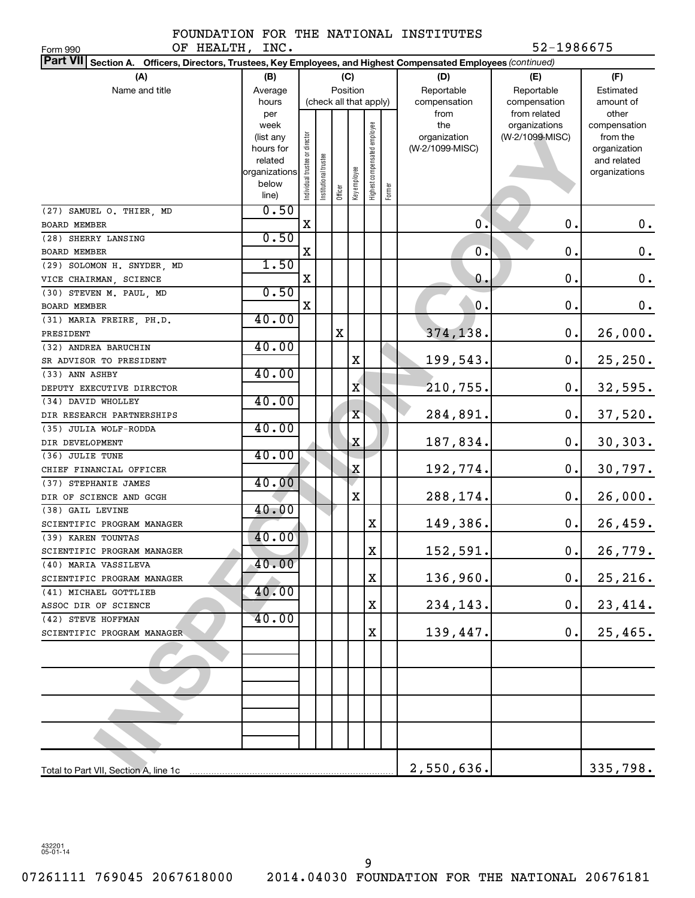FOUNDATION FOR THE NATIONAL INSTITUTES OF HEALTH, INC.

52-1986675

Form 990

**Part VII Section A. Officers, Directors, Trustees, Key Employees, and Highest Compensated Employees** *(continued)*

| (A) Name and title | (B) Average hours per week (list any hours for related organizations below line) | (C) Position (check all that apply): Individual trustee or director | Institutional trustee | Officer | Key employee | Highest compensated employee | Former | (D) Reportable compensation from the organization (W-2/1099-MISC) | (E) Reportable compensation from related organizations (W-2/1099-MISC) | (F) Estimated amount of other compensation from the organization and related organizations |
|---|---|---|---|---|---|---|---|---|---|---|
| (27) SAMUEL O. THIER, MD<br>BOARD MEMBER | 0.50 | X | | | | | | 0. | 0. | 0. |
| (28) SHERRY LANSING<br>BOARD MEMBER | 0.50 | X | | | | | | 0. | 0. | 0. |
| (29) SOLOMON H. SNYDER, MD<br>VICE CHAIRMAN, SCIENCE | 1.50 | X | | | | | | 0. | 0. | 0. |
| (30) STEVEN M. PAUL, MD<br>BOARD MEMBER | 0.50 | X | | | | | | 0. | 0. | 0. |
| (31) MARIA FREIRE, PH.D.<br>PRESIDENT | 40.00 | | | X | | | | 374,138. | 0. | 26,000. |
| (32) ANDREA BARUCHIN<br>SR ADVISOR TO PRESIDENT | 40.00 | | | | X | | | 199,543. | 0. | 25,250. |
| (33) ANN ASHBY<br>DEPUTY EXECUTIVE DIRECTOR | 40.00 | | | | X | | | 210,755. | 0. | 32,595. |
| (34) DAVID WHOLLEY<br>DIR RESEARCH PARTNERSHIPS | 40.00 | | | | X | | | 284,891. | 0. | 37,520. |
| (35) JULIA WOLF-RODDA<br>DIR DEVELOPMENT | 40.00 | | | | X | | | 187,834. | 0. | 30,303. |
| (36) JULIE TUNE<br>CHIEF FINANCIAL OFFICER | 40.00 | | | | X | | | 192,774. | 0. | 30,797. |
| (37) STEPHANIE JAMES<br>DIR OF SCIENCE AND GCGH | 40.00 | | | | X | | | 288,174. | 0. | 26,000. |
| (38) GAIL LEVINE<br>SCIENTIFIC PROGRAM MANAGER | 40.00 | | | | | X | | 149,386. | 0. | 26,459. |
| (39) KAREN TOUNTAS<br>SCIENTIFIC PROGRAM MANAGER | 40.00 | | | | | X | | 152,591. | 0. | 26,779. |
| (40) MARIA VASSILEVA<br>SCIENTIFIC PROGRAM MANAGER | 40.00 | | | | | X | | 136,960. | 0. | 25,216. |
| (41) MICHAEL GOTTLIEB<br>ASSOC DIR OF SCIENCE | 40.00 | | | | | X | | 234,143. | 0. | 23,414. |
| (42) STEVE HOFFMAN<br>SCIENTIFIC PROGRAM MANAGER | 40.00 | | | | | X | | 139,447. | 0. | 25,465. |
| Total to Part VII, Section A, line 1c | | | | | | | | 2,550,636. | | 335,798. |

432201 05-01-14

07261111 769045 2067618000 2014.04030 FOUNDATION FOR THE NATIONAL 20676181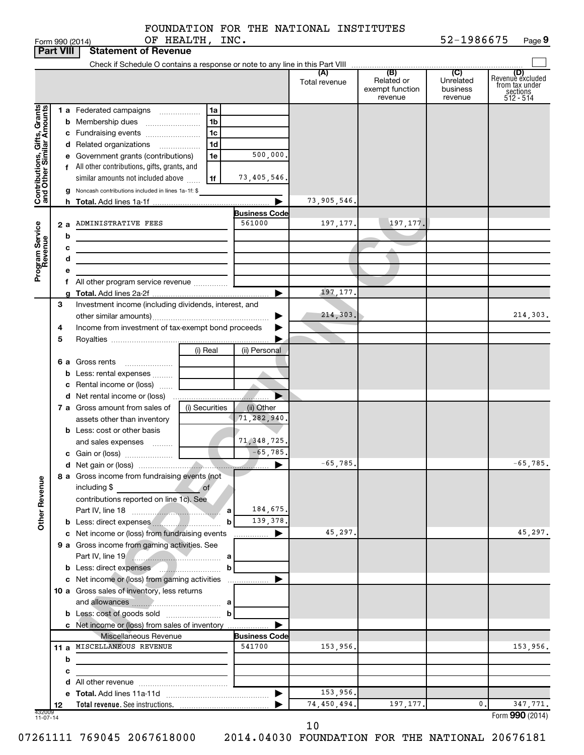FOUNDATION FOR THE NATIONAL INSTITUTES OF HEALTH, INC. 52-1986675

Form 990 (2014) Page 9

## Part VIII Statement of Revenue

Check if Schedule O contains a response or note to any line in this Part VIII

| | | | | (A) Total revenue | (B) Related or exempt function revenue | (C) Unrelated business revenue | (D) Revenue excluded from tax under sections 512 - 514 |
|---|---|---|---|---|---|---|---|
| **Contributions, Gifts, Grants and Other Similar Amounts** | 1 a Federated campaigns | 1a | | | | | |
| | b Membership dues | 1b | | | | | |
| | c Fundraising events | 1c | | | | | |
| | d Related organizations | 1d | | | | | |
| | e Government grants (contributions) | 1e | 500,000. | | | | |
| | f All other contributions, gifts, grants, and similar amounts not included above | 1f | 73,405,546. | | | | |
| | g Noncash contributions included in lines 1a-1f: $ | | | | | | |
| | h **Total.** Add lines 1a-1f | | ▶ | 73,905,546. | | | |
| **Program Service Revenue** | | | **Business Code** | | | | |
| | 2 a ADMINISTRATIVE FEES | | 561000 | 197,177. | 197,177. | | |
| | b | | | | | | |
| | c | | | | | | |
| | d | | | | | | |
| | e | | | | | | |
| | f All other program service revenue | | | | | | |
| | g **Total.** Add lines 2a-2f | | ▶ | 197,177. | | | |
| **Other Revenue** | 3 Investment income (including dividends, interest, and other similar amounts) | | ▶ | 214,303. | | | 214,303. |
| | 4 Income from investment of tax-exempt bond proceeds | | ▶ | | | | |
| | 5 Royalties | | ▶ | | | | |
| | | (i) Real | (ii) Personal | | | | |
| | 6 a Gross rents | | | | | | |
| | b Less: rental expenses | | | | | | |
| | c Rental income or (loss) | | | | | | |
| | d Net rental income or (loss) | | ▶ | | | | |
| | 7 a Gross amount from sales of assets other than inventory | (i) Securities | (ii) Other 71,282,940. | | | | |
| | b Less: cost or other basis and sales expenses | | 71,348,725. | | | | |
| | c Gain or (loss) | | -65,785. | | | | |
| | d Net gain or (loss) | | ▶ | -65,785. | | | -65,785. |
| | 8 a Gross income from fundraising events (not including $ of contributions reported on line 1c). See Part IV, line 18 | a | 184,675. | | | | |
| | b Less: direct expenses | b | 139,378. | | | | |
| | c Net income or (loss) from fundraising events | | ▶ | 45,297. | | | 45,297. |
| | 9 a Gross income from gaming activities. See Part IV, line 19 | a | | | | | |
| | b Less: direct expenses | b | | | | | |
| | c Net income or (loss) from gaming activities | | ▶ | | | | |
| | 10 a Gross sales of inventory, less returns and allowances | a | | | | | |
| | b Less: cost of goods sold | b | | | | | |
| | c Net income or (loss) from sales of inventory | | ▶ | | | | |
| | Miscellaneous Revenue | | **Business Code** | | | | |
| | 11 a MISCELLANEOUS REVENUE | | 541700 | 153,956. | | | 153,956. |
| | b | | | | | | |
| | c | | | | | | |
| | d All other revenue | | | | | | |
| | e **Total.** Add lines 11a-11d | | ▶ | 153,956. | | | |
| | 12 **Total revenue.** See instructions. | | ▶ | 74,450,494. | 197,177. | 0. | 347,771. |

432009 11-07-14

Form **990** (2014)

07261111 769045 2067618000 2014.04030 FOUNDATION FOR THE NATIONAL 20676181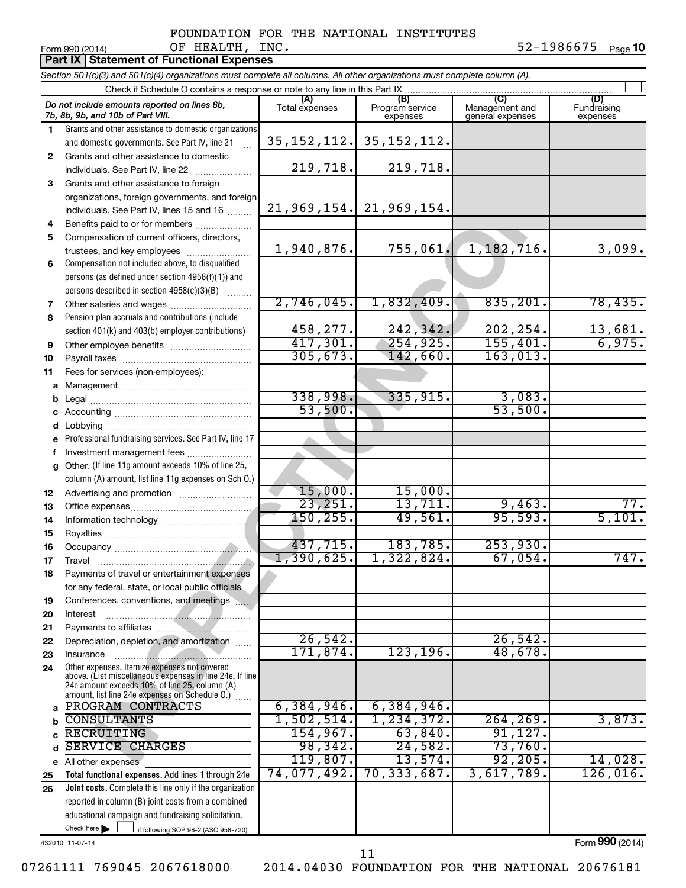FOUNDATION FOR THE NATIONAL INSTITUTES OF HEALTH, INC. 52-1986675

Form 990 (2014) Page **10**

**Part IX Statement of Functional Expenses**

*Section 501(c)(3) and 501(c)(4) organizations must complete all columns. All other organizations must complete column (A).*

Check if Schedule O contains a response or note to any line in this Part IX ☐

| *Do not include amounts reported on lines 6b, 7b, 8b, 9b, and 10b of Part VIII.* | (A) Total expenses | (B) Program service expenses | (C) Management and general expenses | (D) Fundraising expenses |
|---|---|---|---|---|
| **1** Grants and other assistance to domestic organizations and domestic governments. See Part IV, line 21 | 35,152,112. | 35,152,112. | | |
| **2** Grants and other assistance to domestic individuals. See Part IV, line 22 | 219,718. | 219,718. | | |
| **3** Grants and other assistance to foreign organizations, foreign governments, and foreign individuals. See Part IV, lines 15 and 16 | 21,969,154. | 21,969,154. | | |
| **4** Benefits paid to or for members | | | | |
| **5** Compensation of current officers, directors, trustees, and key employees | 1,940,876. | 755,061. | 1,182,716. | 3,099. |
| **6** Compensation not included above, to disqualified persons (as defined under section 4958(f)(1)) and persons described in section 4958(c)(3)(B) | | | | |
| **7** Other salaries and wages | 2,746,045. | 1,832,409. | 835,201. | 78,435. |
| **8** Pension plan accruals and contributions (include section 401(k) and 403(b) employer contributions) | 458,277. | 242,342. | 202,254. | 13,681. |
| **9** Other employee benefits | 417,301. | 254,925. | 155,401. | 6,975. |
| **10** Payroll taxes | 305,673. | 142,660. | 163,013. | |
| **11** Fees for services (non-employees): | | | | |
| **a** Management | | | | |
| **b** Legal | 338,998. | 335,915. | 3,083. | |
| **c** Accounting | 53,500. | | 53,500. | |
| **d** Lobbying | | | | |
| **e** Professional fundraising services. See Part IV, line 17 | | | | |
| **f** Investment management fees | | | | |
| **g** Other. (If line 11g amount exceeds 10% of line 25, column (A) amount, list line 11g expenses on Sch O.) | | | | |
| **12** Advertising and promotion | 15,000. | 15,000. | | |
| **13** Office expenses | 23,251. | 13,711. | 9,463. | 77. |
| **14** Information technology | 150,255. | 49,561. | 95,593. | 5,101. |
| **15** Royalties | | | | |
| **16** Occupancy | 437,715. | 183,785. | 253,930. | |
| **17** Travel | 1,390,625. | 1,322,824. | 67,054. | 747. |
| **18** Payments of travel or entertainment expenses for any federal, state, or local public officials | | | | |
| **19** Conferences, conventions, and meetings | | | | |
| **20** Interest | | | | |
| **21** Payments to affiliates | | | | |
| **22** Depreciation, depletion, and amortization | 26,542. | | 26,542. | |
| **23** Insurance | 171,874. | 123,196. | 48,678. | |
| **24** Other expenses. Itemize expenses not covered above. (List miscellaneous expenses in line 24e. If line 24e amount exceeds 10% of line 25, column (A) amount, list line 24e expenses on Schedule O.) | | | | |
| **a** PROGRAM CONTRACTS | 6,384,946. | 6,384,946. | | |
| **b** CONSULTANTS | 1,502,514. | 1,234,372. | 264,269. | 3,873. |
| **c** RECRUITING | 154,967. | 63,840. | 91,127. | |
| **d** SERVICE CHARGES | 98,342. | 24,582. | 73,760. | |
| **e** All other expenses | 119,807. | 13,574. | 92,205. | 14,028. |
| **25 Total functional expenses.** Add lines 1 through 24e | 74,077,492. | 70,333,687. | 3,617,789. | 126,016. |
| **26 Joint costs.** Complete this line only if the organization reported in column (B) joint costs from a combined educational campaign and fundraising solicitation. Check here ☐ if following SOP 98-2 (ASC 958-720) | | | | |

432010 11-07-14

Form **990** (2014)

07261111 769045 2067618000 2014.04030 FOUNDATION FOR THE NATIONAL 20676181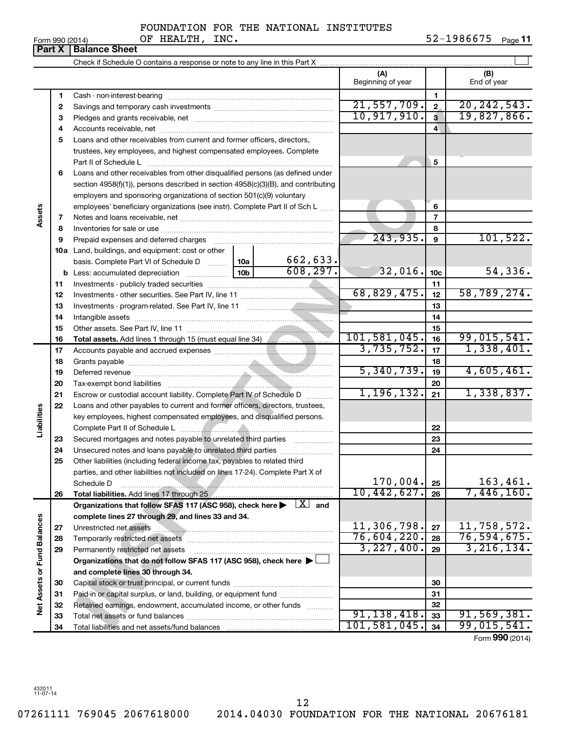FOUNDATION FOR THE NATIONAL INSTITUTES OF HEALTH, INC. 52-1986675

Form 990 (2014) Page **11**

## Part X Balance Sheet

Check if Schedule O contains a response or note to any line in this Part X ☐

| | | | (A) Beginning of year | | (B) End of year |
|---|---|---|---|---|---|
| **Assets** | 1 | Cash - non-interest-bearing | | 1 | |
| | 2 | Savings and temporary cash investments | 21,557,709. | 2 | 20,242,543. |
| | 3 | Pledges and grants receivable, net | 10,917,910. | 3 | 19,827,866. |
| | 4 | Accounts receivable, net | | 4 | |
| | 5 | Loans and other receivables from current and former officers, directors, trustees, key employees, and highest compensated employees. Complete Part II of Schedule L | | 5 | |
| | 6 | Loans and other receivables from other disqualified persons (as defined under section 4958(f)(1)), persons described in section 4958(c)(3)(B), and contributing employers and sponsoring organizations of section 501(c)(9) voluntary employees' beneficiary organizations (see instr). Complete Part II of Sch L | | 6 | |
| | 7 | Notes and loans receivable, net | | 7 | |
| | 8 | Inventories for sale or use | | 8 | |
| | 9 | Prepaid expenses and deferred charges | 243,935. | 9 | 101,522. |
| | 10a | Land, buildings, and equipment: cost or other basis. Complete Part VI of Schedule D ... 10a 662,633. | | | |
| | b | Less: accumulated depreciation ... 10b 608,297. | 32,016. | 10c | 54,336. |
| | 11 | Investments - publicly traded securities | | 11 | |
| | 12 | Investments - other securities. See Part IV, line 11 | 68,829,475. | 12 | 58,789,274. |
| | 13 | Investments - program-related. See Part IV, line 11 | | 13 | |
| | 14 | Intangible assets | | 14 | |
| | 15 | Other assets. See Part IV, line 11 | | 15 | |
| | 16 | **Total assets.** Add lines 1 through 15 (must equal line 34) | 101,581,045. | 16 | 99,015,541. |
| **Liabilities** | 17 | Accounts payable and accrued expenses | 3,735,752. | 17 | 1,338,401. |
| | 18 | Grants payable | | 18 | |
| | 19 | Deferred revenue | 5,340,739. | 19 | 4,605,461. |
| | 20 | Tax-exempt bond liabilities | | 20 | |
| | 21 | Escrow or custodial account liability. Complete Part IV of Schedule D | 1,196,132. | 21 | 1,338,837. |
| | 22 | Loans and other payables to current and former officers, directors, trustees, key employees, highest compensated employees, and disqualified persons. Complete Part II of Schedule L | | 22 | |
| | 23 | Secured mortgages and notes payable to unrelated third parties | | 23 | |
| | 24 | Unsecured notes and loans payable to unrelated third parties | | 24 | |
| | 25 | Other liabilities (including federal income tax, payables to related third parties, and other liabilities not included on lines 17-24). Complete Part X of Schedule D | 170,004. | 25 | 163,461. |
| | 26 | **Total liabilities.** Add lines 17 through 25 | 10,442,627. | 26 | 7,446,160. |
| **Net Assets or Fund Balances** | | **Organizations that follow SFAS 117 (ASC 958), check here ▶ ☒ and complete lines 27 through 29, and lines 33 and 34.** | | | |
| | 27 | Unrestricted net assets | 11,306,798. | 27 | 11,758,572. |
| | 28 | Temporarily restricted net assets | 76,604,220. | 28 | 76,594,675. |
| | 29 | Permanently restricted net assets | 3,227,400. | 29 | 3,216,134. |
| | | **Organizations that do not follow SFAS 117 (ASC 958), check here ▶ ☐ and complete lines 30 through 34.** | | | |
| | 30 | Capital stock or trust principal, or current funds | | 30 | |
| | 31 | Paid-in or capital surplus, or land, building, or equipment fund | | 31 | |
| | 32 | Retained earnings, endowment, accumulated income, or other funds | | 32 | |
| | 33 | Total net assets or fund balances | 91,138,418. | 33 | 91,569,381. |
| | 34 | Total liabilities and net assets/fund balances | 101,581,045. | 34 | 99,015,541. |

Form **990** (2014)

432011 11-07-14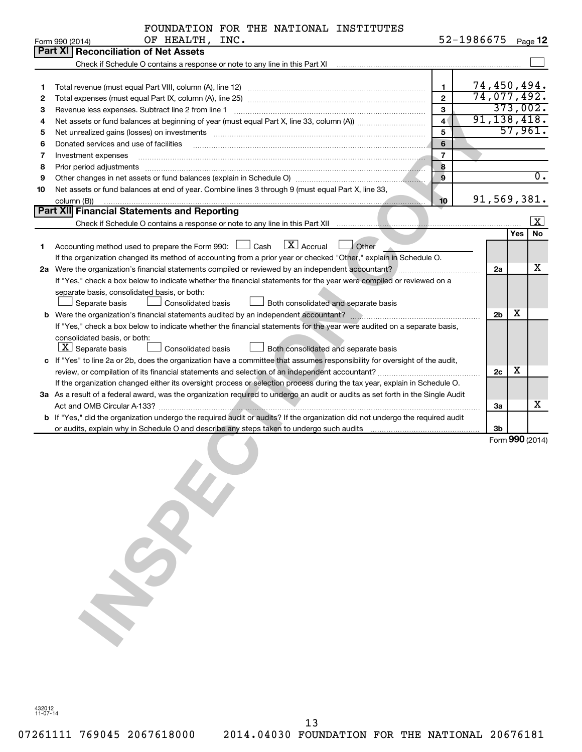FOUNDATION FOR THE NATIONAL INSTITUTES OF HEALTH, INC. 52-1986675

Form 990 (2014) Page 12

## Part XI Reconciliation of Net Assets

Check if Schedule O contains a response or note to any line in this Part XI ☐

| | | | |
|---|---|---|---|
| 1 | Total revenue (must equal Part VIII, column (A), line 12) | 1 | 74,450,494. |
| 2 | Total expenses (must equal Part IX, column (A), line 25) | 2 | 74,077,492. |
| 3 | Revenue less expenses. Subtract line 2 from line 1 | 3 | 373,002. |
| 4 | Net assets or fund balances at beginning of year (must equal Part X, line 33, column (A)) | 4 | 91,138,418. |
| 5 | Net unrealized gains (losses) on investments | 5 | 57,961. |
| 6 | Donated services and use of facilities | 6 | |
| 7 | Investment expenses | 7 | |
| 8 | Prior period adjustments | 8 | |
| 9 | Other changes in net assets or fund balances (explain in Schedule O) | 9 | 0. |
| 10 | Net assets or fund balances at end of year. Combine lines 3 through 9 (must equal Part X, line 33, column (B)) | 10 | 91,569,381. |

## Part XII Financial Statements and Reporting

Check if Schedule O contains a response or note to any line in this Part XII ☒

| | | | Yes | No |
|---|---|---|---|---|
| 1 | Accounting method used to prepare the Form 990: ☐ Cash ☒ Accrual ☐ Other ______<br>If the organization changed its method of accounting from a prior year or checked "Other," explain in Schedule O. | | | |
| 2a | Were the organization's financial statements compiled or reviewed by an independent accountant?<br>If "Yes," check a box below to indicate whether the financial statements for the year were compiled or reviewed on a separate basis, consolidated basis, or both:<br>☐ Separate basis ☐ Consolidated basis ☐ Both consolidated and separate basis | 2a | | X |
| b | Were the organization's financial statements audited by an independent accountant?<br>If "Yes," check a box below to indicate whether the financial statements for the year were audited on a separate basis, consolidated basis, or both:<br>☒ Separate basis ☐ Consolidated basis ☐ Both consolidated and separate basis | 2b | X | |
| c | If "Yes" to line 2a or 2b, does the organization have a committee that assumes responsibility for oversight of the audit, review, or compilation of its financial statements and selection of an independent accountant?<br>If the organization changed either its oversight process or selection process during the tax year, explain in Schedule O. | 2c | X | |
| 3a | As a result of a federal award, was the organization required to undergo an audit or audits as set forth in the Single Audit Act and OMB Circular A-133? | 3a | | X |
| b | If "Yes," did the organization undergo the required audit or audits? If the organization did not undergo the required audit or audits, explain why in Schedule O and describe any steps taken to undergo such audits | 3b | | |

Form **990** (2014)

432012 11-07-14

07261111 769045 2067618000 2014.04030 FOUNDATION FOR THE NATIONAL 20676181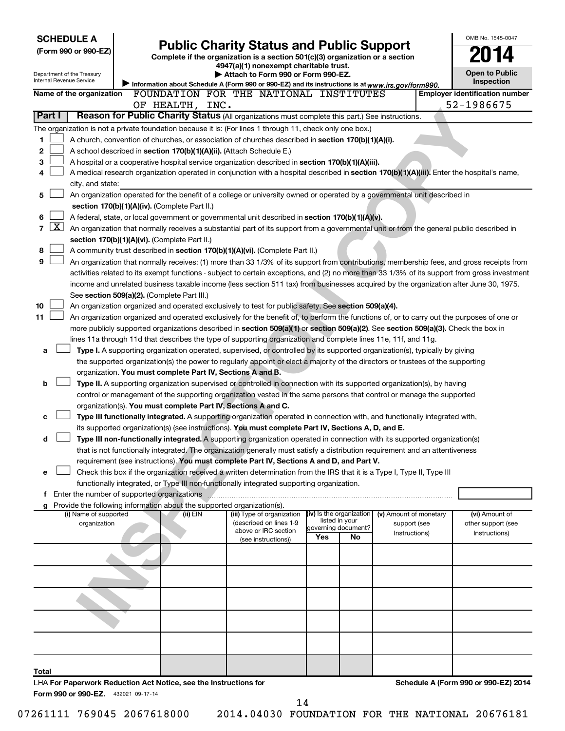**SCHEDULE A**
**(Form 990 or 990-EZ)**

Department of the Treasury
Internal Revenue Service

# Public Charity Status and Public Support

**Complete if the organization is a section 501(c)(3) organization or a section 4947(a)(1) nonexempt charitable trust.**
**▶ Attach to Form 990 or Form 990-EZ.**
▶ Information about Schedule A (Form 990 or 990-EZ) and its instructions is at *www.irs.gov/form990.*

OMB No. 1545-0047
**2014**
**Open to Public Inspection**

**Name of the organization** FOUNDATION FOR THE NATIONAL INSTITUTES OF HEALTH, INC.
**Employer identification number** 52-1986675

## Part I — Reason for Public Charity Status (All organizations must complete this part.) See instructions.

The organization is not a private foundation because it is: (For lines 1 through 11, check only one box.)

1. [ ] A church, convention of churches, or association of churches described in **section 170(b)(1)(A)(i).**
2. [ ] A school described in **section 170(b)(1)(A)(ii).** (Attach Schedule E.)
3. [ ] A hospital or a cooperative hospital service organization described in **section 170(b)(1)(A)(iii).**
4. [ ] A medical research organization operated in conjunction with a hospital described in **section 170(b)(1)(A)(iii).** Enter the hospital's name, city, and state: \_\_\_\_\_\_\_\_\_\_
5. [ ] An organization operated for the benefit of a college or university owned or operated by a governmental unit described in **section 170(b)(1)(A)(iv).** (Complete Part II.)
6. [ ] A federal, state, or local government or governmental unit described in **section 170(b)(1)(A)(v).**
7. [X] An organization that normally receives a substantial part of its support from a governmental unit or from the general public described in **section 170(b)(1)(A)(vi).** (Complete Part II.)
8. [ ] A community trust described in **section 170(b)(1)(A)(vi).** (Complete Part II.)
9. [ ] An organization that normally receives: (1) more than 33 1/3% of its support from contributions, membership fees, and gross receipts from activities related to its exempt functions - subject to certain exceptions, and (2) no more than 33 1/3% of its support from gross investment income and unrelated business taxable income (less section 511 tax) from businesses acquired by the organization after June 30, 1975. See **section 509(a)(2).** (Complete Part III.)
10. [ ] An organization organized and operated exclusively to test for public safety. See **section 509(a)(4).**
11. [ ] An organization organized and operated exclusively for the benefit of, to perform the functions of, or to carry out the purposes of one or more publicly supported organizations described in **section 509(a)(1)** or **section 509(a)(2).** See **section 509(a)(3).** Check the box in lines 11a through 11d that describes the type of supporting organization and complete lines 11e, 11f, and 11g.
   - **a** [ ] **Type I.** A supporting organization operated, supervised, or controlled by its supported organization(s), typically by giving the supported organization(s) the power to regularly appoint or elect a majority of the directors or trustees of the supporting organization. **You must complete Part IV, Sections A and B.**
   - **b** [ ] **Type II.** A supporting organization supervised or controlled in connection with its supported organization(s), by having control or management of the supporting organization vested in the same persons that control or manage the supported organization(s). **You must complete Part IV, Sections A and C.**
   - **c** [ ] **Type III functionally integrated.** A supporting organization operated in connection with, and functionally integrated with, its supported organization(s) (see instructions). **You must complete Part IV, Sections A, D, and E.**
   - **d** [ ] **Type III non-functionally integrated.** A supporting organization operated in connection with its supported organization(s) that is not functionally integrated. The organization generally must satisfy a distribution requirement and an attentiveness requirement (see instructions). **You must complete Part IV, Sections A and D, and Part V.**
   - **e** [ ] Check this box if the organization received a written determination from the IRS that it is a Type I, Type II, Type III functionally integrated, or Type III non-functionally integrated supporting organization.
   - **f** Enter the number of supported organizations
   - **g** Provide the following information about the supported organization(s).

| (i) Name of supported organization | (ii) EIN | (iii) Type of organization (described on lines 1-9 above or IRC section (see instructions)) | (iv) Is the organization listed in your governing document? Yes | No | (v) Amount of monetary support (see Instructions) | (vi) Amount of other support (see Instructions) |
|---|---|---|---|---|---|---|
| | | | | | | |
| | | | | | | |
| | | | | | | |
| | | | | | | |
| | | | | | | |
| **Total** | | | | | | |

LHA **For Paperwork Reduction Act Notice, see the Instructions for Form 990 or 990-EZ.** 432021 09-17-14
**Schedule A (Form 990 or 990-EZ) 2014**

07261111 769045 2067618000 2014.04030 FOUNDATION FOR THE NATIONAL 20676181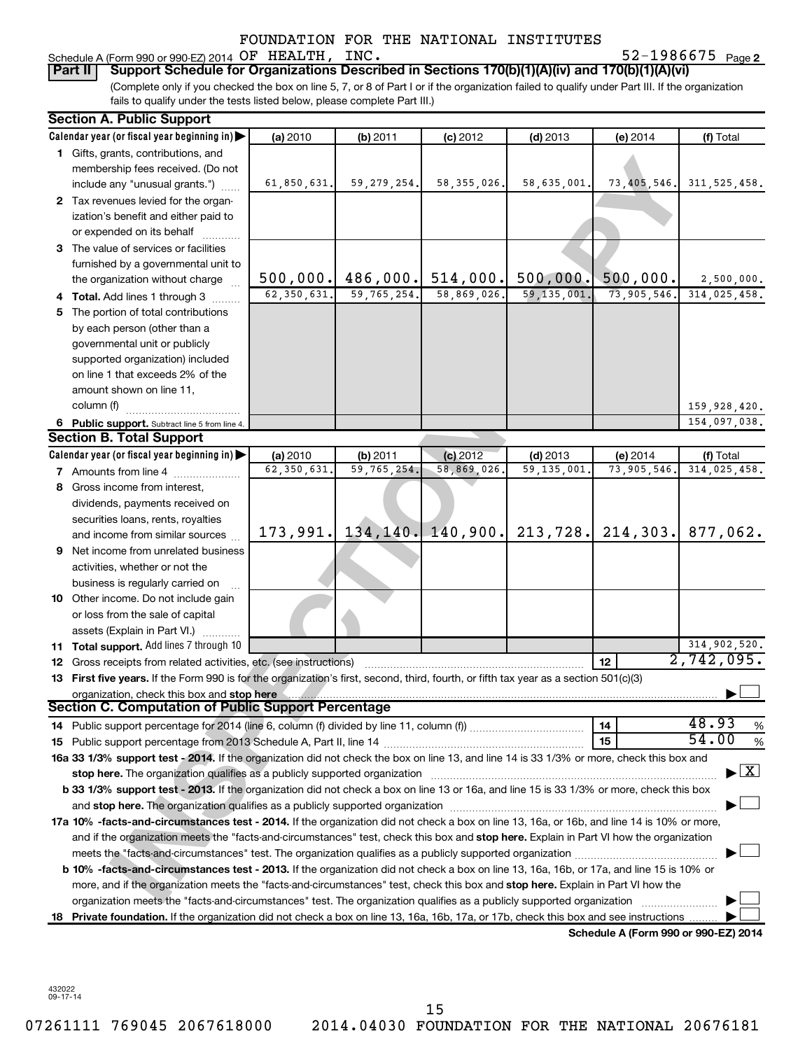FOUNDATION FOR THE NATIONAL INSTITUTES OF HEALTH, INC. 52-1986675

Schedule A (Form 990 or 990-EZ) 2014 Page **2**

**Part II** **Support Schedule for Organizations Described in Sections 170(b)(1)(A)(iv) and 170(b)(1)(A)(vi)**

(Complete only if you checked the box on line 5, 7, or 8 of Part I or if the organization failed to qualify under Part III. If the organization fails to qualify under the tests listed below, please complete Part III.)

**Section A. Public Support**

| Calendar year (or fiscal year beginning in) | (a) 2010 | (b) 2011 | (c) 2012 | (d) 2013 | (e) 2014 | (f) Total |
|---|---|---|---|---|---|---|
| 1 Gifts, grants, contributions, and membership fees received. (Do not include any "unusual grants.") | 61,850,631. | 59,279,254. | 58,355,026. | 58,635,001. | 73,405,546. | 311,525,458. |
| 2 Tax revenues levied for the organization's benefit and either paid to or expended on its behalf | | | | | | |
| 3 The value of services or facilities furnished by a governmental unit to the organization without charge | 500,000. | 486,000. | 514,000. | 500,000. | 500,000. | 2,500,000. |
| 4 **Total.** Add lines 1 through 3 | 62,350,631. | 59,765,254. | 58,869,026. | 59,135,001. | 73,905,546. | 314,025,458. |
| 5 The portion of total contributions by each person (other than a governmental unit or publicly supported organization) included on line 1 that exceeds 2% of the amount shown on line 11, column (f) | | | | | | 159,928,420. |
| 6 **Public support.** Subtract line 5 from line 4. | | | | | | 154,097,038. |

**Section B. Total Support**

| Calendar year (or fiscal year beginning in) | (a) 2010 | (b) 2011 | (c) 2012 | (d) 2013 | (e) 2014 | (f) Total |
|---|---|---|---|---|---|---|
| 7 Amounts from line 4 | 62,350,631. | 59,765,254. | 58,869,026. | 59,135,001. | 73,905,546. | 314,025,458. |
| 8 Gross income from interest, dividends, payments received on securities loans, rents, royalties and income from similar sources | 173,991. | 134,140. | 140,900. | 213,728. | 214,303. | 877,062. |
| 9 Net income from unrelated business activities, whether or not the business is regularly carried on | | | | | | |
| 10 Other income. Do not include gain or loss from the sale of capital assets (Explain in Part VI.) | | | | | | |
| 11 **Total support.** Add lines 7 through 10 | | | | | | 314,902,520. |

12 Gross receipts from related activities, etc. (see instructions) **12** 2,742,095.

13 **First five years.** If the Form 990 is for the organization's first, second, third, fourth, or fifth tax year as a section 501(c)(3) organization, check this box and **stop here** ☐

**Section C. Computation of Public Support Percentage**

14 Public support percentage for 2014 (line 6, column (f) divided by line 11, column (f)) **14** 48.93 %

15 Public support percentage from 2013 Schedule A, Part II, line 14 **15** 54.00 %

**16a 33 1/3% support test - 2014.** If the organization did not check the box on line 13, and line 14 is 33 1/3% or more, check this box and **stop here.** The organization qualifies as a publicly supported organization ☒

**b 33 1/3% support test - 2013.** If the organization did not check a box on line 13 or 16a, and line 15 is 33 1/3% or more, check this box and **stop here.** The organization qualifies as a publicly supported organization ☐

**17a 10% -facts-and-circumstances test - 2014.** If the organization did not check a box on line 13, 16a, or 16b, and line 14 is 10% or more, and if the organization meets the "facts-and-circumstances" test, check this box and **stop here.** Explain in Part VI how the organization meets the "facts-and-circumstances" test. The organization qualifies as a publicly supported organization ☐

**b 10% -facts-and-circumstances test - 2013.** If the organization did not check a box on line 13, 16a, 16b, or 17a, and line 15 is 10% or more, and if the organization meets the "facts-and-circumstances" test, check this box and **stop here.** Explain in Part VI how the organization meets the "facts-and-circumstances" test. The organization qualifies as a publicly supported organization ☐

**18 Private foundation.** If the organization did not check a box on line 13, 16a, 16b, 17a, or 17b, check this box and see instructions ☐

**Schedule A (Form 990 or 990-EZ) 2014**

432022 09-17-14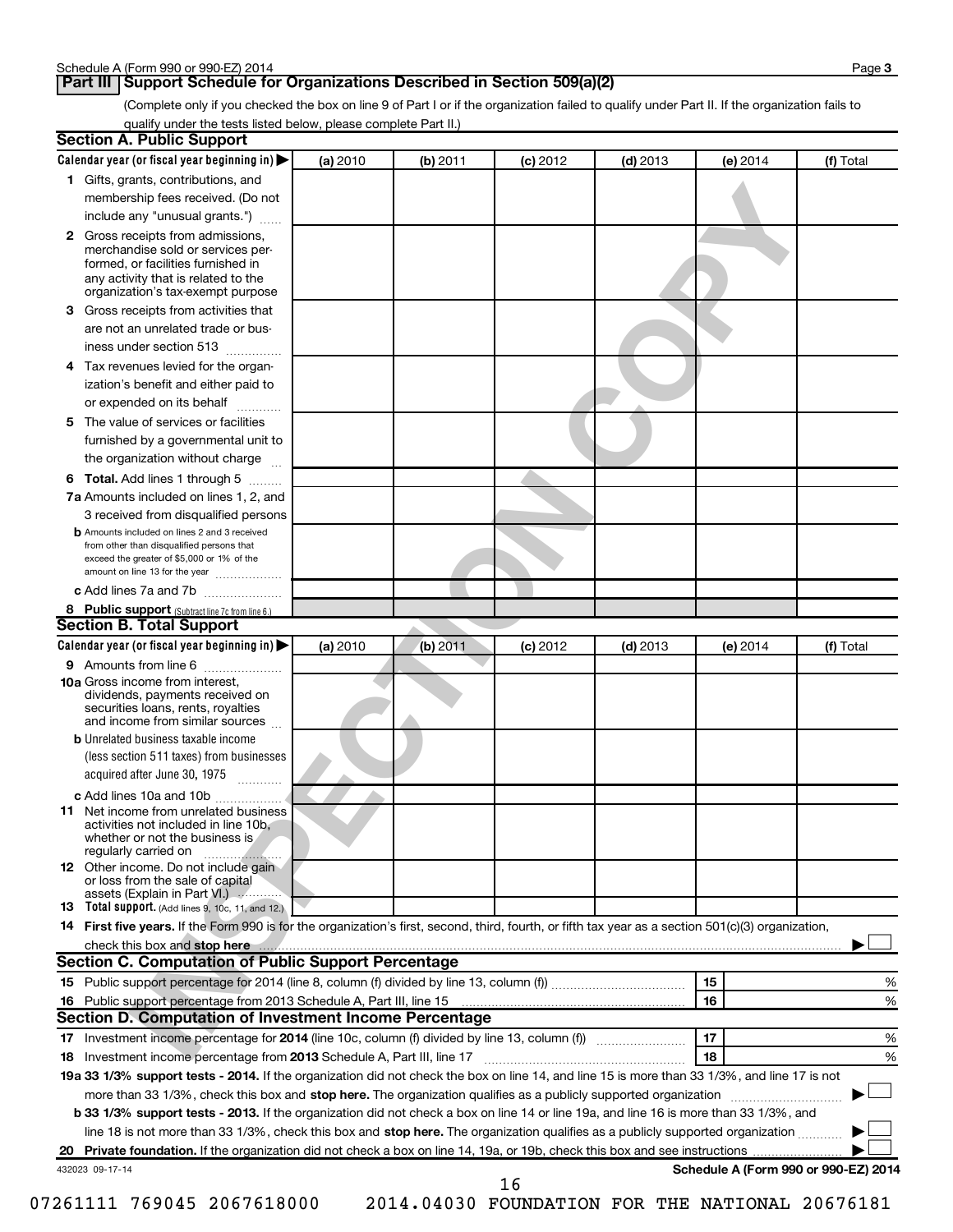## Part III Support Schedule for Organizations Described in Section 509(a)(2)

(Complete only if you checked the box on line 9 of Part I or if the organization failed to qualify under Part II. If the organization fails to qualify under the tests listed below, please complete Part II.)

### Section A. Public Support

| Calendar year (or fiscal year beginning in) ▶ | (a) 2010 | (b) 2011 | (c) 2012 | (d) 2013 | (e) 2014 | (f) Total |
|---|---|---|---|---|---|---|
| 1 Gifts, grants, contributions, and membership fees received. (Do not include any "unusual grants.") | | | | | | |
| 2 Gross receipts from admissions, merchandise sold or services performed, or facilities furnished in any activity that is related to the organization's tax-exempt purpose | | | | | | |
| 3 Gross receipts from activities that are not an unrelated trade or business under section 513 | | | | | | |
| 4 Tax revenues levied for the organization's benefit and either paid to or expended on its behalf | | | | | | |
| 5 The value of services or facilities furnished by a governmental unit to the organization without charge | | | | | | |
| 6 **Total.** Add lines 1 through 5 | | | | | | |
| 7a Amounts included on lines 1, 2, and 3 received from disqualified persons | | | | | | |
| b Amounts included on lines 2 and 3 received from other than disqualified persons that exceed the greater of $5,000 or 1% of the amount on line 13 for the year | | | | | | |
| c Add lines 7a and 7b | | | | | | |
| 8 **Public support** (Subtract line 7c from line 6.) | | | | | | |

### Section B. Total Support

| Calendar year (or fiscal year beginning in) ▶ | (a) 2010 | (b) 2011 | (c) 2012 | (d) 2013 | (e) 2014 | (f) Total |
|---|---|---|---|---|---|---|
| 9 Amounts from line 6 | | | | | | |
| 10a Gross income from interest, dividends, payments received on securities loans, rents, royalties and income from similar sources | | | | | | |
| b Unrelated business taxable income (less section 511 taxes) from businesses acquired after June 30, 1975 | | | | | | |
| c Add lines 10a and 10b | | | | | | |
| 11 Net income from unrelated business activities not included in line 10b, whether or not the business is regularly carried on | | | | | | |
| 12 Other income. Do not include gain or loss from the sale of capital assets (Explain in Part VI.) | | | | | | |
| 13 **Total support.** (Add lines 9, 10c, 11, and 12.) | | | | | | |

14 **First five years.** If the Form 990 is for the organization's first, second, third, fourth, or fifth tax year as a section 501(c)(3) organization, check this box and **stop here** ▶ ☐

### Section C. Computation of Public Support Percentage

| | | | |
|---|---|---|---|
| 15 | Public support percentage for 2014 (line 8, column (f) divided by line 13, column (f)) | 15 | % |
| 16 | Public support percentage from 2013 Schedule A, Part III, line 15 | 16 | % |

### Section D. Computation of Investment Income Percentage

| | | | |
|---|---|---|---|
| 17 | Investment income percentage for **2014** (line 10c, column (f) divided by line 13, column (f)) | 17 | % |
| 18 | Investment income percentage from **2013** Schedule A, Part III, line 17 | 18 | % |

**19a 33 1/3% support tests - 2014.** If the organization did not check the box on line 14, and line 15 is more than 33 1/3%, and line 17 is not more than 33 1/3%, check this box and **stop here.** The organization qualifies as a publicly supported organization ▶ ☐

**b 33 1/3% support tests - 2013.** If the organization did not check a box on line 14 or line 19a, and line 16 is more than 33 1/3%, and line 18 is not more than 33 1/3%, check this box and **stop here.** The organization qualifies as a publicly supported organization ▶ ☐

**20 Private foundation.** If the organization did not check a box on line 14, 19a, or 19b, check this box and see instructions ▶ ☐

432023 09-17-14

**Schedule A (Form 990 or 990-EZ) 2014**

07261111 769045 2067618000 2014.04030 FOUNDATION FOR THE NATIONAL 20676181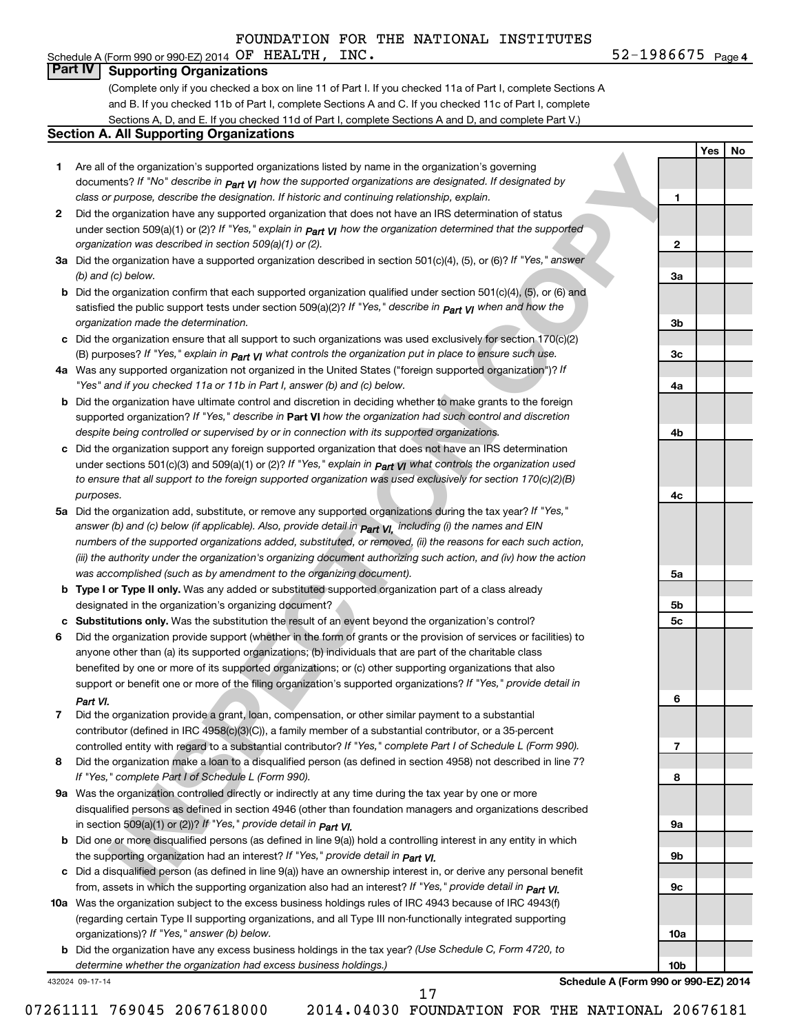FOUNDATION FOR THE NATIONAL INSTITUTES OF HEALTH, INC. 52-1986675

## Part IV Supporting Organizations

(Complete only if you checked a box on line 11 of Part I. If you checked 11a of Part I, complete Sections A and B. If you checked 11b of Part I, complete Sections A and C. If you checked 11c of Part I, complete Sections A, D, and E. If you checked 11d of Part I, complete Sections A and D, and complete Part V.)

### Section A. All Supporting Organizations

| | | | Yes | No |
|---|---|---|---|---|
| **1** | Are all of the organization's supported organizations listed by name in the organization's governing documents? *If "No" describe in Part VI how the supported organizations are designated. If designated by class or purpose, describe the designation. If historic and continuing relationship, explain.* | 1 | | |
| **2** | Did the organization have any supported organization that does not have an IRS determination of status under section 509(a)(1) or (2)? *If "Yes," explain in Part VI how the organization determined that the supported organization was described in section 509(a)(1) or (2).* | 2 | | |
| **3a** | Did the organization have a supported organization described in section 501(c)(4), (5), or (6)? *If "Yes," answer (b) and (c) below.* | 3a | | |
| **b** | Did the organization confirm that each supported organization qualified under section 501(c)(4), (5), or (6) and satisfied the public support tests under section 509(a)(2)? *If "Yes," describe in Part VI when and how the organization made the determination.* | 3b | | |
| **c** | Did the organization ensure that all support to such organizations was used exclusively for section 170(c)(2)(B) purposes? *If "Yes," explain in Part VI what controls the organization put in place to ensure such use.* | 3c | | |
| **4a** | Was any supported organization not organized in the United States ("foreign supported organization")? *If "Yes" and if you checked 11a or 11b in Part I, answer (b) and (c) below.* | 4a | | |
| **b** | Did the organization have ultimate control and discretion in deciding whether to make grants to the foreign supported organization? *If "Yes," describe in* **Part VI** *how the organization had such control and discretion despite being controlled or supervised by or in connection with its supported organizations.* | 4b | | |
| **c** | Did the organization support any foreign supported organization that does not have an IRS determination under sections 501(c)(3) and 509(a)(1) or (2)? *If "Yes," explain in Part VI what controls the organization used to ensure that all support to the foreign supported organization was used exclusively for section 170(c)(2)(B) purposes.* | 4c | | |
| **5a** | Did the organization add, substitute, or remove any supported organizations during the tax year? *If "Yes," answer (b) and (c) below (if applicable). Also, provide detail in Part VI, including (i) the names and EIN numbers of the supported organizations added, substituted, or removed, (ii) the reasons for each such action, (iii) the authority under the organization's organizing document authorizing such action, and (iv) how the action was accomplished (such as by amendment to the organizing document).* | 5a | | |
| **b** | **Type I or Type II only.** Was any added or substituted supported organization part of a class already designated in the organization's organizing document? | 5b | | |
| **c** | **Substitutions only.** Was the substitution the result of an event beyond the organization's control? | 5c | | |
| **6** | Did the organization provide support (whether in the form of grants or the provision of services or facilities) to anyone other than (a) its supported organizations; (b) individuals that are part of the charitable class benefited by one or more of its supported organizations; or (c) other supporting organizations that also support or benefit one or more of the filing organization's supported organizations? *If "Yes," provide detail in Part VI.* | 6 | | |
| **7** | Did the organization provide a grant, loan, compensation, or other similar payment to a substantial contributor (defined in IRC 4958(c)(3)(C)), a family member of a substantial contributor, or a 35-percent controlled entity with regard to a substantial contributor? *If "Yes," complete Part I of Schedule L (Form 990).* | 7 | | |
| **8** | Did the organization make a loan to a disqualified person (as defined in section 4958) not described in line 7? *If "Yes," complete Part I of Schedule L (Form 990).* | 8 | | |
| **9a** | Was the organization controlled directly or indirectly at any time during the tax year by one or more disqualified persons as defined in section 4946 (other than foundation managers and organizations described in section 509(a)(1) or (2))? *If "Yes," provide detail in Part VI.* | 9a | | |
| **b** | Did one or more disqualified persons (as defined in line 9(a)) hold a controlling interest in any entity in which the supporting organization had an interest? *If "Yes," provide detail in Part VI.* | 9b | | |
| **c** | Did a disqualified person (as defined in line 9(a)) have an ownership interest in, or derive any personal benefit from, assets in which the supporting organization also had an interest? *If "Yes," provide detail in Part VI.* | 9c | | |
| **10a** | Was the organization subject to the excess business holdings rules of IRC 4943 because of IRC 4943(f) (regarding certain Type II supporting organizations, and all Type III non-functionally integrated supporting organizations)? *If "Yes," answer (b) below.* | 10a | | |
| **b** | Did the organization have any excess business holdings in the tax year? *(Use Schedule C, Form 4720, to determine whether the organization had excess business holdings.)* | 10b | | |

432024 09-17-14

**Schedule A (Form 990 or 990-EZ) 2014**

07261111 769045 2067618000 2014.04030 FOUNDATION FOR THE NATIONAL 20676181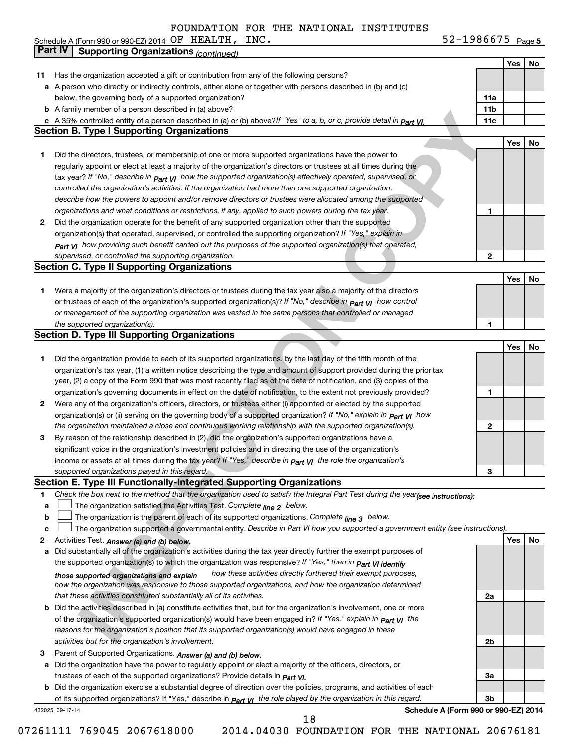FOUNDATION FOR THE NATIONAL INSTITUTES OF HEALTH, INC. 52-1986675

Schedule A (Form 990 or 990-EZ) 2014 Page 5

## Part IV Supporting Organizations *(continued)*

| | | | Yes | No |
|---|---|---|---|---|
| **11** | Has the organization accepted a gift or contribution from any of the following persons? | | | |
| **a** | A person who directly or indirectly controls, either alone or together with persons described in (b) and (c) below, the governing body of a supported organization? | **11a** | | |
| **b** | A family member of a person described in (a) above? | **11b** | | |
| **c** | A 35% controlled entity of a person described in (a) or (b) above? *If "Yes" to a, b, or c, provide detail in Part VI.* | **11c** | | |

### Section B. Type I Supporting Organizations

| | | | Yes | No |
|---|---|---|---|---|
| **1** | Did the directors, trustees, or membership of one or more supported organizations have the power to regularly appoint or elect at least a majority of the organization's directors or trustees at all times during the tax year? *If "No," describe in Part VI how the supported organization(s) effectively operated, supervised, or controlled the organization's activities. If the organization had more than one supported organization, describe how the powers to appoint and/or remove directors or trustees were allocated among the supported organizations and what conditions or restrictions, if any, applied to such powers during the tax year.* | **1** | | |
| **2** | Did the organization operate for the benefit of any supported organization other than the supported organization(s) that operated, supervised, or controlled the supporting organization? *If "Yes," explain in Part VI how providing such benefit carried out the purposes of the supported organization(s) that operated, supervised, or controlled the supporting organization.* | **2** | | |

### Section C. Type II Supporting Organizations

| | | | Yes | No |
|---|---|---|---|---|
| **1** | Were a majority of the organization's directors or trustees during the tax year also a majority of the directors or trustees of each of the organization's supported organization(s)? *If "No," describe in Part VI how control or management of the supporting organization was vested in the same persons that controlled or managed the supported organization(s).* | **1** | | |

### Section D. Type III Supporting Organizations

| | | | Yes | No |
|---|---|---|---|---|
| **1** | Did the organization provide to each of its supported organizations, by the last day of the fifth month of the organization's tax year, (1) a written notice describing the type and amount of support provided during the prior tax year, (2) a copy of the Form 990 that was most recently filed as of the date of notification, and (3) copies of the organization's governing documents in effect on the date of notification, to the extent not previously provided? | **1** | | |
| **2** | Were any of the organization's officers, directors, or trustees either (i) appointed or elected by the supported organization(s) or (ii) serving on the governing body of a supported organization? *If "No," explain in Part VI how the organization maintained a close and continuous working relationship with the supported organization(s).* | **2** | | |
| **3** | By reason of the relationship described in (2), did the organization's supported organizations have a significant voice in the organization's investment policies and in directing the use of the organization's income or assets at all times during the tax year? *If "Yes," describe in Part VI the role the organization's supported organizations played in this regard.* | **3** | | |

### Section E. Type III Functionally-Integrated Supporting Organizations

**1** *Check the box next to the method that the organization used to satisfy the Integral Part Test during the year (see instructions):*

- **a** ☐ The organization satisfied the Activities Test. *Complete line 2 below.*
- **b** ☐ The organization is the parent of each of its supported organizations. *Complete line 3 below.*
- **c** ☐ The organization supported a governmental entity. *Describe in Part VI how you supported a government entity (see instructions).*

| | | | Yes | No |
|---|---|---|---|---|
| **2** | Activities Test. *Answer (a) and (b) below.* | | | |
| **a** | Did substantially all of the organization's activities during the tax year directly further the exempt purposes of the supported organization(s) to which the organization was responsive? *If "Yes," then in Part VI identify those supported organizations and explain how these activities directly furthered their exempt purposes, how the organization was responsive to those supported organizations, and how the organization determined that these activities constituted substantially all of its activities.* | **2a** | | |
| **b** | Did the activities described in (a) constitute activities that, but for the organization's involvement, one or more of the organization's supported organization(s) would have been engaged in? *If "Yes," explain in Part VI the reasons for the organization's position that its supported organization(s) would have engaged in these activities but for the organization's involvement.* | **2b** | | |
| **3** | Parent of Supported Organizations. *Answer (a) and (b) below.* | | | |
| **a** | Did the organization have the power to regularly appoint or elect a majority of the officers, directors, or trustees of each of the supported organizations? *Provide details in Part VI.* | **3a** | | |
| **b** | Did the organization exercise a substantial degree of direction over the policies, programs, and activities of each of its supported organizations? If "Yes," describe in *Part VI the role played by the organization in this regard.* | **3b** | | |

432025 09-17-14

**Schedule A (Form 990 or 990-EZ) 2014**

07261111 769045 2067618000 2014.04030 FOUNDATION FOR THE NATIONAL 20676181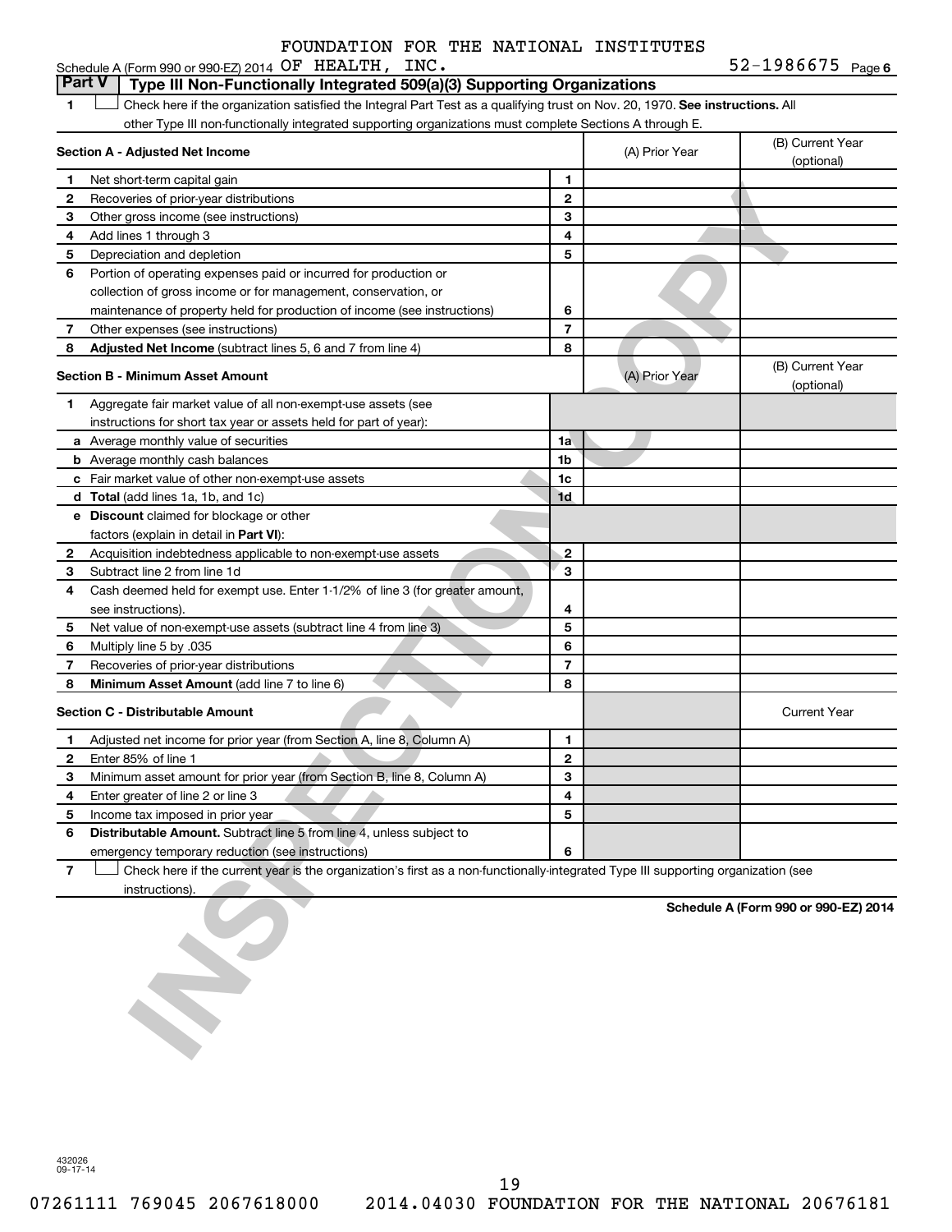FOUNDATION FOR THE NATIONAL INSTITUTES

Schedule A (Form 990 or 990-EZ) 2014 OF HEALTH, INC. 52-1986675 Page 6

## Part V Type III Non-Functionally Integrated 509(a)(3) Supporting Organizations

1 ☐ Check here if the organization satisfied the Integral Part Test as a qualifying trust on Nov. 20, 1970. **See instructions.** All other Type III non-functionally integrated supporting organizations must complete Sections A through E.

| Section A - Adjusted Net Income | | (A) Prior Year | (B) Current Year (optional) |
|---|---|---|---|
| 1 Net short-term capital gain | 1 | | |
| 2 Recoveries of prior-year distributions | 2 | | |
| 3 Other gross income (see instructions) | 3 | | |
| 4 Add lines 1 through 3 | 4 | | |
| 5 Depreciation and depletion | 5 | | |
| 6 Portion of operating expenses paid or incurred for production or collection of gross income or for management, conservation, or maintenance of property held for production of income (see instructions) | 6 | | |
| 7 Other expenses (see instructions) | 7 | | |
| 8 **Adjusted Net Income** (subtract lines 5, 6 and 7 from line 4) | 8 | | |

| Section B - Minimum Asset Amount | | (A) Prior Year | (B) Current Year (optional) |
|---|---|---|---|
| 1 Aggregate fair market value of all non-exempt-use assets (see instructions for short tax year or assets held for part of year): | | | |
| a Average monthly value of securities | 1a | | |
| b Average monthly cash balances | 1b | | |
| c Fair market value of other non-exempt-use assets | 1c | | |
| d **Total** (add lines 1a, 1b, and 1c) | 1d | | |
| e **Discount** claimed for blockage or other factors (explain in detail in **Part VI**): | | | |
| 2 Acquisition indebtedness applicable to non-exempt-use assets | 2 | | |
| 3 Subtract line 2 from line 1d | 3 | | |
| 4 Cash deemed held for exempt use. Enter 1-1/2% of line 3 (for greater amount, see instructions). | 4 | | |
| 5 Net value of non-exempt-use assets (subtract line 4 from line 3) | 5 | | |
| 6 Multiply line 5 by .035 | 6 | | |
| 7 Recoveries of prior-year distributions | 7 | | |
| 8 **Minimum Asset Amount** (add line 7 to line 6) | 8 | | |

| Section C - Distributable Amount | | | Current Year |
|---|---|---|---|
| 1 Adjusted net income for prior year (from Section A, line 8, Column A) | 1 | | |
| 2 Enter 85% of line 1 | 2 | | |
| 3 Minimum asset amount for prior year (from Section B, line 8, Column A) | 3 | | |
| 4 Enter greater of line 2 or line 3 | 4 | | |
| 5 Income tax imposed in prior year | 5 | | |
| 6 **Distributable Amount.** Subtract line 5 from line 4, unless subject to emergency temporary reduction (see instructions) | 6 | | |

7 ☐ Check here if the current year is the organization's first as a non-functionally-integrated Type III supporting organization (see instructions).

**Schedule A (Form 990 or 990-EZ) 2014**

432026 09-17-14

07261111 769045 2067618000 2014.04030 FOUNDATION FOR THE NATIONAL 20676181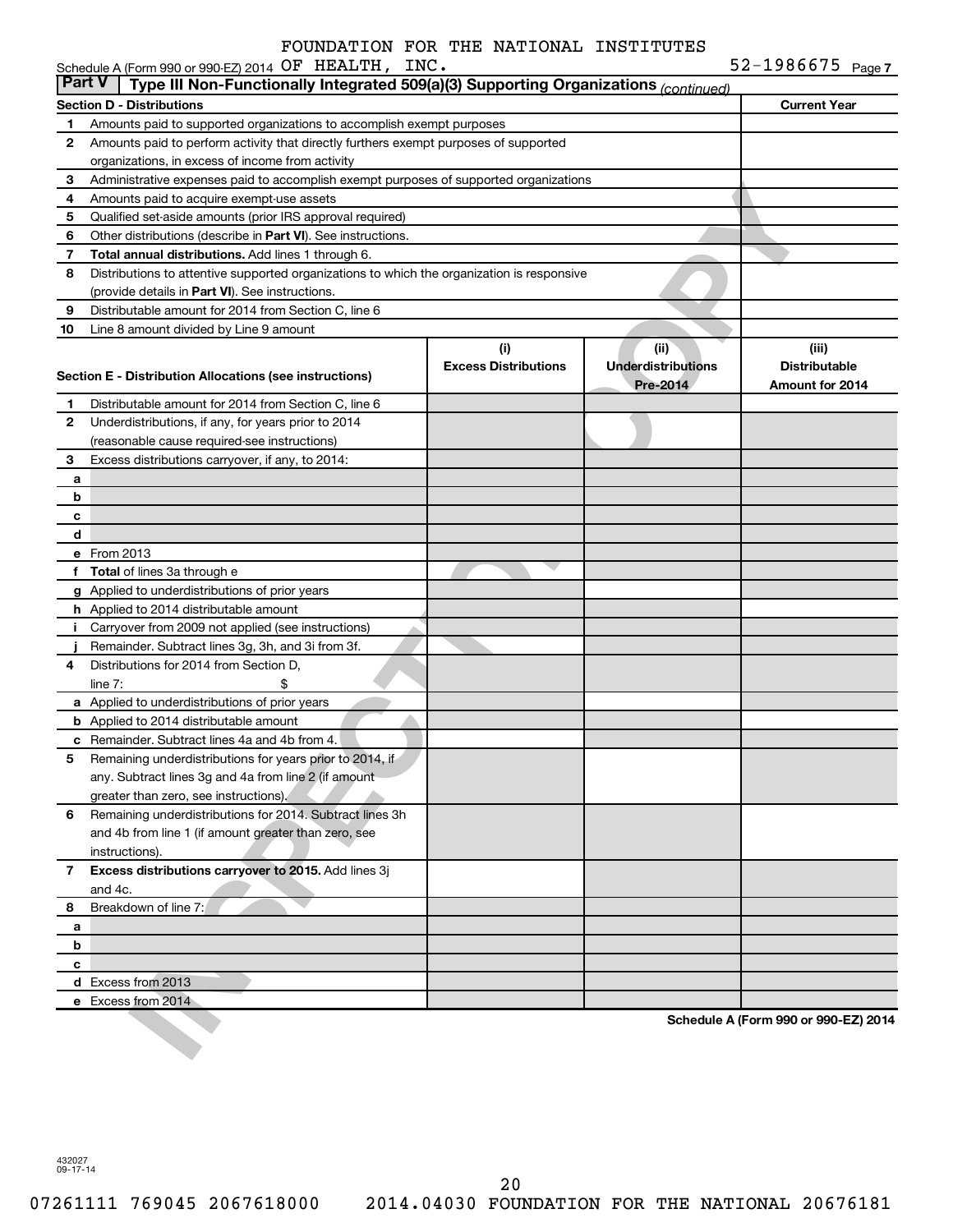FOUNDATION FOR THE NATIONAL INSTITUTES OF HEALTH, INC.

Schedule A (Form 990 or 990-EZ) 2014 52-1986675 Page 7

## Part V Type III Non-Functionally Integrated 509(a)(3) Supporting Organizations *(continued)*

| Section D - Distributions | | Current Year |
|---|---|---|
| 1 | Amounts paid to supported organizations to accomplish exempt purposes | |
| 2 | Amounts paid to perform activity that directly furthers exempt purposes of supported organizations, in excess of income from activity | |
| 3 | Administrative expenses paid to accomplish exempt purposes of supported organizations | |
| 4 | Amounts paid to acquire exempt-use assets | |
| 5 | Qualified set-aside amounts (prior IRS approval required) | |
| 6 | Other distributions (describe in **Part VI**). See instructions. | |
| 7 | **Total annual distributions.** Add lines 1 through 6. | |
| 8 | Distributions to attentive supported organizations to which the organization is responsive (provide details in **Part VI**). See instructions. | |
| 9 | Distributable amount for 2014 from Section C, line 6 | |
| 10 | Line 8 amount divided by Line 9 amount | |

| Section E - Distribution Allocations (see instructions) | | (i) Excess Distributions | (ii) Underdistributions Pre-2014 | (iii) Distributable Amount for 2014 |
|---|---|---|---|---|
| 1 | Distributable amount for 2014 from Section C, line 6 | | | |
| 2 | Underdistributions, if any, for years prior to 2014 (reasonable cause required-see instructions) | | | |
| 3 | Excess distributions carryover, if any, to 2014: | | | |
| a | | | | |
| b | | | | |
| c | | | | |
| d | | | | |
| e | From 2013 | | | |
| f | **Total** of lines 3a through e | | | |
| g | Applied to underdistributions of prior years | | | |
| h | Applied to 2014 distributable amount | | | |
| i | Carryover from 2009 not applied (see instructions) | | | |
| j | Remainder. Subtract lines 3g, 3h, and 3i from 3f. | | | |
| 4 | Distributions for 2014 from Section D, line 7: $ | | | |
| a | Applied to underdistributions of prior years | | | |
| b | Applied to 2014 distributable amount | | | |
| c | Remainder. Subtract lines 4a and 4b from 4. | | | |
| 5 | Remaining underdistributions for years prior to 2014, if any. Subtract lines 3g and 4a from line 2 (if amount greater than zero, see instructions). | | | |
| 6 | Remaining underdistributions for 2014. Subtract lines 3h and 4b from line 1 (if amount greater than zero, see instructions). | | | |
| 7 | **Excess distributions carryover to 2015.** Add lines 3j and 4c. | | | |
| 8 | Breakdown of line 7: | | | |
| a | | | | |
| b | | | | |
| c | | | | |
| d | Excess from 2013 | | | |
| e | Excess from 2014 | | | |

**Schedule A (Form 990 or 990-EZ) 2014**

432027 09-17-14

07261111 769045 2067618000 2014.04030 FOUNDATION FOR THE NATIONAL 20676181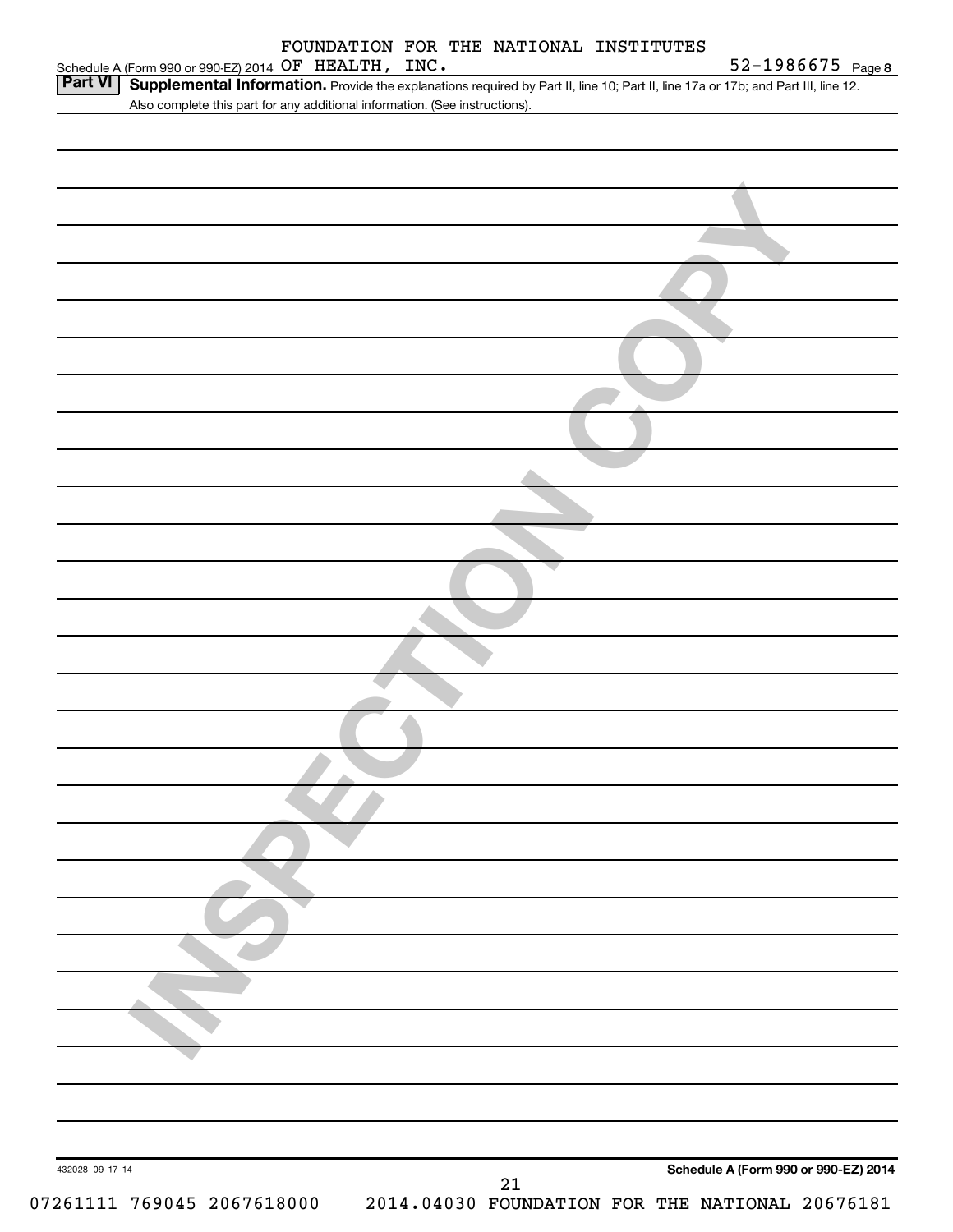FOUNDATION FOR THE NATIONAL INSTITUTES OF HEALTH, INC. 52-1986675

**Part VI** **Supplemental Information.** Provide the explanations required by Part II, line 10; Part II, line 17a or 17b; and Part III, line 12. Also complete this part for any additional information. (See instructions).

INSPECTION COPY

432028 09-17-14

**Schedule A (Form 990 or 990-EZ) 2014**

07261111 769045 2067618000 2014.04030 FOUNDATION FOR THE NATIONAL 20676181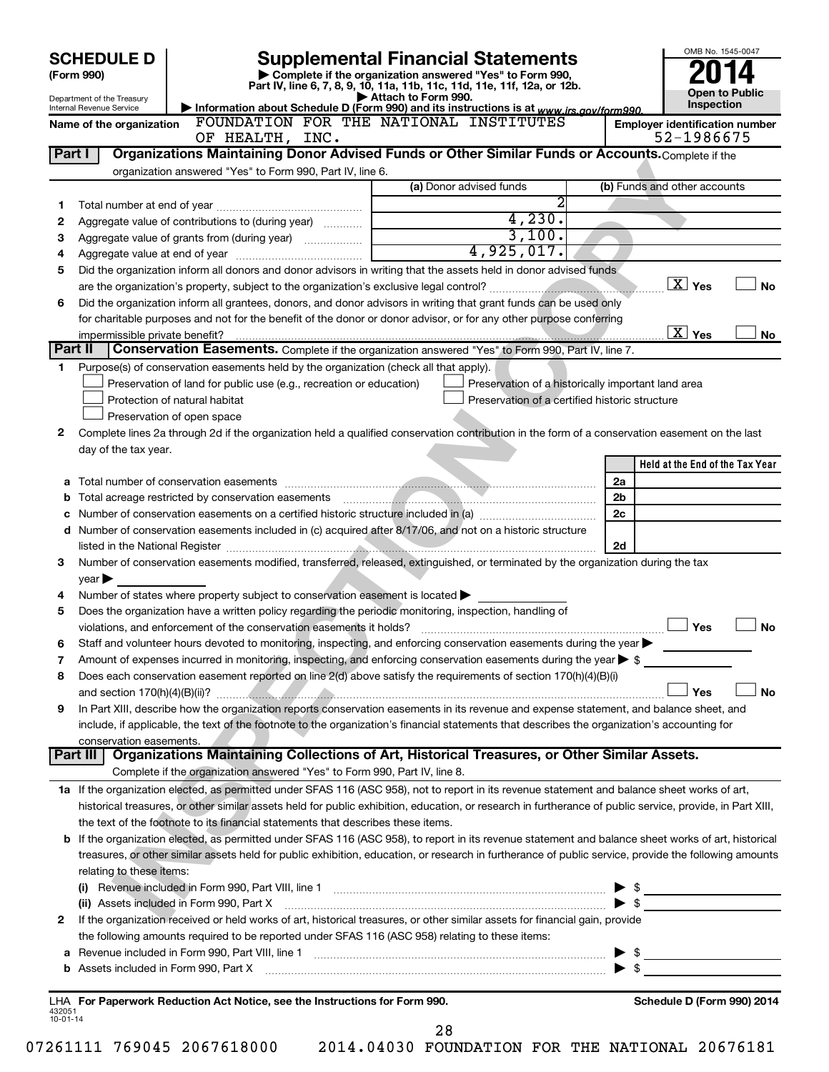# SCHEDULE D (Form 990)

Department of the Treasury
Internal Revenue Service

## Supplemental Financial Statements

▶ Complete if the organization answered "Yes" to Form 990, Part IV, line 6, 7, 8, 9, 10, 11a, 11b, 11c, 11d, 11e, 11f, 12a, or 12b.
▶ Attach to Form 990.
▶ Information about Schedule D (Form 990) and its instructions is at www.irs.gov/form990.

OMB No. 1545-0047
**2014**
**Open to Public Inspection**

**Name of the organization:** FOUNDATION FOR THE NATIONAL INSTITUTES OF HEALTH, INC.

**Employer identification number:** 52-1986675

### Part I — Organizations Maintaining Donor Advised Funds or Other Similar Funds or Accounts. Complete if the organization answered "Yes" to Form 990, Part IV, line 6.

| | | (a) Donor advised funds | (b) Funds and other accounts |
|---|---|---|---|
| 1 | Total number at end of year | 2 | |
| 2 | Aggregate value of contributions to (during year) | 4,230. | |
| 3 | Aggregate value of grants from (during year) | 3,100. | |
| 4 | Aggregate value at end of year | 4,925,017. | |

5 Did the organization inform all donors and donor advisors in writing that the assets held in donor advised funds are the organization's property, subject to the organization's exclusive legal control? [X] Yes [ ] No

6 Did the organization inform all grantees, donors, and donor advisors in writing that grant funds can be used only for charitable purposes and not for the benefit of the donor or donor advisor, or for any other purpose conferring impermissible private benefit? [X] Yes [ ] No

### Part II — Conservation Easements. Complete if the organization answered "Yes" to Form 990, Part IV, line 7.

1 Purpose(s) of conservation easements held by the organization (check all that apply).
- [ ] Preservation of land for public use (e.g., recreation or education)
- [ ] Protection of natural habitat
- [ ] Preservation of open space
- [ ] Preservation of a historically important land area
- [ ] Preservation of a certified historic structure

2 Complete lines 2a through 2d if the organization held a qualified conservation contribution in the form of a conservation easement on the last day of the tax year.

| | | | Held at the End of the Tax Year |
|---|---|---|---|
| a | Total number of conservation easements | 2a | |
| b | Total acreage restricted by conservation easements | 2b | |
| c | Number of conservation easements on a certified historic structure included in (a) | 2c | |
| d | Number of conservation easements included in (c) acquired after 8/17/06, and not on a historic structure listed in the National Register | 2d | |

3 Number of conservation easements modified, transferred, released, extinguished, or terminated by the organization during the tax year ▶

4 Number of states where property subject to conservation easement is located ▶

5 Does the organization have a written policy regarding the periodic monitoring, inspection, handling of violations, and enforcement of the conservation easements it holds? [ ] Yes [ ] No

6 Staff and volunteer hours devoted to monitoring, inspecting, and enforcing conservation easements during the year ▶

7 Amount of expenses incurred in monitoring, inspecting, and enforcing conservation easements during the year ▶ $

8 Does each conservation easement reported on line 2(d) above satisfy the requirements of section 170(h)(4)(B)(i) and section 170(h)(4)(B)(ii)? [ ] Yes [ ] No

9 In Part XIII, describe how the organization reports conservation easements in its revenue and expense statement, and balance sheet, and include, if applicable, the text of the footnote to the organization's financial statements that describes the organization's accounting for conservation easements.

### Part III — Organizations Maintaining Collections of Art, Historical Treasures, or Other Similar Assets. Complete if the organization answered "Yes" to Form 990, Part IV, line 8.

1a If the organization elected, as permitted under SFAS 116 (ASC 958), not to report in its revenue statement and balance sheet works of art, historical treasures, or other similar assets held for public exhibition, education, or research in furtherance of public service, provide, in Part XIII, the text of the footnote to its financial statements that describes these items.

b If the organization elected, as permitted under SFAS 116 (ASC 958), to report in its revenue statement and balance sheet works of art, historical treasures, or other similar assets held for public exhibition, education, or research in furtherance of public service, provide the following amounts relating to these items:

(i) Revenue included in Form 990, Part VIII, line 1 ▶ $

(ii) Assets included in Form 990, Part X ▶ $

2 If the organization received or held works of art, historical treasures, or other similar assets for financial gain, provide the following amounts required to be reported under SFAS 116 (ASC 958) relating to these items:

a Revenue included in Form 990, Part VIII, line 1 ▶ $

b Assets included in Form 990, Part X ▶ $

LHA For Paperwork Reduction Act Notice, see the Instructions for Form 990. Schedule D (Form 990) 2014

432051 10-01-14

07261111 769045 2067618000 2014.04030 FOUNDATION FOR THE NATIONAL 20676181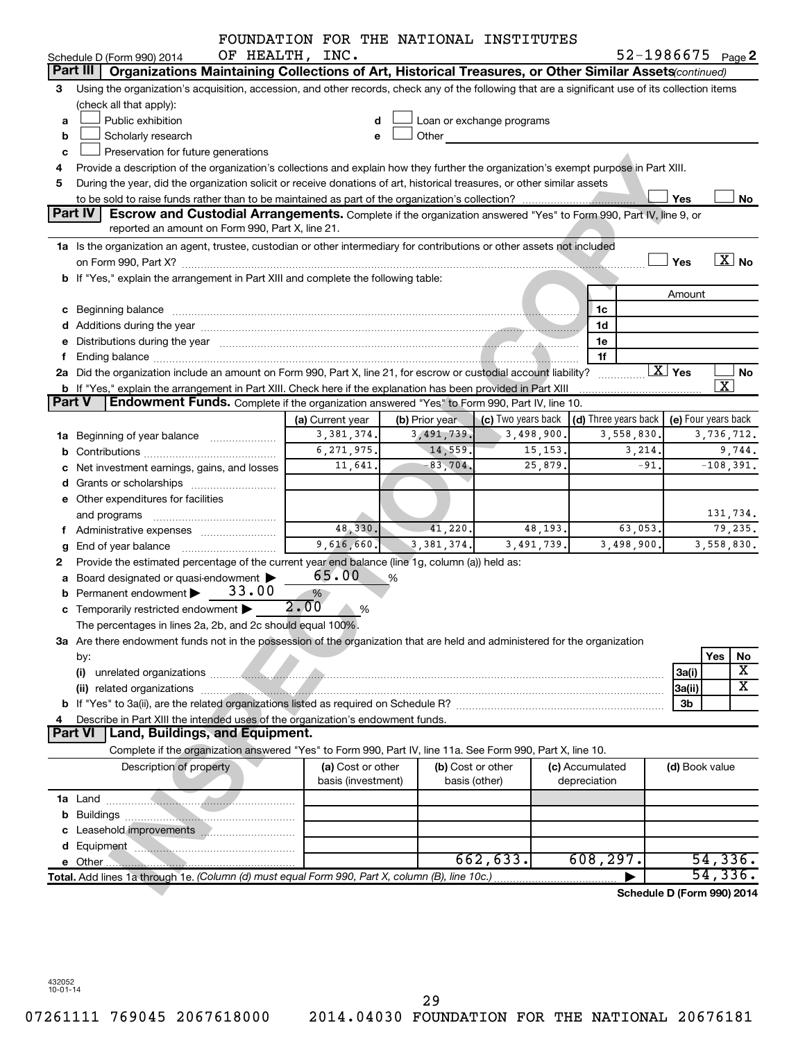FOUNDATION FOR THE NATIONAL INSTITUTES OF HEALTH, INC.

Schedule D (Form 990) 2014 — 52-1986675 Page 2

## Part III — Organizations Maintaining Collections of Art, Historical Treasures, or Other Similar Assets *(continued)*

3 Using the organization's acquisition, accession, and other records, check any of the following that are a significant use of its collection items (check all that apply):

- a ☐ Public exhibition
- b ☐ Scholarly research
- c ☐ Preservation for future generations
- d ☐ Loan or exchange programs
- e ☐ Other

4 Provide a description of the organization's collections and explain how they further the organization's exempt purpose in Part XIII.

5 During the year, did the organization solicit or receive donations of art, historical treasures, or other similar assets to be sold to raise funds rather than to be maintained as part of the organization's collection? ☐ Yes ☐ No

## Part IV — Escrow and Custodial Arrangements.

Complete if the organization answered "Yes" to Form 990, Part IV, line 9, or reported an amount on Form 990, Part X, line 21.

1a Is the organization an agent, trustee, custodian or other intermediary for contributions or other assets not included on Form 990, Part X? ☐ Yes ☒ No

b If "Yes," explain the arrangement in Part XIII and complete the following table:

| | | Amount |
|---|---|---|
| c Beginning balance | 1c | |
| d Additions during the year | 1d | |
| e Distributions during the year | 1e | |
| f Ending balance | 1f | |

2a Did the organization include an amount on Form 990, Part X, line 21, for escrow or custodial account liability? ☒ Yes ☐ No

b If "Yes," explain the arrangement in Part XIII. Check here if the explanation has been provided in Part XIII ☒

## Part V — Endowment Funds.

Complete if the organization answered "Yes" to Form 990, Part IV, line 10.

| | (a) Current year | (b) Prior year | (c) Two years back | (d) Three years back | (e) Four years back |
|---|---|---|---|---|---|
| 1a Beginning of year balance | 3,381,374. | 3,491,739. | 3,498,900. | 3,558,830. | 3,736,712. |
| b Contributions | 6,271,975. | 14,559. | 15,153. | 3,214. | 9,744. |
| c Net investment earnings, gains, and losses | 11,641. | -83,704. | 25,879. | -91. | -108,391. |
| d Grants or scholarships | | | | | |
| e Other expenditures for facilities and programs | | | | | 131,734. |
| f Administrative expenses | 48,330. | 41,220. | 48,193. | 63,053. | 79,235. |
| g End of year balance | 9,616,660. | 3,381,374. | 3,491,739. | 3,498,900. | 3,558,830. |

2 Provide the estimated percentage of the current year end balance (line 1g, column (a)) held as:

- a Board designated or quasi-endowment ▶ 65.00 %
- b Permanent endowment ▶ 33.00 %
- c Temporarily restricted endowment ▶ 2.00 %

The percentages in lines 2a, 2b, and 2c should equal 100%.

3a Are there endowment funds not in the possession of the organization that are held and administered for the organization by:

| | | Yes | No |
|---|---|---|---|
| (i) unrelated organizations | 3a(i) | | X |
| (ii) related organizations | 3a(ii) | | X |
| b If "Yes" to 3a(ii), are the related organizations listed as required on Schedule R? | 3b | | |

4 Describe in Part XIII the intended uses of the organization's endowment funds.

## Part VI — Land, Buildings, and Equipment.

Complete if the organization answered "Yes" to Form 990, Part IV, line 11a. See Form 990, Part X, line 10.

| Description of property | (a) Cost or other basis (investment) | (b) Cost or other basis (other) | (c) Accumulated depreciation | (d) Book value |
|---|---|---|---|---|
| 1a Land | | | | |
| b Buildings | | | | |
| c Leasehold improvements | | | | |
| d Equipment | | | | |
| e Other | | 662,633. | 608,297. | 54,336. |
| **Total.** Add lines 1a through 1e. *(Column (d) must equal Form 990, Part X, column (B), line 10c.)* | | | | 54,336. |

**Schedule D (Form 990) 2014**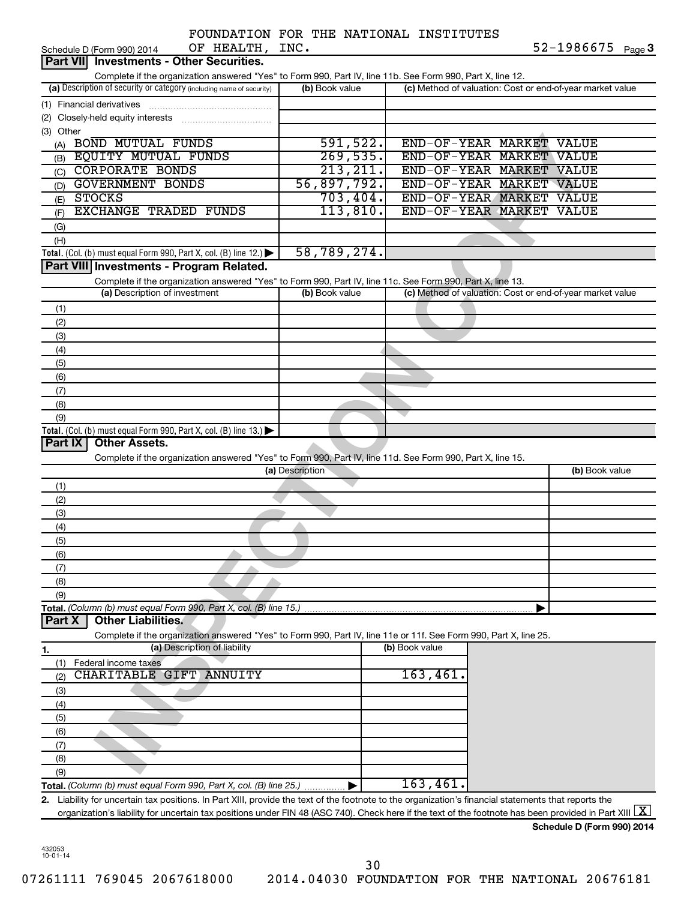FOUNDATION FOR THE NATIONAL INSTITUTES OF HEALTH, INC. 52-1986675

Schedule D (Form 990) 2014 Page 3

## Part VII Investments - Other Securities.

Complete if the organization answered "Yes" to Form 990, Part IV, line 11b. See Form 990, Part X, line 12.

| (a) Description of security or category (including name of security) | (b) Book value | (c) Method of valuation: Cost or end-of-year market value |
|---|---|---|
| (1) Financial derivatives | | |
| (2) Closely-held equity interests | | |
| (3) Other | | |
| (A) BOND MUTUAL FUNDS | 591,522. | END-OF-YEAR MARKET VALUE |
| (B) EQUITY MUTUAL FUNDS | 269,535. | END-OF-YEAR MARKET VALUE |
| (C) CORPORATE BONDS | 213,211. | END-OF-YEAR MARKET VALUE |
| (D) GOVERNMENT BONDS | 56,897,792. | END-OF-YEAR MARKET VALUE |
| (E) STOCKS | 703,404. | END-OF-YEAR MARKET VALUE |
| (F) EXCHANGE TRADED FUNDS | 113,810. | END-OF-YEAR MARKET VALUE |
| (G) | | |
| (H) | | |
| **Total.** (Col. (b) must equal Form 990, Part X, col. (B) line 12.) | 58,789,274. | |

## Part VIII Investments - Program Related.

Complete if the organization answered "Yes" to Form 990, Part IV, line 11c. See Form 990, Part X, line 13.

| (a) Description of investment | (b) Book value | (c) Method of valuation: Cost or end-of-year market value |
|---|---|---|
| (1) | | |
| (2) | | |
| (3) | | |
| (4) | | |
| (5) | | |
| (6) | | |
| (7) | | |
| (8) | | |
| (9) | | |
| **Total.** (Col. (b) must equal Form 990, Part X, col. (B) line 13.) | | |

## Part IX Other Assets.

Complete if the organization answered "Yes" to Form 990, Part IV, line 11d. See Form 990, Part X, line 15.

| (a) Description | (b) Book value |
|---|---|
| (1) | |
| (2) | |
| (3) | |
| (4) | |
| (5) | |
| (6) | |
| (7) | |
| (8) | |
| (9) | |
| **Total.** *(Column (b) must equal Form 990, Part X, col. (B) line 15.)* | |

## Part X Other Liabilities.

Complete if the organization answered "Yes" to Form 990, Part IV, line 11e or 11f. See Form 990, Part X, line 25.

| 1. (a) Description of liability | (b) Book value |
|---|---|
| (1) Federal income taxes | |
| (2) CHARITABLE GIFT ANNUITY | 163,461. |
| (3) | |
| (4) | |
| (5) | |
| (6) | |
| (7) | |
| (8) | |
| (9) | |
| **Total.** *(Column (b) must equal Form 990, Part X, col. (B) line 25.)* | 163,461. |

**2.** Liability for uncertain tax positions. In Part XIII, provide the text of the footnote to the organization's financial statements that reports the organization's liability for uncertain tax positions under FIN 48 (ASC 740). Check here if the text of the footnote has been provided in Part XIII [X]

**Schedule D (Form 990) 2014**

432053 10-01-14

07261111 769045 2067618000 2014.04030 FOUNDATION FOR THE NATIONAL 20676181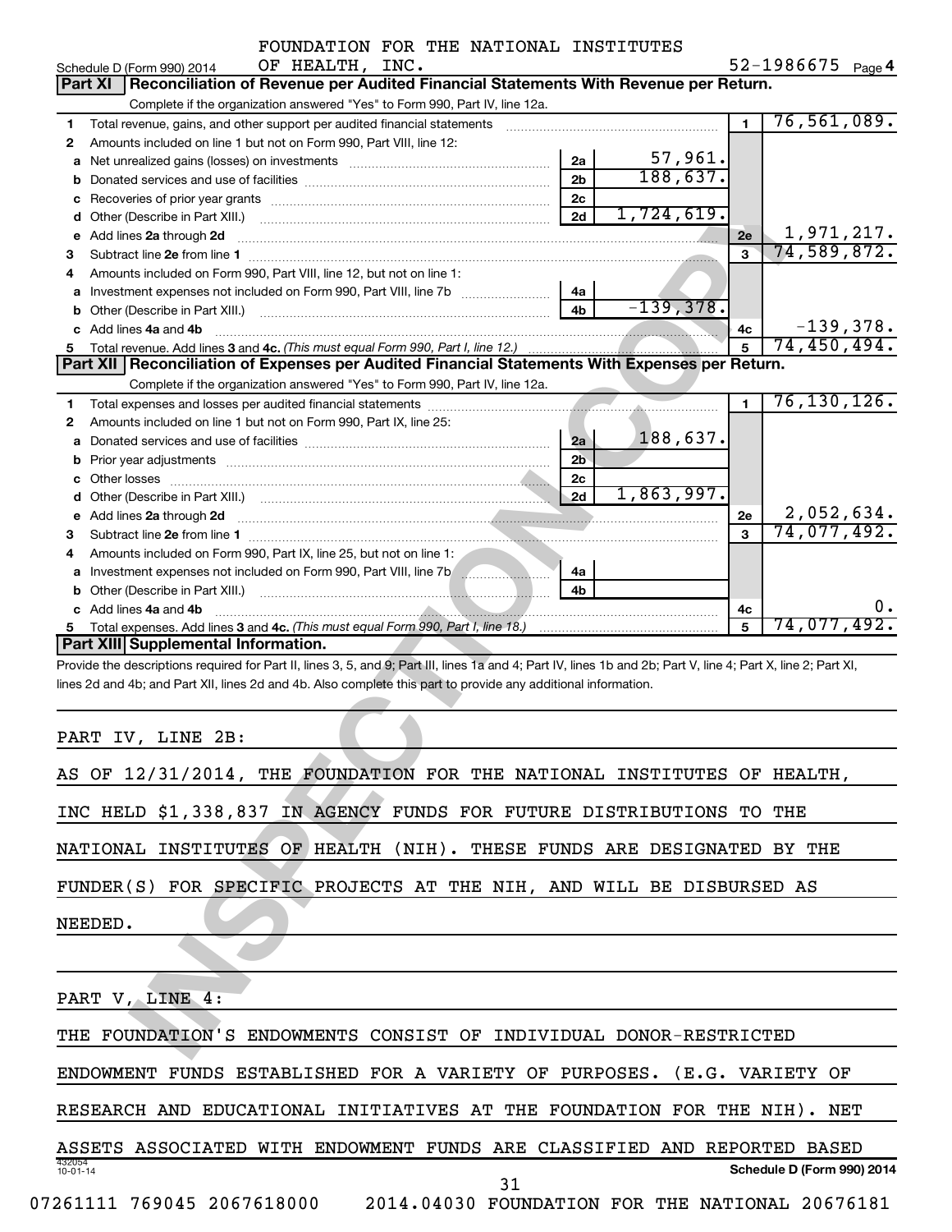FOUNDATION FOR THE NATIONAL INSTITUTES OF HEALTH, INC.

Schedule D (Form 990) 2014 | 52-1986675 | Page 4

## Part XI Reconciliation of Revenue per Audited Financial Statements With Revenue per Return.

Complete if the organization answered "Yes" to Form 990, Part IV, line 12a.

| Line | Description | Sub-line | Amount | Line | Amount |
|---|---|---|---|---|---|
| 1 | Total revenue, gains, and other support per audited financial statements | | | 1 | 76,561,089. |
| 2 | Amounts included on line 1 but not on Form 990, Part VIII, line 12: | | | | |
| a | Net unrealized gains (losses) on investments | 2a | 57,961. | | |
| b | Donated services and use of facilities | 2b | 188,637. | | |
| c | Recoveries of prior year grants | 2c | | | |
| d | Other (Describe in Part XIII.) | 2d | 1,724,619. | | |
| e | Add lines 2a through 2d | | | 2e | 1,971,217. |
| 3 | Subtract line 2e from line 1 | | | 3 | 74,589,872. |
| 4 | Amounts included on Form 990, Part VIII, line 12, but not on line 1: | | | | |
| a | Investment expenses not included on Form 990, Part VIII, line 7b | 4a | | | |
| b | Other (Describe in Part XIII.) | 4b | -139,378. | | |
| c | Add lines 4a and 4b | | | 4c | -139,378. |
| 5 | Total revenue. Add lines 3 and 4c. *(This must equal Form 990, Part I, line 12.)* | | | 5 | 74,450,494. |

## Part XII Reconciliation of Expenses per Audited Financial Statements With Expenses per Return.

Complete if the organization answered "Yes" to Form 990, Part IV, line 12a.

| Line | Description | Sub-line | Amount | Line | Amount |
|---|---|---|---|---|---|
| 1 | Total expenses and losses per audited financial statements | | | 1 | 76,130,126. |
| 2 | Amounts included on line 1 but not on Form 990, Part IX, line 25: | | | | |
| a | Donated services and use of facilities | 2a | 188,637. | | |
| b | Prior year adjustments | 2b | | | |
| c | Other losses | 2c | | | |
| d | Other (Describe in Part XIII.) | 2d | 1,863,997. | | |
| e | Add lines 2a through 2d | | | 2e | 2,052,634. |
| 3 | Subtract line 2e from line 1 | | | 3 | 74,077,492. |
| 4 | Amounts included on Form 990, Part IX, line 25, but not on line 1: | | | | |
| a | Investment expenses not included on Form 990, Part VIII, line 7b | 4a | | | |
| b | Other (Describe in Part XIII.) | 4b | | | |
| c | Add lines 4a and 4b | | | 4c | 0. |
| 5 | Total expenses. Add lines 3 and 4c. *(This must equal Form 990, Part I, line 18.)* | | | 5 | 74,077,492. |

## Part XIII Supplemental Information.

Provide the descriptions required for Part II, lines 3, 5, and 9; Part III, lines 1a and 4; Part IV, lines 1b and 2b; Part V, line 4; Part X, line 2; Part XI, lines 2d and 4b; and Part XII, lines 2d and 4b. Also complete this part to provide any additional information.

PART IV, LINE 2B:

AS OF 12/31/2014, THE FOUNDATION FOR THE NATIONAL INSTITUTES OF HEALTH, INC HELD $1,338,837 IN AGENCY FUNDS FOR FUTURE DISTRIBUTIONS TO THE NATIONAL INSTITUTES OF HEALTH (NIH). THESE FUNDS ARE DESIGNATED BY THE FUNDER(S) FOR SPECIFIC PROJECTS AT THE NIH, AND WILL BE DISBURSED AS NEEDED.

PART V, LINE 4:

THE FOUNDATION'S ENDOWMENTS CONSIST OF INDIVIDUAL DONOR-RESTRICTED ENDOWMENT FUNDS ESTABLISHED FOR A VARIETY OF PURPOSES. (E.G. VARIETY OF RESEARCH AND EDUCATIONAL INITIATIVES AT THE FOUNDATION FOR THE NIH). NET ASSETS ASSOCIATED WITH ENDOWMENT FUNDS ARE CLASSIFIED AND REPORTED BASED

Schedule D (Form 990) 2014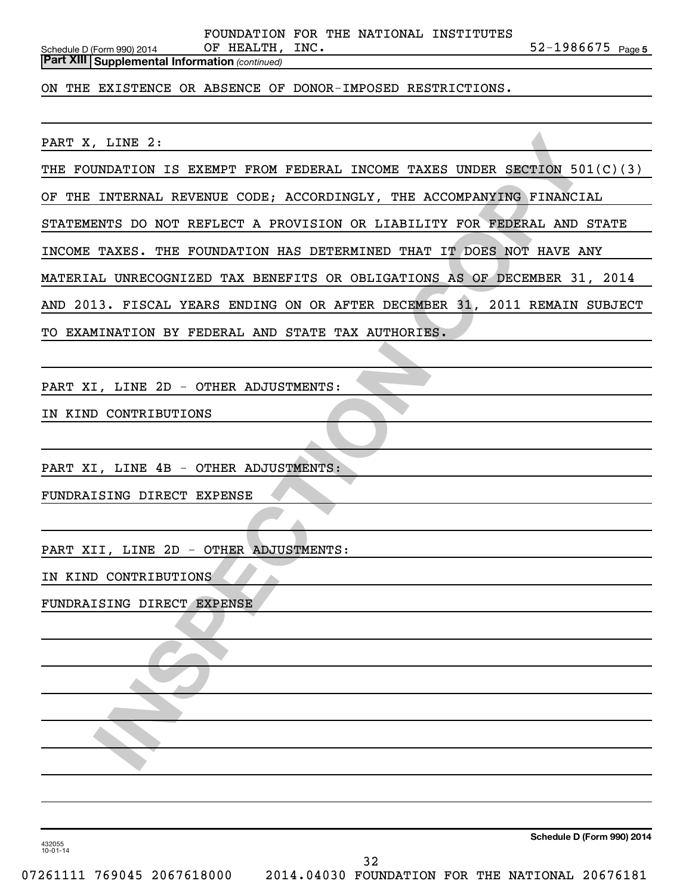**Part XIII | Supplemental Information** *(continued)*

ON THE EXISTENCE OR ABSENCE OF DONOR-IMPOSED RESTRICTIONS.

PART X, LINE 2:

THE FOUNDATION IS EXEMPT FROM FEDERAL INCOME TAXES UNDER SECTION 501(C)(3) OF THE INTERNAL REVENUE CODE; ACCORDINGLY, THE ACCOMPANYING FINANCIAL STATEMENTS DO NOT REFLECT A PROVISION OR LIABILITY FOR FEDERAL AND STATE INCOME TAXES. THE FOUNDATION HAS DETERMINED THAT IT DOES NOT HAVE ANY MATERIAL UNRECOGNIZED TAX BENEFITS OR OBLIGATIONS AS OF DECEMBER 31, 2014 AND 2013. FISCAL YEARS ENDING ON OR AFTER DECEMBER 31, 2011 REMAIN SUBJECT TO EXAMINATION BY FEDERAL AND STATE TAX AUTHORIES.

PART XI, LINE 2D - OTHER ADJUSTMENTS:

IN KIND CONTRIBUTIONS

PART XI, LINE 4B - OTHER ADJUSTMENTS:

FUNDRAISING DIRECT EXPENSE

PART XII, LINE 2D - OTHER ADJUSTMENTS:

IN KIND CONTRIBUTIONS

FUNDRAISING DIRECT EXPENSE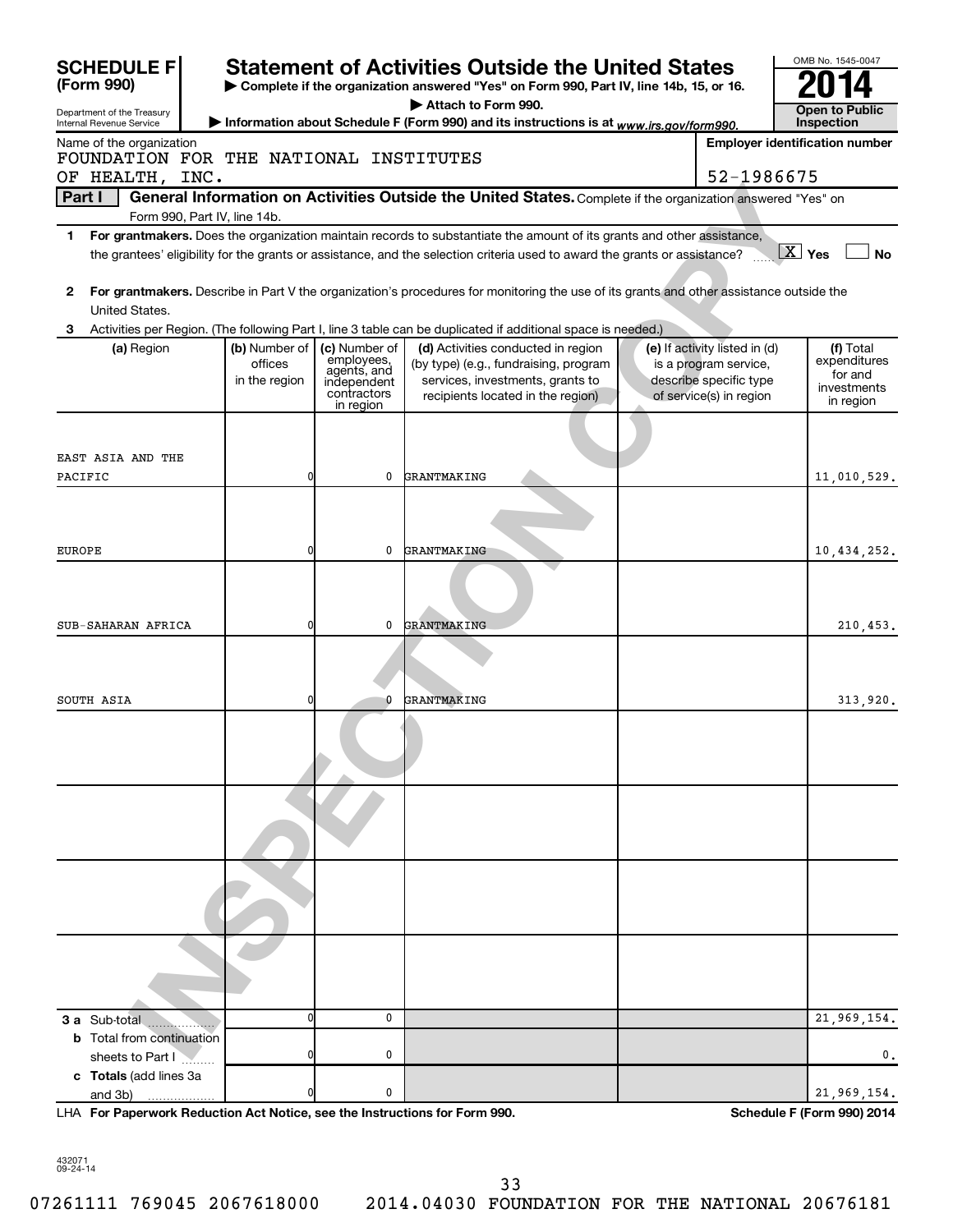**SCHEDULE F (Form 990)**

Department of the Treasury
Internal Revenue Service

# Statement of Activities Outside the United States

▶ Complete if the organization answered "Yes" on Form 990, Part IV, line 14b, 15, or 16.
▶ Attach to Form 990.
▶ Information about Schedule F (Form 990) and its instructions is at *www.irs.gov/form990.*

OMB No. 1545-0047

**2014**

**Open to Public Inspection**

Name of the organization: FOUNDATION FOR THE NATIONAL INSTITUTES OF HEALTH, INC.

Employer identification number: 52-1986675

**Part I** **General Information on Activities Outside the United States.** Complete if the organization answered "Yes" on Form 990, Part IV, line 14b.

1 **For grantmakers.** Does the organization maintain records to substantiate the amount of its grants and other assistance, the grantees' eligibility for the grants or assistance, and the selection criteria used to award the grants or assistance? [X] Yes [ ] No

2 **For grantmakers.** Describe in Part V the organization's procedures for monitoring the use of its grants and other assistance outside the United States.

3 Activities per Region. (The following Part I, line 3 table can be duplicated if additional space is needed.)

| (a) Region | (b) Number of offices in the region | (c) Number of employees, agents, and independent contractors in region | (d) Activities conducted in region (by type) (e.g., fundraising, program services, investments, grants to recipients located in the region) | (e) If activity listed in (d) is a program service, describe specific type of service(s) in region | (f) Total expenditures for and investments in region |
|---|---|---|---|---|---|
| EAST ASIA AND THE PACIFIC | 0 | 0 | GRANTMAKING | | 11,010,529. |
| EUROPE | 0 | 0 | GRANTMAKING | | 10,434,252. |
| SUB-SAHARAN AFRICA | 0 | 0 | GRANTMAKING | | 210,453. |
| SOUTH ASIA | 0 | 0 | GRANTMAKING | | 313,920. |
| | | | | | |
| | | | | | |
| | | | | | |
| | | | | | |
| **3 a** Sub-total | 0 | 0 | | | 21,969,154. |
| **b** Total from continuation sheets to Part I | 0 | 0 | | | 0. |
| **c Totals** (add lines 3a and 3b) | 0 | 0 | | | 21,969,154. |

LHA **For Paperwork Reduction Act Notice, see the Instructions for Form 990.** **Schedule F (Form 990) 2014**

432071
09-24-14

07261111 769045 2067618000 2014.04030 FOUNDATION FOR THE NATIONAL 20676181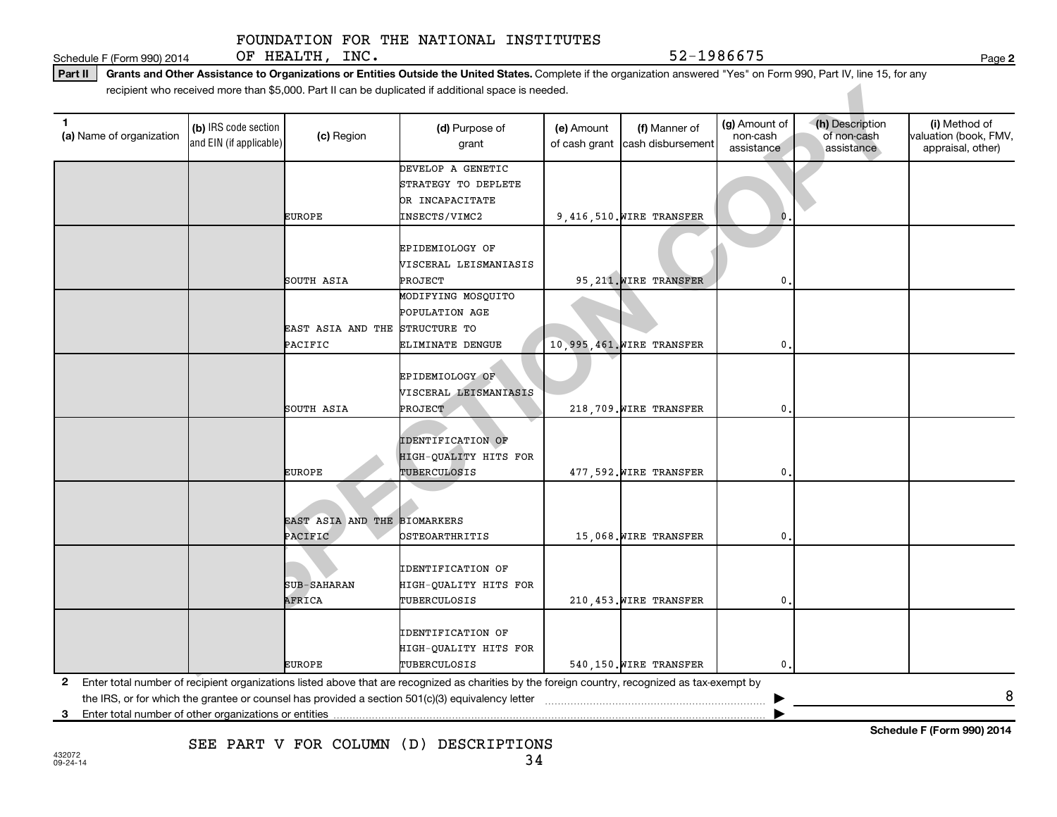FOUNDATION FOR THE NATIONAL INSTITUTES OF HEALTH, INC. 52-1986675

Schedule F (Form 990) 2014

**Part II** **Grants and Other Assistance to Organizations or Entities Outside the United States.** Complete if the organization answered "Yes" on Form 990, Part IV, line 15, for any recipient who received more than $5,000. Part II can be duplicated if additional space is needed.

| 1 (a) Name of organization | (b) IRS code section and EIN (if applicable) | (c) Region | (d) Purpose of grant | (e) Amount of cash grant | (f) Manner of cash disbursement | (g) Amount of non-cash assistance | (h) Description of non-cash assistance | (i) Method of valuation (book, FMV, appraisal, other) |
|---|---|---|---|---|---|---|---|---|
| | | EUROPE | DEVELOP A GENETIC STRATEGY TO DEPLETE OR INCAPACITATE INSECTS/VIMC2 | 9,416,510. | WIRE TRANSFER | 0. | | |
| | | SOUTH ASIA | EPIDEMIOLOGY OF VISCERAL LEISMANIASIS PROJECT | 95,211. | WIRE TRANSFER | 0. | | |
| | | EAST ASIA AND THE PACIFIC | MODIFYING MOSQUITO POPULATION AGE STRUCTURE TO ELIMINATE DENGUE | 10,995,461. | WIRE TRANSFER | 0. | | |
| | | SOUTH ASIA | EPIDEMIOLOGY OF VISCERAL LEISMANIASIS PROJECT | 218,709. | WIRE TRANSFER | 0. | | |
| | | EUROPE | IDENTIFICATION OF HIGH-QUALITY HITS FOR TUBERCULOSIS | 477,592. | WIRE TRANSFER | 0. | | |
| | | EAST ASIA AND THE PACIFIC | BIOMARKERS OSTEOARTHRITIS | 15,068. | WIRE TRANSFER | 0. | | |
| | | SUB-SAHARAN AFRICA | IDENTIFICATION OF HIGH-QUALITY HITS FOR TUBERCULOSIS | 210,453. | WIRE TRANSFER | 0. | | |
| | | EUROPE | IDENTIFICATION OF HIGH-QUALITY HITS FOR TUBERCULOSIS | 540,150. | WIRE TRANSFER | 0. | | |

**2** Enter total number of recipient organizations listed above that are recognized as charities by the foreign country, recognized as tax-exempt by the IRS, or for which the grantee or counsel has provided a section 501(c)(3) equivalency letter ▶ 8

**3** Enter total number of other organizations or entities ▶

SEE PART V FOR COLUMN (D) DESCRIPTIONS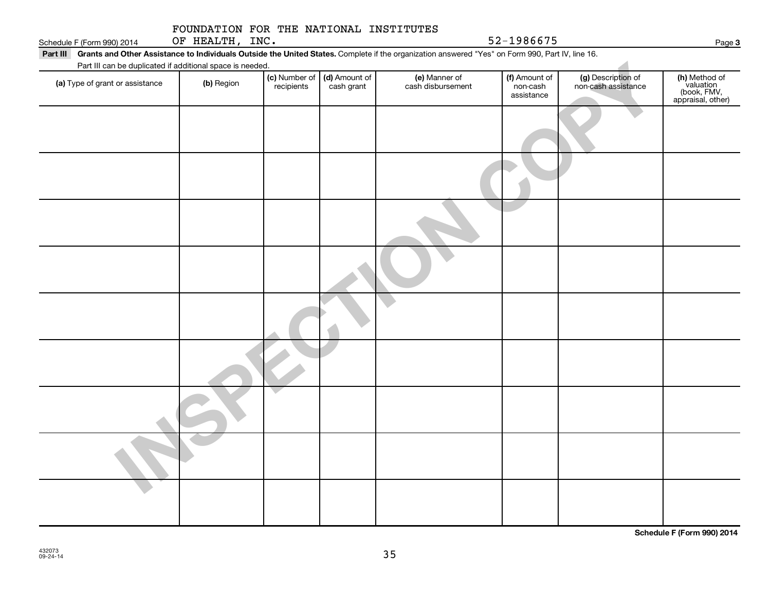FOUNDATION FOR THE NATIONAL INSTITUTES OF HEALTH, INC. 52-1986675

Schedule F (Form 990) 2014

**Part III Grants and Other Assistance to Individuals Outside the United States.** Complete if the organization answered "Yes" on Form 990, Part IV, line 16.

Part III can be duplicated if additional space is needed.

| (a) Type of grant or assistance | (b) Region | (c) Number of recipients | (d) Amount of cash grant | (e) Manner of cash disbursement | (f) Amount of non-cash assistance | (g) Description of non-cash assistance | (h) Method of valuation (book, FMV, appraisal, other) |
|---|---|---|---|---|---|---|---|
| | | | | | | | |
| | | | | | | | |
| | | | | | | | |
| | | | | | | | |
| | | | | | | | |
| | | | | | | | |
| | | | | | | | |
| | | | | | | | |
| | | | | | | | |

INSPECTION COPY

**Schedule F (Form 990) 2014**

432073
09-24-14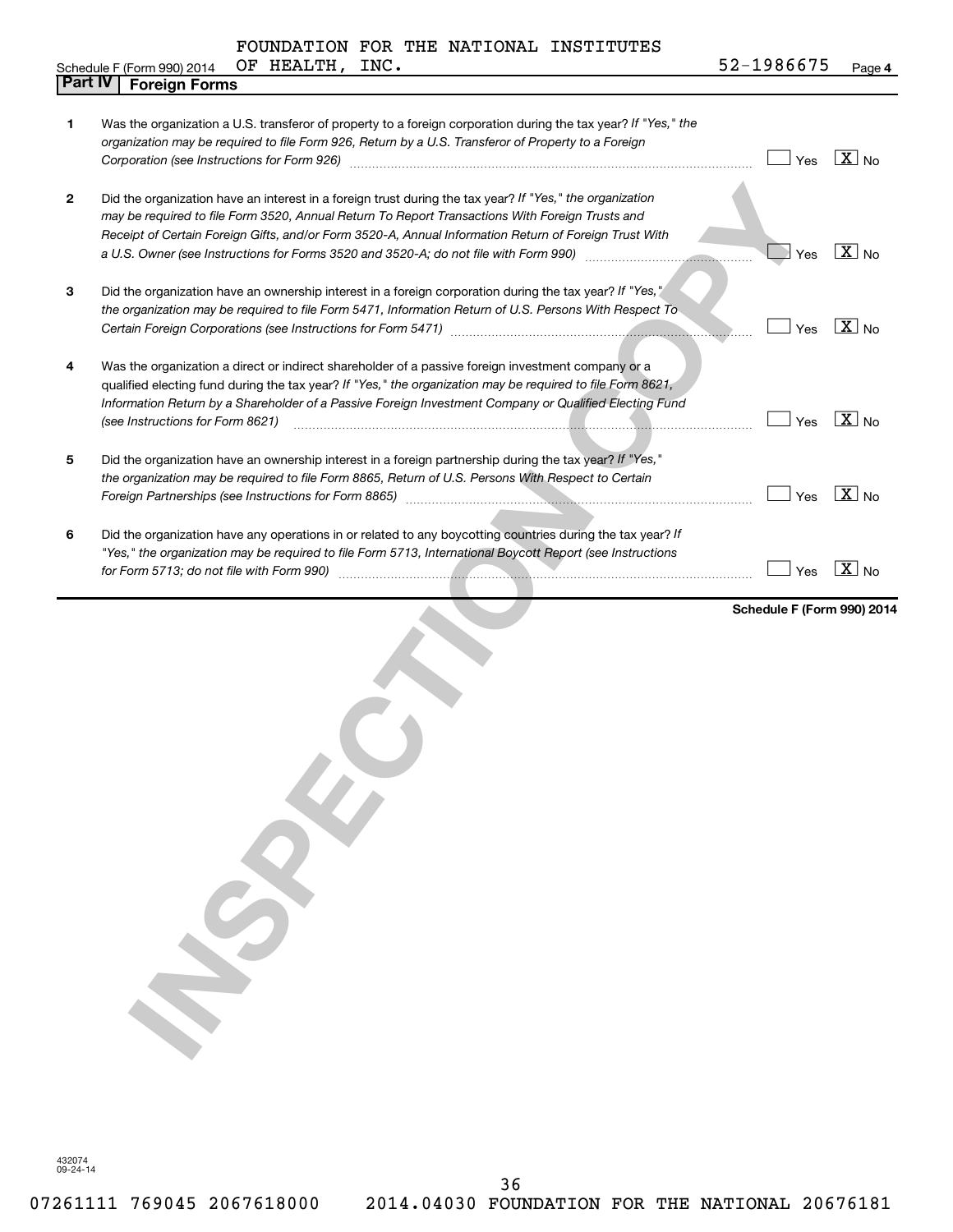FOUNDATION FOR THE NATIONAL INSTITUTES OF HEALTH, INC. — 52-1986675

Schedule F (Form 990) 2014 — Page 4

## Part IV Foreign Forms

| | | Yes | No |
|---|---|---|---|
| 1 | Was the organization a U.S. transferor of property to a foreign corporation during the tax year? *If "Yes," the organization may be required to file Form 926, Return by a U.S. Transferor of Property to a Foreign Corporation (see Instructions for Form 926)* | | X |
| 2 | Did the organization have an interest in a foreign trust during the tax year? *If "Yes," the organization may be required to file Form 3520, Annual Return To Report Transactions With Foreign Trusts and Receipt of Certain Foreign Gifts, and/or Form 3520-A, Annual Information Return of Foreign Trust With a U.S. Owner (see Instructions for Forms 3520 and 3520-A; do not file with Form 990)* | | X |
| 3 | Did the organization have an ownership interest in a foreign corporation during the tax year? *If "Yes," the organization may be required to file Form 5471, Information Return of U.S. Persons With Respect To Certain Foreign Corporations (see Instructions for Form 5471)* | | X |
| 4 | Was the organization a direct or indirect shareholder of a passive foreign investment company or a qualified electing fund during the tax year? *If "Yes," the organization may be required to file Form 8621, Information Return by a Shareholder of a Passive Foreign Investment Company or Qualified Electing Fund (see Instructions for Form 8621)* | | X |
| 5 | Did the organization have an ownership interest in a foreign partnership during the tax year? *If "Yes," the organization may be required to file Form 8865, Return of U.S. Persons With Respect to Certain Foreign Partnerships (see Instructions for Form 8865)* | | X |
| 6 | Did the organization have any operations in or related to any boycotting countries during the tax year? *If "Yes," the organization may be required to file Form 5713, International Boycott Report (see Instructions for Form 5713; do not file with Form 990)* | | X |

**Schedule F (Form 990) 2014**

432074 09-24-14

07261111 769045 2067618000 2014.04030 FOUNDATION FOR THE NATIONAL 20676181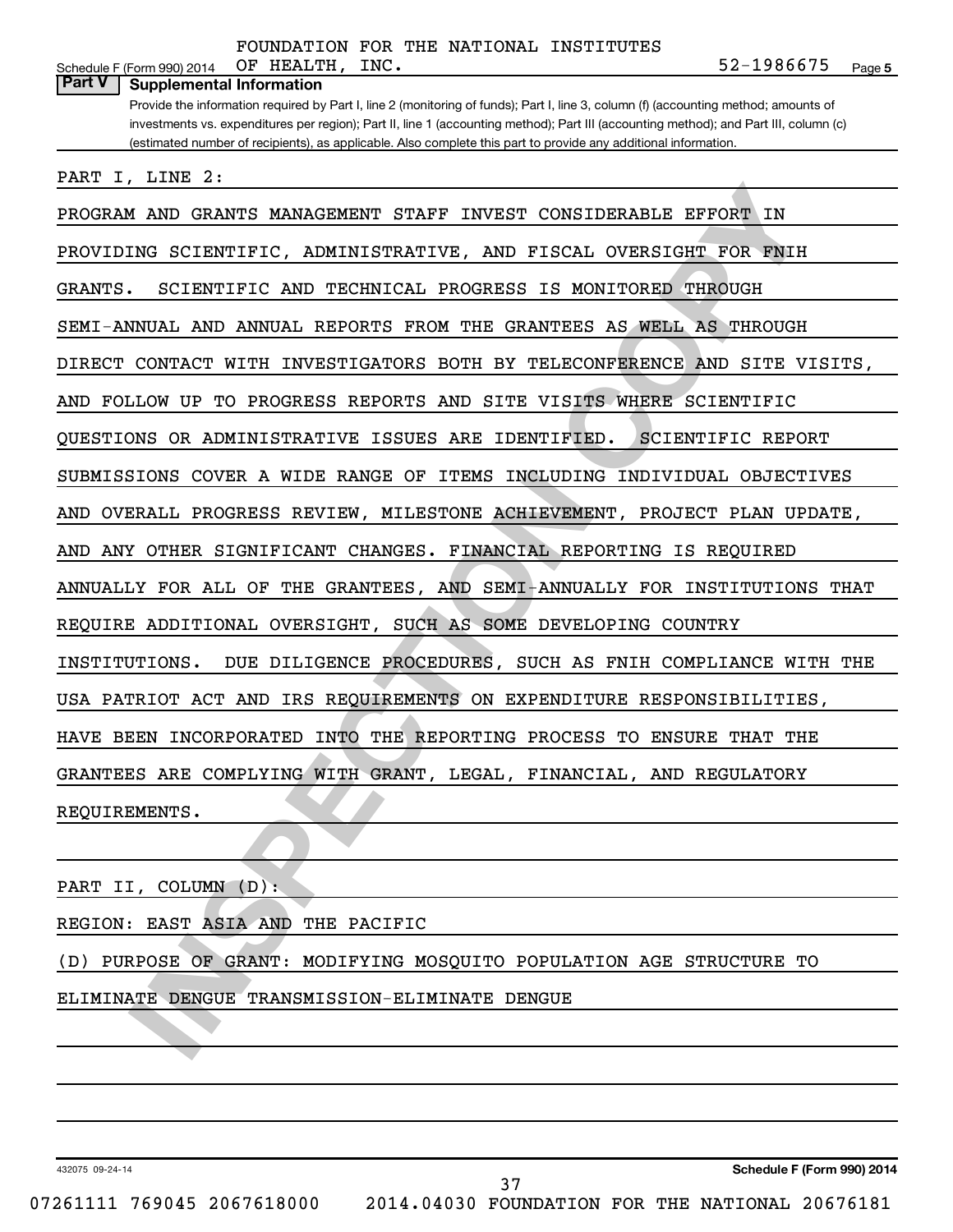FOUNDATION FOR THE NATIONAL INSTITUTES OF HEALTH, INC. 52-1986675

Schedule F (Form 990) 2014

## Part V Supplemental Information

Provide the information required by Part I, line 2 (monitoring of funds); Part I, line 3, column (f) (accounting method; amounts of investments vs. expenditures per region); Part II, line 1 (accounting method); Part III (accounting method); and Part III, column (c) (estimated number of recipients), as applicable. Also complete this part to provide any additional information.

PART I, LINE 2:

PROGRAM AND GRANTS MANAGEMENT STAFF INVEST CONSIDERABLE EFFORT IN PROVIDING SCIENTIFIC, ADMINISTRATIVE, AND FISCAL OVERSIGHT FOR FNIH GRANTS. SCIENTIFIC AND TECHNICAL PROGRESS IS MONITORED THROUGH SEMI-ANNUAL AND ANNUAL REPORTS FROM THE GRANTEES AS WELL AS THROUGH DIRECT CONTACT WITH INVESTIGATORS BOTH BY TELECONFERENCE AND SITE VISITS, AND FOLLOW UP TO PROGRESS REPORTS AND SITE VISITS WHERE SCIENTIFIC QUESTIONS OR ADMINISTRATIVE ISSUES ARE IDENTIFIED. SCIENTIFIC REPORT SUBMISSIONS COVER A WIDE RANGE OF ITEMS INCLUDING INDIVIDUAL OBJECTIVES AND OVERALL PROGRESS REVIEW, MILESTONE ACHIEVEMENT, PROJECT PLAN UPDATE, AND ANY OTHER SIGNIFICANT CHANGES. FINANCIAL REPORTING IS REQUIRED ANNUALLY FOR ALL OF THE GRANTEES, AND SEMI-ANNUALLY FOR INSTITUTIONS THAT REQUIRE ADDITIONAL OVERSIGHT, SUCH AS SOME DEVELOPING COUNTRY INSTITUTIONS. DUE DILIGENCE PROCEDURES, SUCH AS FNIH COMPLIANCE WITH THE USA PATRIOT ACT AND IRS REQUIREMENTS ON EXPENDITURE RESPONSIBILITIES, HAVE BEEN INCORPORATED INTO THE REPORTING PROCESS TO ENSURE THAT THE GRANTEES ARE COMPLYING WITH GRANT, LEGAL, FINANCIAL, AND REGULATORY REQUIREMENTS.

PART II, COLUMN (D):

REGION: EAST ASIA AND THE PACIFIC

(D) PURPOSE OF GRANT: MODIFYING MOSQUITO POPULATION AGE STRUCTURE TO ELIMINATE DENGUE TRANSMISSION-ELIMINATE DENGUE

432075 09-24-14

Schedule F (Form 990) 2014

07261111 769045 2067618000 2014.04030 FOUNDATION FOR THE NATIONAL 20676181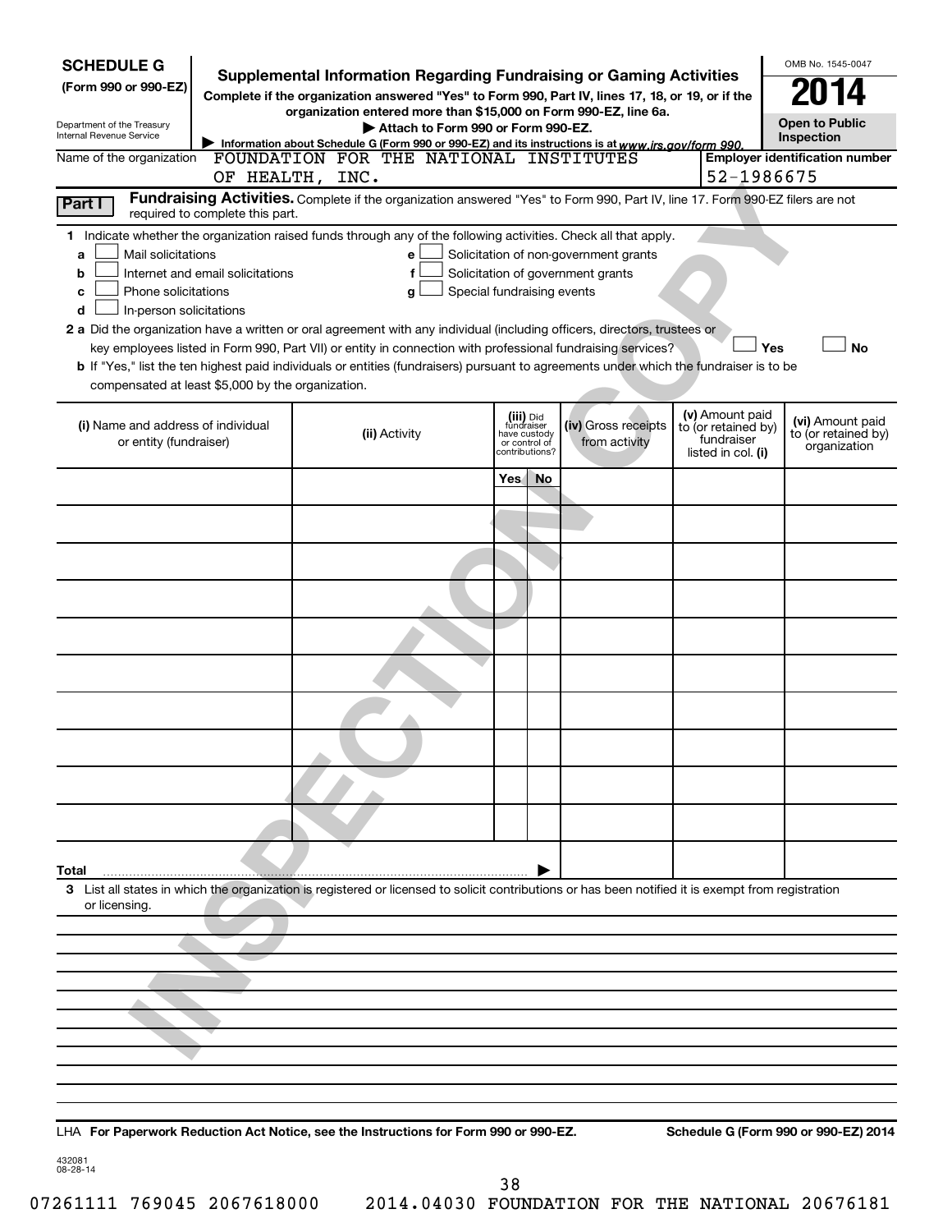# SCHEDULE G (Form 990 or 990-EZ)

Department of the Treasury
Internal Revenue Service

## Supplemental Information Regarding Fundraising or Gaming Activities

**Complete if the organization answered "Yes" to Form 990, Part IV, lines 17, 18, or 19, or if the organization entered more than $15,000 on Form 990-EZ, line 6a.**

**▶ Attach to Form 990 or Form 990-EZ.**

▶ Information about Schedule G (Form 990 or 990-EZ) and its instructions is at www.irs.gov/form 990.

OMB No. 1545-0047

**2014**

**Open to Public Inspection**

Name of the organization: FOUNDATION FOR THE NATIONAL INSTITUTES OF HEALTH, INC.

Employer identification number: 52-1986675

INSPECTION COPY

### Part I — Fundraising Activities. Complete if the organization answered "Yes" to Form 990, Part IV, line 17. Form 990-EZ filers are not required to complete this part.

1 Indicate whether the organization raised funds through any of the following activities. Check all that apply.

- a ☐ Mail solicitations
- b ☐ Internet and email solicitations
- c ☐ Phone solicitations
- d ☐ In-person solicitations
- e ☐ Solicitation of non-government grants
- f ☐ Solicitation of government grants
- g ☐ Special fundraising events

2 a Did the organization have a written or oral agreement with any individual (including officers, directors, trustees or key employees listed in Form 990, Part VII) or entity in connection with professional fundraising services? ☐ Yes ☐ No

b If "Yes," list the ten highest paid individuals or entities (fundraisers) pursuant to agreements under which the fundraiser is to be compensated at least $5,000 by the organization.

| (i) Name and address of individual or entity (fundraiser) | (ii) Activity | (iii) Did fundraiser have custody or control of contributions? Yes | No | (iv) Gross receipts from activity | (v) Amount paid to (or retained by) fundraiser listed in col. (i) | (vi) Amount paid to (or retained by) organization |
|---|---|---|---|---|---|---|
| | | | | | | |
| | | | | | | |
| | | | | | | |
| | | | | | | |
| | | | | | | |
| | | | | | | |
| | | | | | | |
| | | | | | | |
| | | | | | | |
| | | | | | | |
| **Total** | | | ▶ | | | |

3 List all states in which the organization is registered or licensed to solicit contributions or has been notified it is exempt from registration or licensing.

LHA **For Paperwork Reduction Act Notice, see the Instructions for Form 990 or 990-EZ.** **Schedule G (Form 990 or 990-EZ) 2014**

432081
08-28-14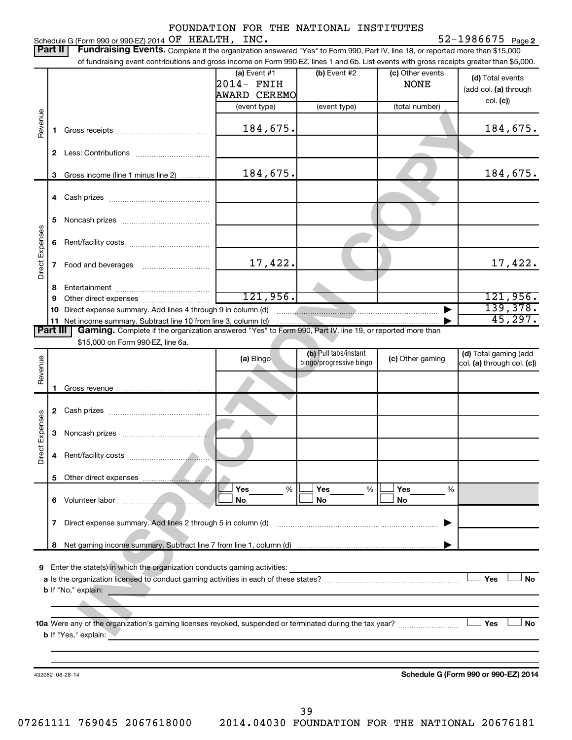FOUNDATION FOR THE NATIONAL INSTITUTES OF HEALTH, INC. 52-1986675

Schedule G (Form 990 or 990-EZ) 2014 Page 2

## Part II Fundraising Events.

Complete if the organization answered "Yes" to Form 990, Part IV, line 18, or reported more than $15,000 of fundraising event contributions and gross income on Form 990-EZ, lines 1 and 6b. List events with gross receipts greater than $5,000.

| | | (a) Event #1 2014- FNIH AWARD CEREMO (event type) | (b) Event #2 (event type) | (c) Other events NONE (total number) | (d) Total events (add col. (a) through col. (c)) |
|---|---|---|---|---|---|
| Revenue | 1 Gross receipts | 184,675. | | | 184,675. |
| | 2 Less: Contributions | | | | |
| | 3 Gross income (line 1 minus line 2) | 184,675. | | | 184,675. |
| Direct Expenses | 4 Cash prizes | | | | |
| | 5 Noncash prizes | | | | |
| | 6 Rent/facility costs | | | | |
| | 7 Food and beverages | 17,422. | | | 17,422. |
| | 8 Entertainment | | | | |
| | 9 Other direct expenses | 121,956. | | | 121,956. |
| | 10 Direct expense summary. Add lines 4 through 9 in column (d) | | | ▶ | 139,378. |
| | 11 Net income summary. Subtract line 10 from line 3, column (d) | | | ▶ | 45,297. |

## Part III Gaming.

Complete if the organization answered "Yes" to Form 990, Part IV, line 19, or reported more than $15,000 on Form 990-EZ, line 6a.

| | | (a) Bingo | (b) Pull tabs/instant bingo/progressive bingo | (c) Other gaming | (d) Total gaming (add col. (a) through col. (c)) |
|---|---|---|---|---|---|
| Revenue | 1 Gross revenue | | | | |
| Direct Expenses | 2 Cash prizes | | | | |
| | 3 Noncash prizes | | | | |
| | 4 Rent/facility costs | | | | |
| | 5 Other direct expenses | | | | |
| | 6 Volunteer labor | ☐ Yes ___% ☐ No | ☐ Yes ___% ☐ No | ☐ Yes ___% ☐ No | |
| | 7 Direct expense summary. Add lines 2 through 5 in column (d) | | | ▶ | |
| | 8 Net gaming income summary. Subtract line 7 from line 1, column (d) | | | ▶ | |

9 Enter the state(s) in which the organization conducts gaming activities: ____________

a Is the organization licensed to conduct gaming activities in each of these states? ☐ Yes ☐ No

b If "No," explain: ____________

10a Were any of the organization's gaming licenses revoked, suspended or terminated during the tax year? ☐ Yes ☐ No

b If "Yes," explain: ____________

432082 08-28-14

Schedule G (Form 990 or 990-EZ) 2014

07261111 769045 2067618000 2014.04030 FOUNDATION FOR THE NATIONAL 20676181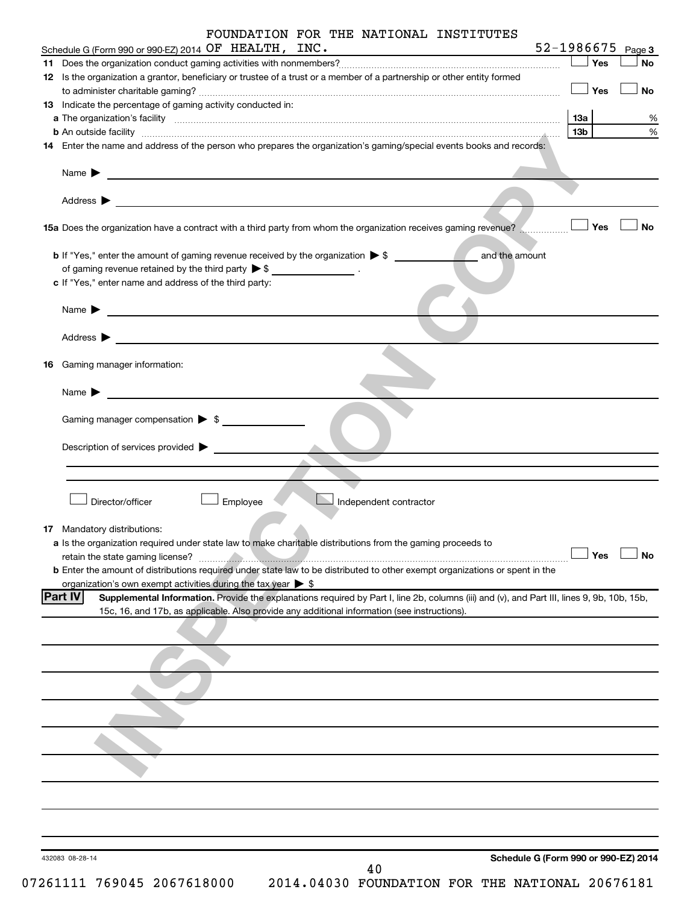FOUNDATION FOR THE NATIONAL INSTITUTES OF HEALTH, INC. 52-1986675

Schedule G (Form 990 or 990-EZ) 2014 Page 3

**11** Does the organization conduct gaming activities with nonmembers? ☐ Yes ☐ No

**12** Is the organization a grantor, beneficiary or trustee of a trust or a member of a partnership or other entity formed to administer charitable gaming? ☐ Yes ☐ No

**13** Indicate the percentage of gaming activity conducted in:

**a** The organization's facility **13a** %

**b** An outside facility **13b** %

**14** Enter the name and address of the person who prepares the organization's gaming/special events books and records:

Name ▶

Address ▶

**15a** Does the organization have a contract with a third party from whom the organization receives gaming revenue? ☐ Yes ☐ No

**b** If "Yes," enter the amount of gaming revenue received by the organization ▶ $ ______ and the amount of gaming revenue retained by the third party ▶ $ ______ .

**c** If "Yes," enter name and address of the third party:

Name ▶

Address ▶

**16** Gaming manager information:

Name ▶

Gaming manager compensation ▶ $

Description of services provided ▶

☐ Director/officer ☐ Employee ☐ Independent contractor

**17** Mandatory distributions:

**a** Is the organization required under state law to make charitable distributions from the gaming proceeds to retain the state gaming license? ☐ Yes ☐ No

**b** Enter the amount of distributions required under state law to be distributed to other exempt organizations or spent in the organization's own exempt activities during the tax year ▶ $

**Part IV** **Supplemental Information.** Provide the explanations required by Part I, line 2b, columns (iii) and (v), and Part III, lines 9, 9b, 10b, 15b, 15c, 16, and 17b, as applicable. Also provide any additional information (see instructions).

INSPECTION COPY

432083 08-28-14

**Schedule G (Form 990 or 990-EZ) 2014**

07261111 769045 2067618000 2014.04030 FOUNDATION FOR THE NATIONAL 20676181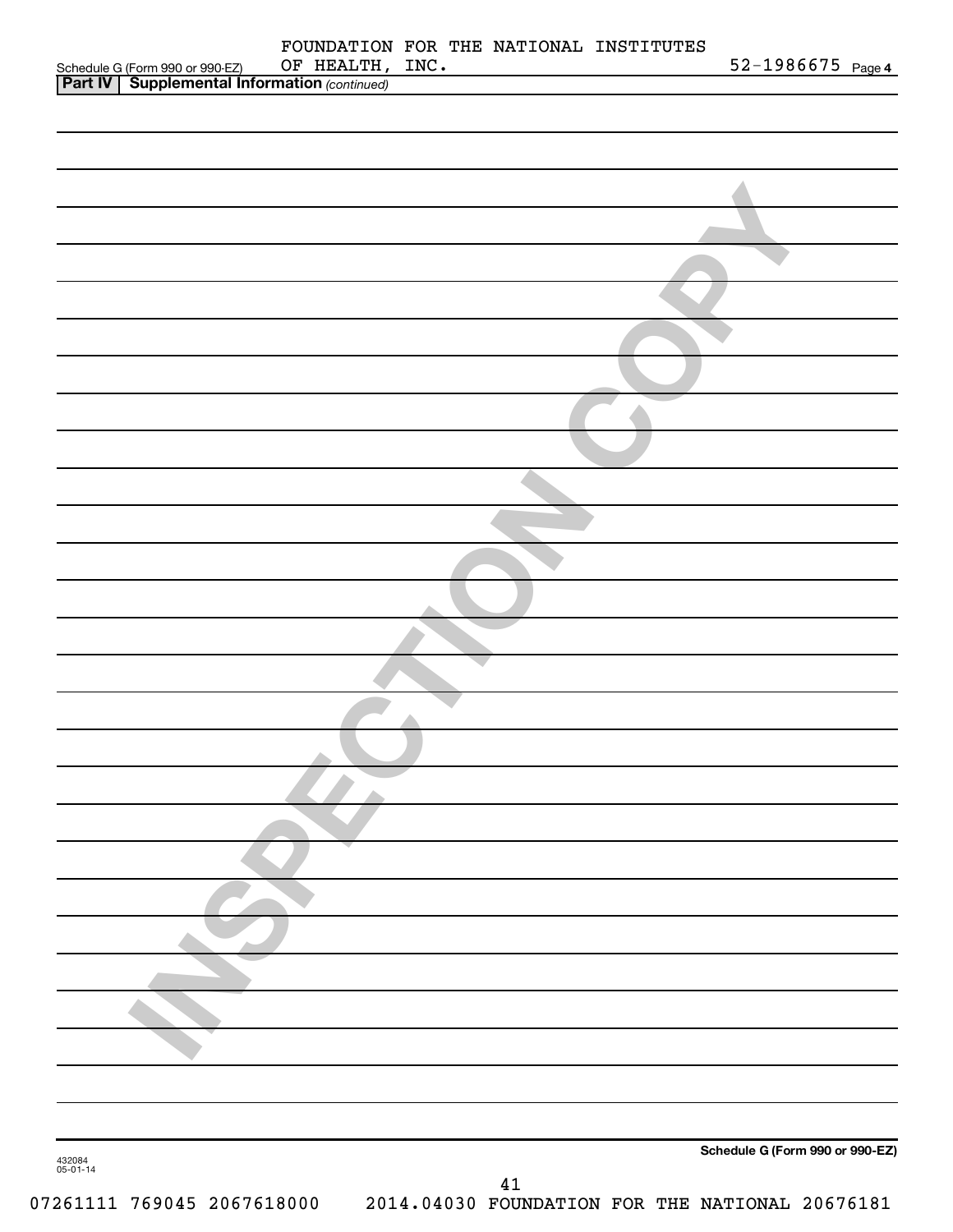FOUNDATION FOR THE NATIONAL INSTITUTES OF HEALTH, INC.

52-1986675

**Part IV | Supplemental Information** *(continued)*

INSPECTION COPY

**Schedule G (Form 990 or 990-EZ)**

432084
05-01-14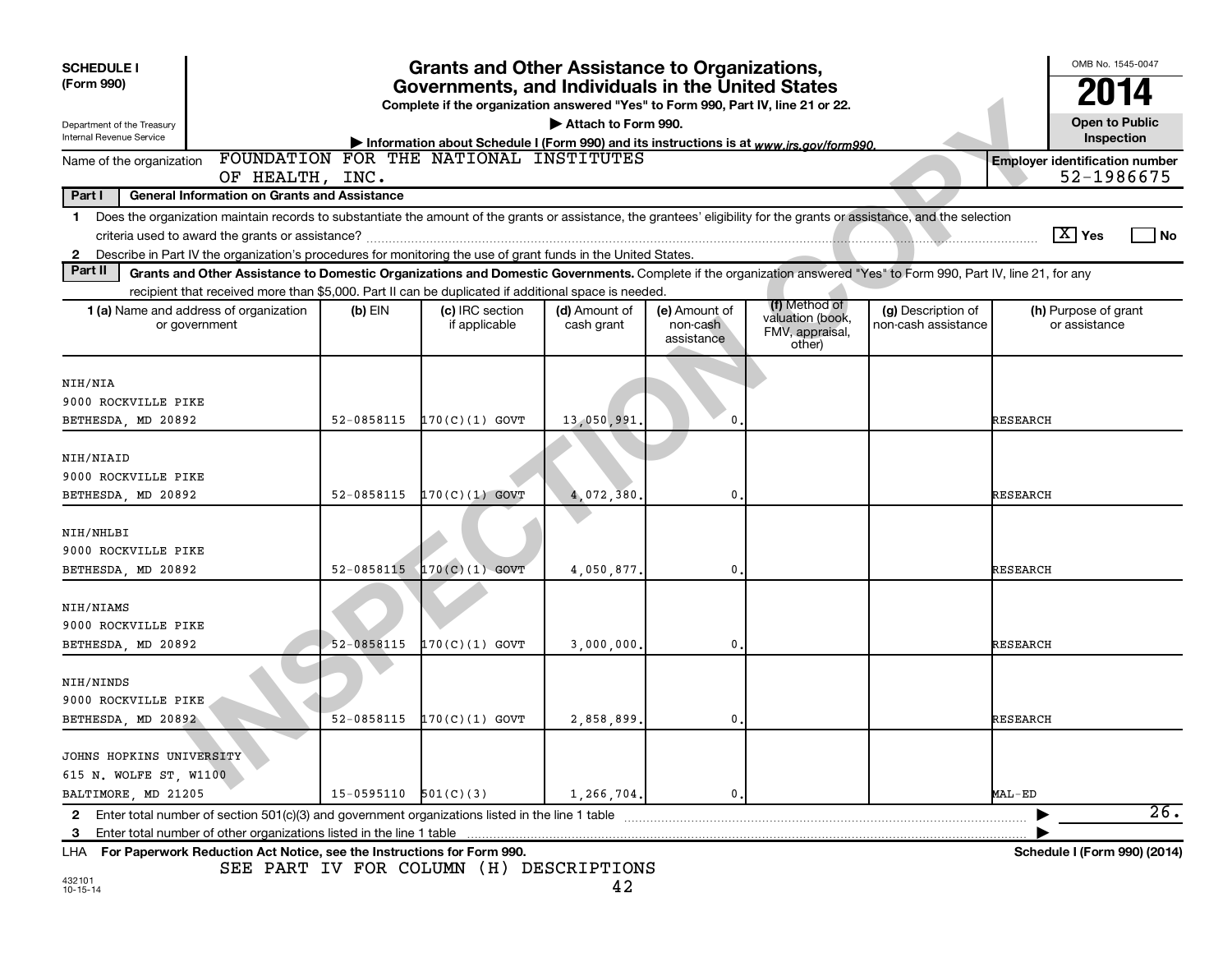**SCHEDULE I (Form 990)**

Department of the Treasury
Internal Revenue Service

# Grants and Other Assistance to Organizations, Governments, and Individuals in the United States

**Complete if the organization answered "Yes" to Form 990, Part IV, line 21 or 22.**

**▶ Attach to Form 990.**

**▶ Information about Schedule I (Form 990) and its instructions is at** *www.irs.gov/form990.*

OMB No. 1545-0047

**2014**

**Open to Public Inspection**

Name of the organization: FOUNDATION FOR THE NATIONAL INSTITUTES OF HEALTH, INC.

**Employer identification number** 52-1986675

**Part I General Information on Grants and Assistance**

1 Does the organization maintain records to substantiate the amount of the grants or assistance, the grantees' eligibility for the grants or assistance, and the selection criteria used to award the grants or assistance? [X] Yes [ ] No

2 Describe in Part IV the organization's procedures for monitoring the use of grant funds in the United States.

**Part II Grants and Other Assistance to Domestic Organizations and Domestic Governments.** Complete if the organization answered "Yes" to Form 990, Part IV, line 21, for any recipient that received more than $5,000. Part II can be duplicated if additional space is needed.

| 1 (a) Name and address of organization or government | (b) EIN | (c) IRC section if applicable | (d) Amount of cash grant | (e) Amount of non-cash assistance | (f) Method of valuation (book, FMV, appraisal, other) | (g) Description of non-cash assistance | (h) Purpose of grant or assistance |
|---|---|---|---|---|---|---|---|
| NIH/NIA<br>9000 ROCKVILLE PIKE<br>BETHESDA, MD 20892 | 52-0858115 | 170(C)(1) GOVT | 13,050,991. | 0. | | | RESEARCH |
| NIH/NIAID<br>9000 ROCKVILLE PIKE<br>BETHESDA, MD 20892 | 52-0858115 | 170(C)(1) GOVT | 4,072,380. | 0. | | | RESEARCH |
| NIH/NHLBI<br>9000 ROCKVILLE PIKE<br>BETHESDA, MD 20892 | 52-0858115 | 170(C)(1) GOVT | 4,050,877. | 0. | | | RESEARCH |
| NIH/NIAMS<br>9000 ROCKVILLE PIKE<br>BETHESDA, MD 20892 | 52-0858115 | 170(C)(1) GOVT | 3,000,000. | 0. | | | RESEARCH |
| NIH/NINDS<br>9000 ROCKVILLE PIKE<br>BETHESDA, MD 20892 | 52-0858115 | 170(C)(1) GOVT | 2,858,899. | 0. | | | RESEARCH |
| JOHNS HOPKINS UNIVERSITY<br>615 N. WOLFE ST, W1100<br>BALTIMORE, MD 21205 | 15-0595110 | 501(C)(3) | 1,266,704. | 0. | | | MAL-ED |

2 Enter total number of section 501(c)(3) and government organizations listed in the line 1 table ▶ 26.

3 Enter total number of other organizations listed in the line 1 table ▶

LHA **For Paperwork Reduction Act Notice, see the Instructions for Form 990.** **Schedule I (Form 990) (2014)**

SEE PART IV FOR COLUMN (H) DESCRIPTIONS

432101
10-15-14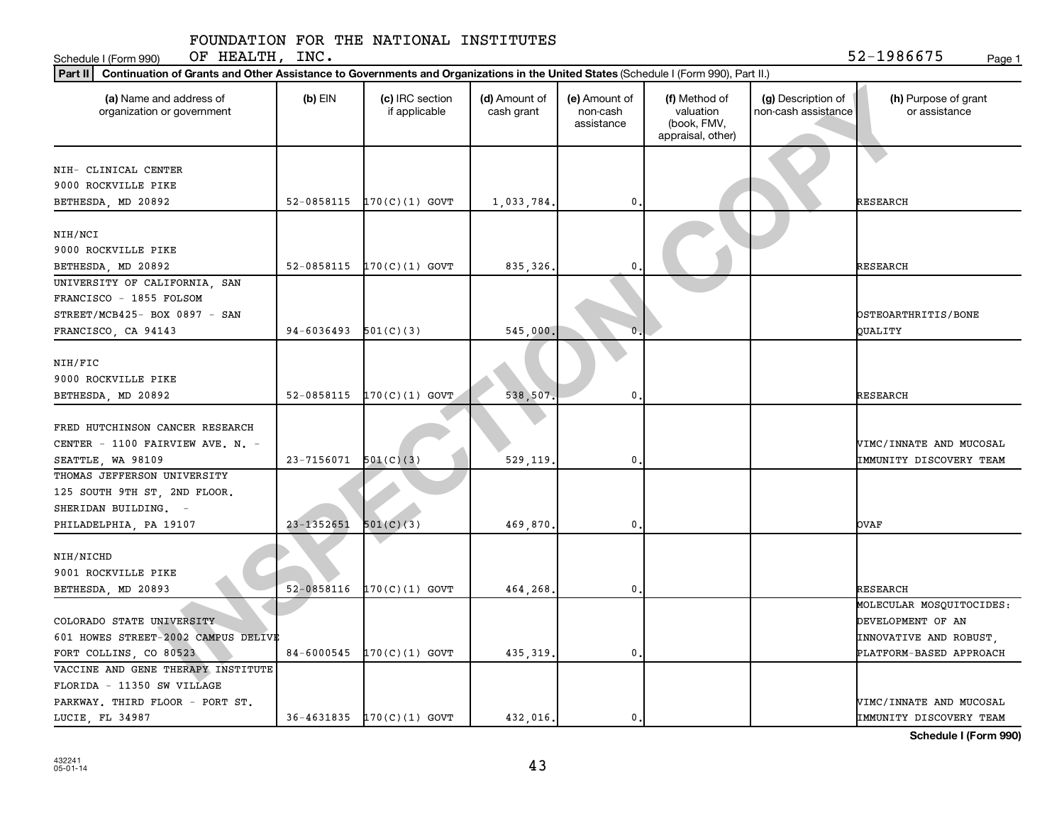FOUNDATION FOR THE NATIONAL INSTITUTES OF HEALTH, INC.

Schedule I (Form 990) 52-1986675

**Part II** **Continuation of Grants and Other Assistance to Governments and Organizations in the United States** (Schedule I (Form 990), Part II.)

| (a) Name and address of organization or government | (b) EIN | (c) IRC section if applicable | (d) Amount of cash grant | (e) Amount of non-cash assistance | (f) Method of valuation (book, FMV, appraisal, other) | (g) Description of non-cash assistance | (h) Purpose of grant or assistance |
|---|---|---|---|---|---|---|---|
| NIH- CLINICAL CENTER 9000 ROCKVILLE PIKE BETHESDA, MD 20892 | 52-0858115 | 170(C)(1) GOVT | 1,033,784. | 0. | | | RESEARCH |
| NIH/NCI 9000 ROCKVILLE PIKE BETHESDA, MD 20892 | 52-0858115 | 170(C)(1) GOVT | 835,326. | 0. | | | RESEARCH |
| UNIVERSITY OF CALIFORNIA, SAN FRANCISCO - 1855 FOLSOM STREET/MCB425- BOX 0897 - SAN FRANCISCO, CA 94143 | 94-6036493 | 501(C)(3) | 545,000. | 0. | | | OSTEOARTHRITIS/BONE QUALITY |
| NIH/FIC 9000 ROCKVILLE PIKE BETHESDA, MD 20892 | 52-0858115 | 170(C)(1) GOVT | 538,507. | 0. | | | RESEARCH |
| FRED HUTCHINSON CANCER RESEARCH CENTER - 1100 FAIRVIEW AVE. N. - SEATTLE, WA 98109 | 23-7156071 | 501(C)(3) | 529,119. | 0. | | | VIMC/INNATE AND MUCOSAL IMMUNITY DISCOVERY TEAM |
| THOMAS JEFFERSON UNIVERSITY 125 SOUTH 9TH ST, 2ND FLOOR. SHERIDAN BUILDING. - PHILADELPHIA, PA 19107 | 23-1352651 | 501(C)(3) | 469,870. | 0. | | | OVAF |
| NIH/NICHD 9001 ROCKVILLE PIKE BETHESDA, MD 20893 | 52-0858116 | 170(C)(1) GOVT | 464,268. | 0. | | | RESEARCH |
| COLORADO STATE UNIVERSITY 601 HOWES STREET-2002 CAMPUS DELIVE FORT COLLINS, CO 80523 | 84-6000545 | 170(C)(1) GOVT | 435,319. | 0. | | | MOLECULAR MOSQUITOCIDES: DEVELOPMENT OF AN INNOVATIVE AND ROBUST, PLATFORM-BASED APPROACH |
| VACCINE AND GENE THERAPY INSTITUTE FLORIDA - 11350 SW VILLAGE PARKWAY. THIRD FLOOR - PORT ST. LUCIE, FL 34987 | 36-4631835 | 170(C)(1) GOVT | 432,016. | 0. | | | VIMC/INNATE AND MUCOSAL IMMUNITY DISCOVERY TEAM |

**Schedule I (Form 990)**

432241 05-01-14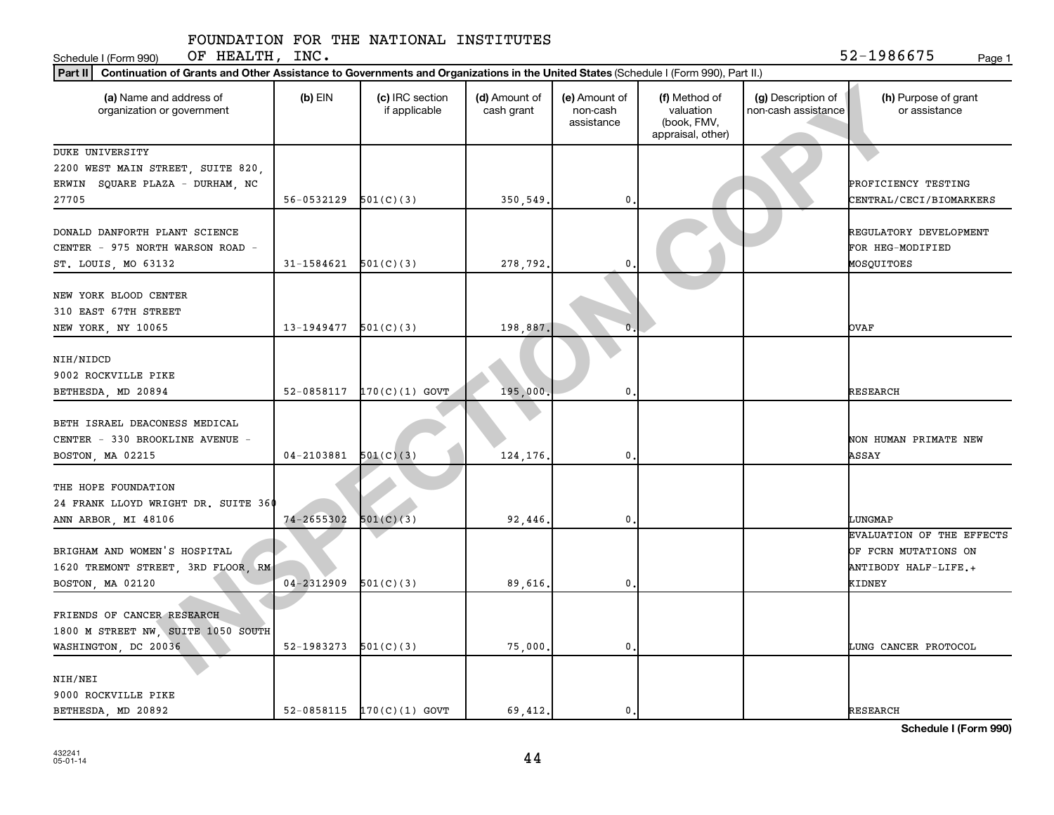FOUNDATION FOR THE NATIONAL INSTITUTES OF HEALTH, INC.

Schedule I (Form 990) 52-1986675

**Part II** **Continuation of Grants and Other Assistance to Governments and Organizations in the United States** (Schedule I (Form 990), Part II.)

| (a) Name and address of organization or government | (b) EIN | (c) IRC section if applicable | (d) Amount of cash grant | (e) Amount of non-cash assistance | (f) Method of valuation (book, FMV, appraisal, other) | (g) Description of non-cash assistance | (h) Purpose of grant or assistance |
|---|---|---|---|---|---|---|---|
| DUKE UNIVERSITY 2200 WEST MAIN STREET, SUITE 820, ERWIN SQUARE PLAZA - DURHAM, NC 27705 | 56-0532129 | 501(C)(3) | 350,549. | 0. | | | PROFICIENCY TESTING CENTRAL/CECI/BIOMARKERS |
| DONALD DANFORTH PLANT SCIENCE CENTER - 975 NORTH WARSON ROAD - ST. LOUIS, MO 63132 | 31-1584621 | 501(C)(3) | 278,792. | 0. | | | REGULATORY DEVELOPMENT FOR HEG-MODIFIED MOSQUITOES |
| NEW YORK BLOOD CENTER 310 EAST 67TH STREET NEW YORK, NY 10065 | 13-1949477 | 501(C)(3) | 198,887. | 0. | | | OVAF |
| NIH/NIDCD 9002 ROCKVILLE PIKE BETHESDA, MD 20894 | 52-0858117 | 170(C)(1) GOVT | 195,000. | 0. | | | RESEARCH |
| BETH ISRAEL DEACONESS MEDICAL CENTER - 330 BROOKLINE AVENUE - BOSTON, MA 02215 | 04-2103881 | 501(C)(3) | 124,176. | 0. | | | NON HUMAN PRIMATE NEW ASSAY |
| THE HOPE FOUNDATION 24 FRANK LLOYD WRIGHT DR. SUITE 360 ANN ARBOR, MI 48106 | 74-2655302 | 501(C)(3) | 92,446. | 0. | | | LUNGMAP |
| BRIGHAM AND WOMEN'S HOSPITAL 1620 TREMONT STREET, 3RD FLOOR, RM BOSTON, MA 02120 | 04-2312909 | 501(C)(3) | 89,616. | 0. | | | EVALUATION OF THE EFFECTS OF FCRN MUTATIONS ON ANTIBODY HALF-LIFE.+ KIDNEY |
| FRIENDS OF CANCER RESEARCH 1800 M STREET NW, SUITE 1050 SOUTH WASHINGTON, DC 20036 | 52-1983273 | 501(C)(3) | 75,000. | 0. | | | LUNG CANCER PROTOCOL |
| NIH/NEI 9000 ROCKVILLE PIKE BETHESDA, MD 20892 | 52-0858115 | 170(C)(1) GOVT | 69,412. | 0. | | | RESEARCH |

Schedule I (Form 990)

432241 05-01-14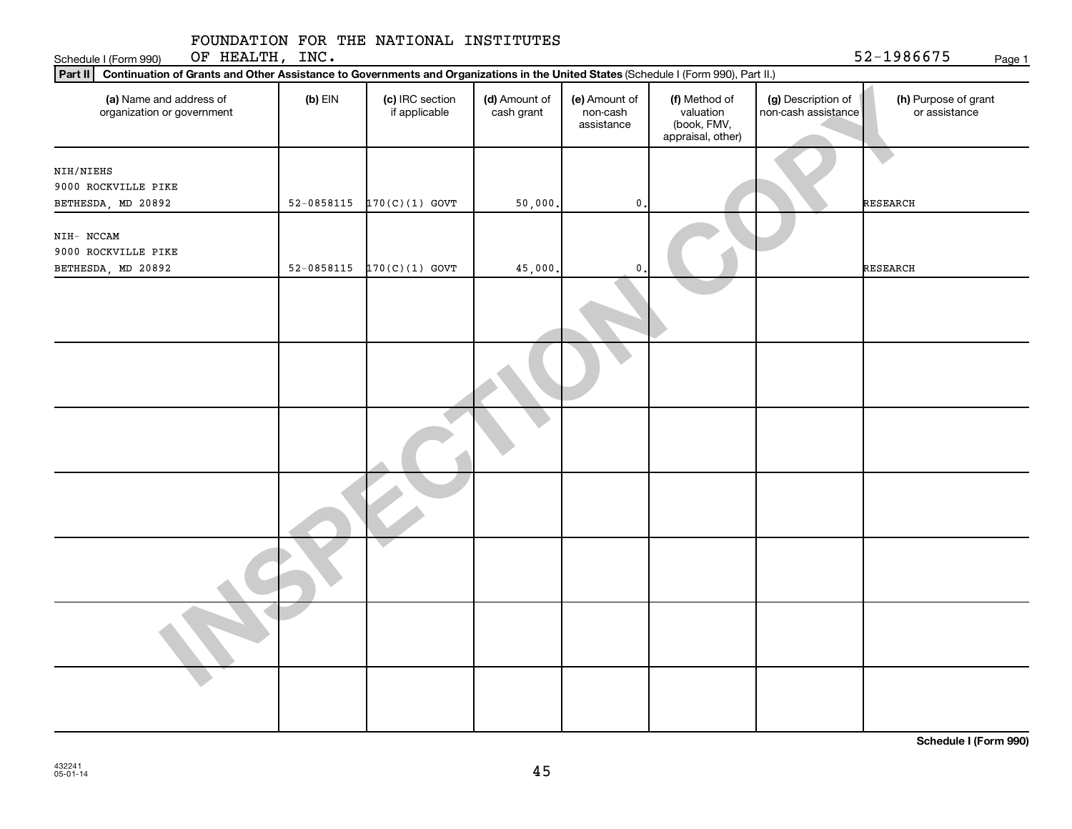Schedule I (Form 990)

FOUNDATION FOR THE NATIONAL INSTITUTES OF HEALTH, INC.

52-1986675

**Part II** **Continuation of Grants and Other Assistance to Governments and Organizations in the United States** (Schedule I (Form 990), Part II.)

| (a) Name and address of organization or government | (b) EIN | (c) IRC section if applicable | (d) Amount of cash grant | (e) Amount of non-cash assistance | (f) Method of valuation (book, FMV, appraisal, other) | (g) Description of non-cash assistance | (h) Purpose of grant or assistance |
|---|---|---|---|---|---|---|---|
| NIH/NIEHS<br>9000 ROCKVILLE PIKE<br>BETHESDA, MD 20892 | 52-0858115 | 170(C)(1) GOVT | 50,000. | 0. | | | RESEARCH |
| NIH- NCCAM<br>9000 ROCKVILLE PIKE<br>BETHESDA, MD 20892 | 52-0858115 | 170(C)(1) GOVT | 45,000. | 0. | | | RESEARCH |
| | | | | | | | |
| | | | | | | | |
| | | | | | | | |
| | | | | | | | |
| | | | | | | | |
| | | | | | | | |
| | | | | | | | |

**Schedule I (Form 990)**

432241
05-01-14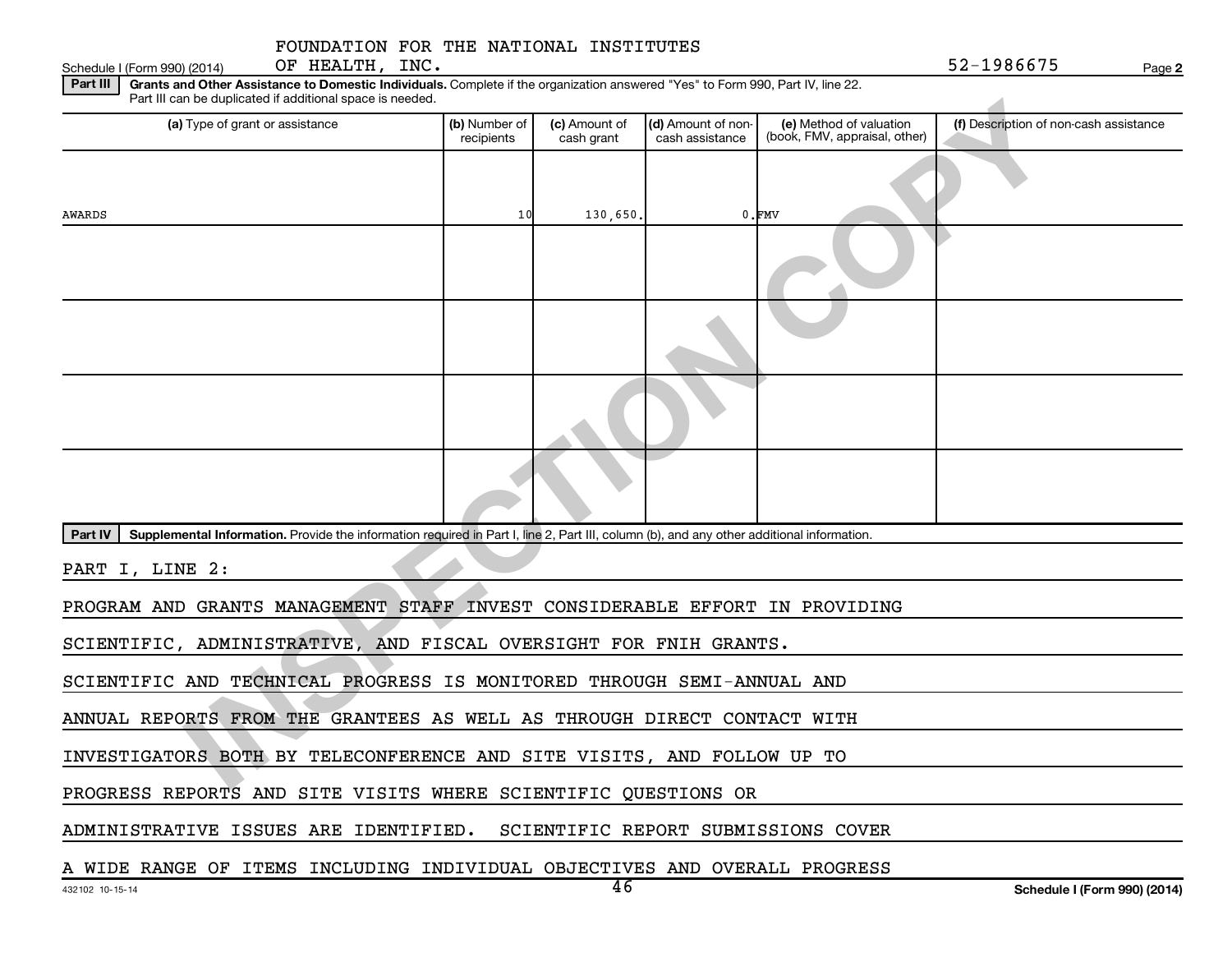FOUNDATION FOR THE NATIONAL INSTITUTES OF HEALTH, INC. 52-1986675

Schedule I (Form 990) (2014)

**Part III** **Grants and Other Assistance to Domestic Individuals.** Complete if the organization answered "Yes" to Form 990, Part IV, line 22. Part III can be duplicated if additional space is needed.

| (a) Type of grant or assistance | (b) Number of recipients | (c) Amount of cash grant | (d) Amount of non-cash assistance | (e) Method of valuation (book, FMV, appraisal, other) | (f) Description of non-cash assistance |
|---|---|---|---|---|---|
| AWARDS | 10 | 130,650. | 0. | FMV | |
| | | | | | |
| | | | | | |
| | | | | | |
| | | | | | |

**Part IV** **Supplemental Information.** Provide the information required in Part I, line 2, Part III, column (b), and any other additional information.

PART I, LINE 2:

PROGRAM AND GRANTS MANAGEMENT STAFF INVEST CONSIDERABLE EFFORT IN PROVIDING SCIENTIFIC, ADMINISTRATIVE, AND FISCAL OVERSIGHT FOR FNIH GRANTS. SCIENTIFIC AND TECHNICAL PROGRESS IS MONITORED THROUGH SEMI-ANNUAL AND ANNUAL REPORTS FROM THE GRANTEES AS WELL AS THROUGH DIRECT CONTACT WITH INVESTIGATORS BOTH BY TELECONFERENCE AND SITE VISITS, AND FOLLOW UP TO PROGRESS REPORTS AND SITE VISITS WHERE SCIENTIFIC QUESTIONS OR ADMINISTRATIVE ISSUES ARE IDENTIFIED. SCIENTIFIC REPORT SUBMISSIONS COVER A WIDE RANGE OF ITEMS INCLUDING INDIVIDUAL OBJECTIVES AND OVERALL PROGRESS

432102 10-15-14

Schedule I (Form 990) (2014)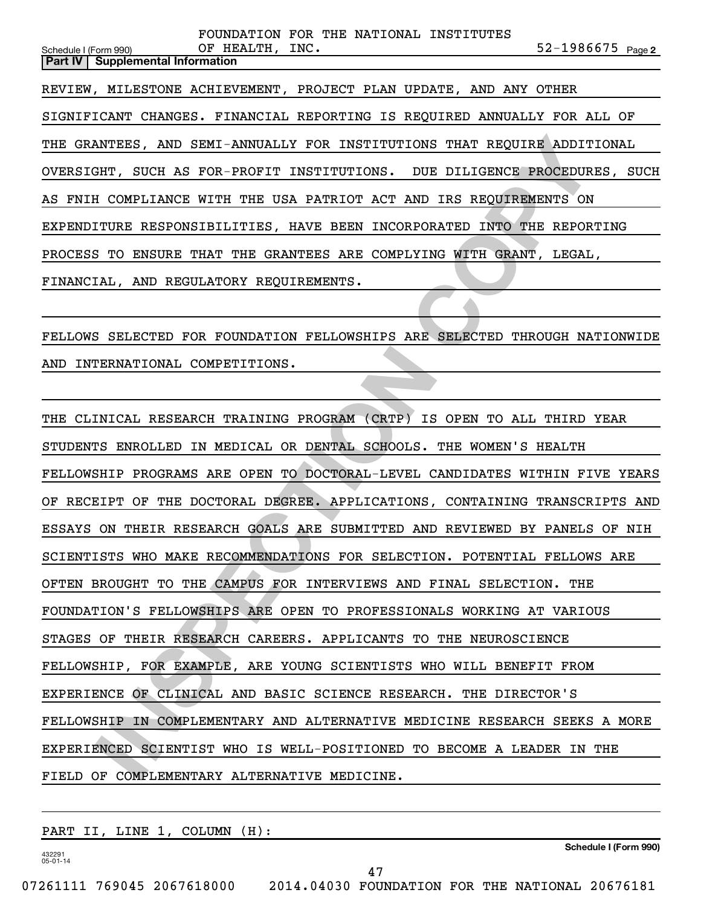**Part IV | Supplemental Information**

REVIEW, MILESTONE ACHIEVEMENT, PROJECT PLAN UPDATE, AND ANY OTHER SIGNIFICANT CHANGES. FINANCIAL REPORTING IS REQUIRED ANNUALLY FOR ALL OF THE GRANTEES, AND SEMI-ANNUALLY FOR INSTITUTIONS THAT REQUIRE ADDITIONAL OVERSIGHT, SUCH AS FOR-PROFIT INSTITUTIONS. DUE DILIGENCE PROCEDURES, SUCH AS FNIH COMPLIANCE WITH THE USA PATRIOT ACT AND IRS REQUIREMENTS ON EXPENDITURE RESPONSIBILITIES, HAVE BEEN INCORPORATED INTO THE REPORTING PROCESS TO ENSURE THAT THE GRANTEES ARE COMPLYING WITH GRANT, LEGAL, FINANCIAL, AND REGULATORY REQUIREMENTS.

FELLOWS SELECTED FOR FOUNDATION FELLOWSHIPS ARE SELECTED THROUGH NATIONWIDE AND INTERNATIONAL COMPETITIONS.

THE CLINICAL RESEARCH TRAINING PROGRAM (CRTP) IS OPEN TO ALL THIRD YEAR STUDENTS ENROLLED IN MEDICAL OR DENTAL SCHOOLS. THE WOMEN'S HEALTH FELLOWSHIP PROGRAMS ARE OPEN TO DOCTORAL-LEVEL CANDIDATES WITHIN FIVE YEARS OF RECEIPT OF THE DOCTORAL DEGREE. APPLICATIONS, CONTAINING TRANSCRIPTS AND ESSAYS ON THEIR RESEARCH GOALS ARE SUBMITTED AND REVIEWED BY PANELS OF NIH SCIENTISTS WHO MAKE RECOMMENDATIONS FOR SELECTION. POTENTIAL FELLOWS ARE OFTEN BROUGHT TO THE CAMPUS FOR INTERVIEWS AND FINAL SELECTION. THE FOUNDATION'S FELLOWSHIPS ARE OPEN TO PROFESSIONALS WORKING AT VARIOUS STAGES OF THEIR RESEARCH CAREERS. APPLICANTS TO THE NEUROSCIENCE FELLOWSHIP, FOR EXAMPLE, ARE YOUNG SCIENTISTS WHO WILL BENEFIT FROM EXPERIENCE OF CLINICAL AND BASIC SCIENCE RESEARCH. THE DIRECTOR'S FELLOWSHIP IN COMPLEMENTARY AND ALTERNATIVE MEDICINE RESEARCH SEEKS A MORE EXPERIENCED SCIENTIST WHO IS WELL-POSITIONED TO BECOME A LEADER IN THE FIELD OF COMPLEMENTARY ALTERNATIVE MEDICINE.

PART II, LINE 1, COLUMN (H):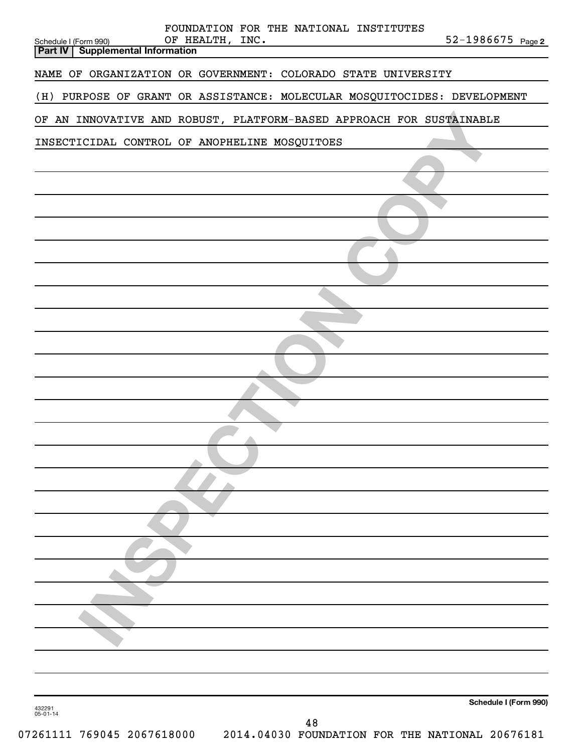Schedule I (Form 990) FOUNDATION FOR THE NATIONAL INSTITUTES OF HEALTH, INC. 52-1986675 Page 2

**Part IV | Supplemental Information**

NAME OF ORGANIZATION OR GOVERNMENT: COLORADO STATE UNIVERSITY

(H) PURPOSE OF GRANT OR ASSISTANCE: MOLECULAR MOSQUITOCIDES: DEVELOPMENT OF AN INNOVATIVE AND ROBUST, PLATFORM-BASED APPROACH FOR SUSTAINABLE INSECTICIDAL CONTROL OF ANOPHELINE MOSQUITOES

432291 05-01-14

**Schedule I (Form 990)**

07261111 769045 2067618000 2014.04030 FOUNDATION FOR THE NATIONAL 20676181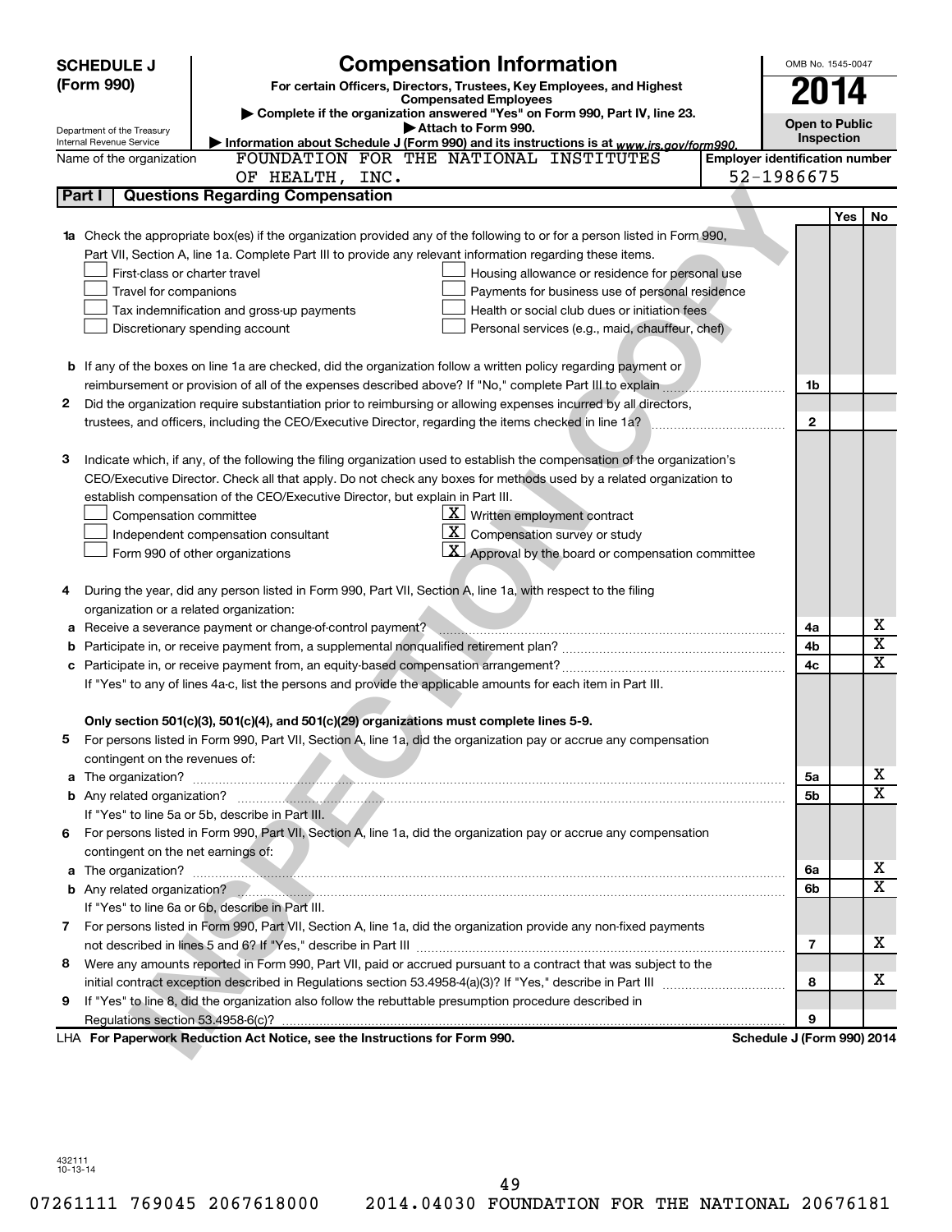# SCHEDULE J (Form 990)

## Compensation Information

**For certain Officers, Directors, Trustees, Key Employees, and Highest Compensated Employees**

▶ Complete if the organization answered "Yes" on Form 990, Part IV, line 23.

▶ Attach to Form 990.

▶ Information about Schedule J (Form 990) and its instructions is at *www.irs.gov/form990.*

OMB No. 1545-0047

**2014**

**Open to Public Inspection**

Department of the Treasury
Internal Revenue Service

| Name of the organization | Employer identification number |
|---|---|
| FOUNDATION FOR THE NATIONAL INSTITUTES OF HEALTH, INC. | 52-1986675 |

### Part I — Questions Regarding Compensation

| | | | Yes | No |
|---|---|---|---|---|
| **1a** | Check the appropriate box(es) if the organization provided any of the following to or for a person listed in Form 990, Part VII, Section A, line 1a. Complete Part III to provide any relevant information regarding these items.<br>☐ First-class or charter travel<br>☐ Travel for companions<br>☐ Tax indemnification and gross-up payments<br>☐ Discretionary spending account<br>☐ Housing allowance or residence for personal use<br>☐ Payments for business use of personal residence<br>☐ Health or social club dues or initiation fees<br>☐ Personal services (e.g., maid, chauffeur, chef) | | | |
| **b** | If any of the boxes on line 1a are checked, did the organization follow a written policy regarding payment or reimbursement or provision of all of the expenses described above? If "No," complete Part III to explain | 1b | | |
| **2** | Did the organization require substantiation prior to reimbursing or allowing expenses incurred by all directors, trustees, and officers, including the CEO/Executive Director, regarding the items checked in line 1a? | 2 | | |
| **3** | Indicate which, if any, of the following the filing organization used to establish the compensation of the organization's CEO/Executive Director. Check all that apply. Do not check any boxes for methods used by a related organization to establish compensation of the CEO/Executive Director, but explain in Part III.<br>☐ Compensation committee<br>☐ Independent compensation consultant<br>☐ Form 990 of other organizations<br>☒ Written employment contract<br>☒ Compensation survey or study<br>☒ Approval by the board or compensation committee | | | |
| **4** | During the year, did any person listed in Form 990, Part VII, Section A, line 1a, with respect to the filing organization or a related organization: | | | |
| **a** | Receive a severance payment or change-of-control payment? | 4a | | X |
| **b** | Participate in, or receive payment from, a supplemental nonqualified retirement plan? | 4b | | X |
| **c** | Participate in, or receive payment from, an equity-based compensation arrangement? | 4c | | X |
| | If "Yes" to any of lines 4a-c, list the persons and provide the applicable amounts for each item in Part III. | | | |
| | **Only section 501(c)(3), 501(c)(4), and 501(c)(29) organizations must complete lines 5-9.** | | | |
| **5** | For persons listed in Form 990, Part VII, Section A, line 1a, did the organization pay or accrue any compensation contingent on the revenues of: | | | |
| **a** | The organization? | 5a | | X |
| **b** | Any related organization? | 5b | | X |
| | If "Yes" to line 5a or 5b, describe in Part III. | | | |
| **6** | For persons listed in Form 990, Part VII, Section A, line 1a, did the organization pay or accrue any compensation contingent on the net earnings of: | | | |
| **a** | The organization? | 6a | | X |
| **b** | Any related organization? | 6b | | X |
| | If "Yes" to line 6a or 6b, describe in Part III. | | | |
| **7** | For persons listed in Form 990, Part VII, Section A, line 1a, did the organization provide any non-fixed payments not described in lines 5 and 6? If "Yes," describe in Part III | 7 | | X |
| **8** | Were any amounts reported in Form 990, Part VII, paid or accrued pursuant to a contract that was subject to the initial contract exception described in Regulations section 53.4958-4(a)(3)? If "Yes," describe in Part III | 8 | | X |
| **9** | If "Yes" to line 8, did the organization also follow the rebuttable presumption procedure described in Regulations section 53.4958-6(c)? | 9 | | |

LHA **For Paperwork Reduction Act Notice, see the Instructions for Form 990.** **Schedule J (Form 990) 2014**

432111
10-13-14

07261111 769045 2067618000 2014.04030 FOUNDATION FOR THE NATIONAL 20676181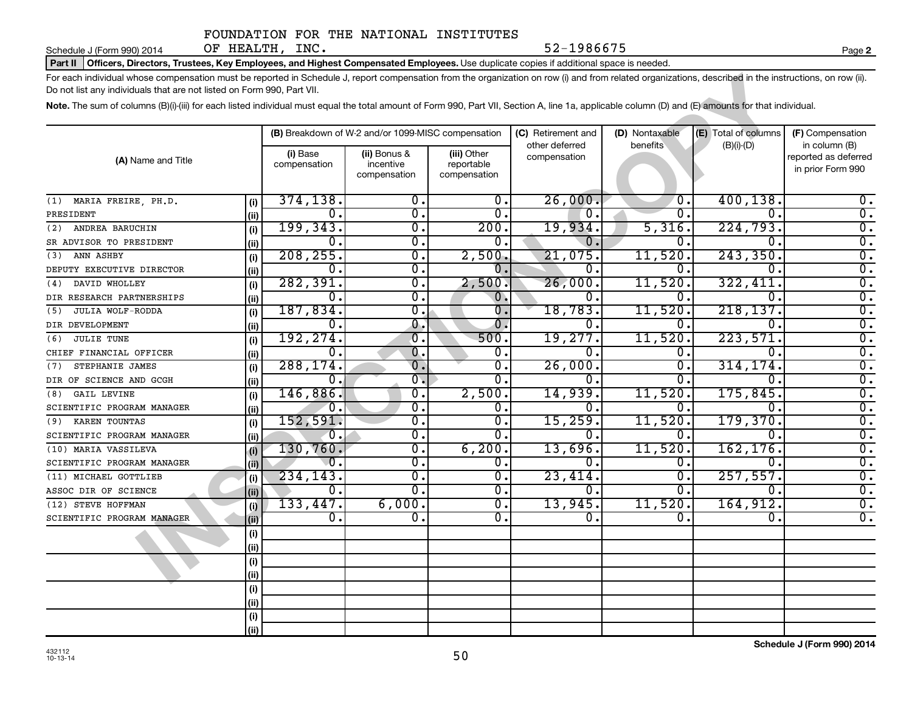FOUNDATION FOR THE NATIONAL INSTITUTES OF HEALTH, INC. 52-1986675

**Part II | Officers, Directors, Trustees, Key Employees, and Highest Compensated Employees.** Use duplicate copies if additional space is needed.

For each individual whose compensation must be reported in Schedule J, report compensation from the organization on row (i) and from related organizations, described in the instructions, on row (ii). Do not list any individuals that are not listed on Form 990, Part VII.

**Note.** The sum of columns (B)(i)-(iii) for each listed individual must equal the total amount of Form 990, Part VII, Section A, line 1a, applicable column (D) and (E) amounts for that individual.

| (A) Name and Title | | (B) Breakdown of W-2 and/or 1099-MISC compensation | | | (C) Retirement and other deferred compensation | (D) Nontaxable benefits | (E) Total of columns (B)(i)-(D) | (F) Compensation in column (B) reported as deferred in prior Form 990 |
|---|---|---|---|---|---|---|---|---|
| | | (i) Base compensation | (ii) Bonus & incentive compensation | (iii) Other reportable compensation | | | | |
| (1) MARIA FREIRE, PH.D. | (i) | 374,138. | 0. | 0. | 26,000. | 0. | 400,138. | 0. |
| PRESIDENT | (ii) | 0. | 0. | 0. | 0. | 0. | 0. | 0. |
| (2) ANDREA BARUCHIN | (i) | 199,343. | 0. | 200. | 19,934. | 5,316. | 224,793. | 0. |
| SR ADVISOR TO PRESIDENT | (ii) | 0. | 0. | 0. | 0. | 0. | 0. | 0. |
| (3) ANN ASHBY | (i) | 208,255. | 0. | 2,500. | 21,075. | 11,520. | 243,350. | 0. |
| DEPUTY EXECUTIVE DIRECTOR | (ii) | 0. | 0. | 0. | 0. | 0. | 0. | 0. |
| (4) DAVID WHOLLEY | (i) | 282,391. | 0. | 2,500. | 26,000. | 11,520. | 322,411. | 0. |
| DIR RESEARCH PARTNERSHIPS | (ii) | 0. | 0. | 0. | 0. | 0. | 0. | 0. |
| (5) JULIA WOLF-RODDA | (i) | 187,834. | 0. | 0. | 18,783. | 11,520. | 218,137. | 0. |
| DIR DEVELOPMENT | (ii) | 0. | 0. | 0. | 0. | 0. | 0. | 0. |
| (6) JULIE TUNE | (i) | 192,274. | 0. | 500. | 19,277. | 11,520. | 223,571. | 0. |
| CHIEF FINANCIAL OFFICER | (ii) | 0. | 0. | 0. | 0. | 0. | 0. | 0. |
| (7) STEPHANIE JAMES | (i) | 288,174. | 0. | 0. | 26,000. | 0. | 314,174. | 0. |
| DIR OF SCIENCE AND GCGH | (ii) | 0. | 0. | 0. | 0. | 0. | 0. | 0. |
| (8) GAIL LEVINE | (i) | 146,886. | 0. | 2,500. | 14,939. | 11,520. | 175,845. | 0. |
| SCIENTIFIC PROGRAM MANAGER | (ii) | 0. | 0. | 0. | 0. | 0. | 0. | 0. |
| (9) KAREN TOUNTAS | (i) | 152,591. | 0. | 0. | 15,259. | 11,520. | 179,370. | 0. |
| SCIENTIFIC PROGRAM MANAGER | (ii) | 0. | 0. | 0. | 0. | 0. | 0. | 0. |
| (10) MARIA VASSILEVA | (i) | 130,760. | 0. | 6,200. | 13,696. | 11,520. | 162,176. | 0. |
| SCIENTIFIC PROGRAM MANAGER | (ii) | 0. | 0. | 0. | 0. | 0. | 0. | 0. |
| (11) MICHAEL GOTTLIEB | (i) | 234,143. | 0. | 0. | 23,414. | 0. | 257,557. | 0. |
| ASSOC DIR OF SCIENCE | (ii) | 0. | 0. | 0. | 0. | 0. | 0. | 0. |
| (12) STEVE HOFFMAN | (i) | 133,447. | 6,000. | 0. | 13,945. | 11,520. | 164,912. | 0. |
| SCIENTIFIC PROGRAM MANAGER | (ii) | 0. | 0. | 0. | 0. | 0. | 0. | 0. |
| | (i) | | | | | | | |
| | (ii) | | | | | | | |
| | (i) | | | | | | | |
| | (ii) | | | | | | | |
| | (i) | | | | | | | |
| | (ii) | | | | | | | |
| | (i) | | | | | | | |
| | (ii) | | | | | | | |

432112 10-13-14

**Schedule J (Form 990) 2014**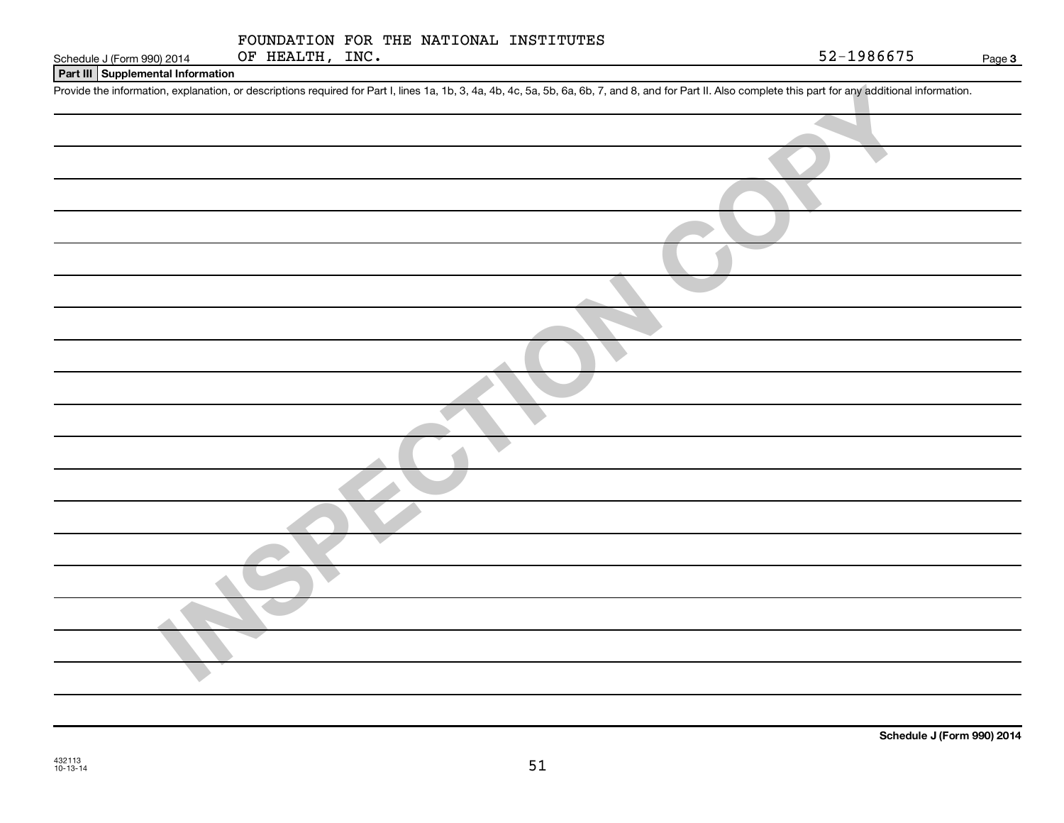Schedule J (Form 990) 2014 FOUNDATION FOR THE NATIONAL INSTITUTES OF HEALTH, INC. 52-1986675 Page 3

**Part III Supplemental Information**

Provide the information, explanation, or descriptions required for Part I, lines 1a, 1b, 3, 4a, 4b, 4c, 5a, 5b, 6a, 6b, 7, and 8, and for Part II. Also complete this part for any additional information.

INSPECTION COPY

**Schedule J (Form 990) 2014**

432113
10-13-14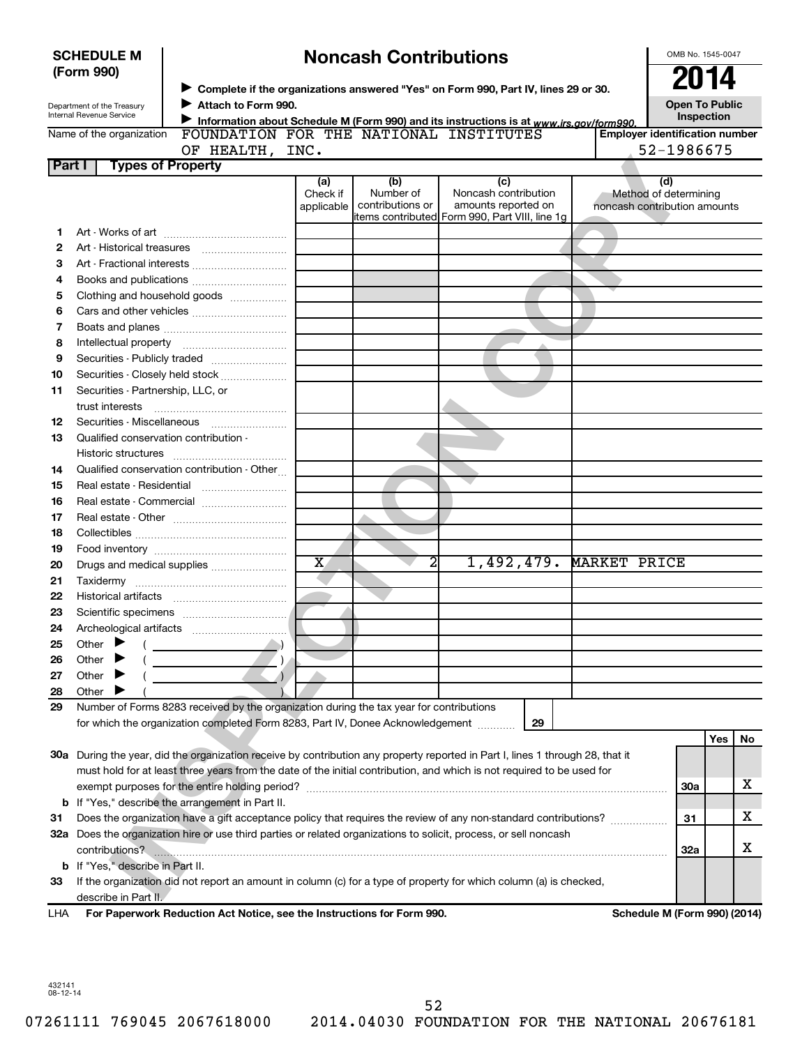**SCHEDULE M (Form 990)**

Department of the Treasury
Internal Revenue Service

# Noncash Contributions

▶ Complete if the organizations answered "Yes" on Form 990, Part IV, lines 29 or 30.
▶ Attach to Form 990.
▶ Information about Schedule M (Form 990) and its instructions is at www.irs.gov/form990.

OMB No. 1545-0047

**2014**

**Open To Public Inspection**

Name of the organization: FOUNDATION FOR THE NATIONAL INSTITUTES OF HEALTH, INC.

Employer identification number: 52-1986675

## Part I Types of Property

| | | (a) Check if applicable | (b) Number of contributions or items contributed | (c) Noncash contribution amounts reported on Form 990, Part VIII, line 1g | (d) Method of determining noncash contribution amounts |
|---|---|---|---|---|---|
| 1 | Art - Works of art | | | | |
| 2 | Art - Historical treasures | | | | |
| 3 | Art - Fractional interests | | | | |
| 4 | Books and publications | | | | |
| 5 | Clothing and household goods | | | | |
| 6 | Cars and other vehicles | | | | |
| 7 | Boats and planes | | | | |
| 8 | Intellectual property | | | | |
| 9 | Securities - Publicly traded | | | | |
| 10 | Securities - Closely held stock | | | | |
| 11 | Securities - Partnership, LLC, or trust interests | | | | |
| 12 | Securities - Miscellaneous | | | | |
| 13 | Qualified conservation contribution - Historic structures | | | | |
| 14 | Qualified conservation contribution - Other | | | | |
| 15 | Real estate - Residential | | | | |
| 16 | Real estate - Commercial | | | | |
| 17 | Real estate - Other | | | | |
| 18 | Collectibles | | | | |
| 19 | Food inventory | | | | |
| 20 | Drugs and medical supplies | X | 2 | 1,492,479. | MARKET PRICE |
| 21 | Taxidermy | | | | |
| 22 | Historical artifacts | | | | |
| 23 | Scientific specimens | | | | |
| 24 | Archeological artifacts | | | | |
| 25 | Other ▶ ( ) | | | | |
| 26 | Other ▶ ( ) | | | | |
| 27 | Other ▶ ( ) | | | | |
| 28 | Other ▶ ( ) | | | | |

29 Number of Forms 8283 received by the organization during the tax year for contributions for which the organization completed Form 8283, Part IV, Donee Acknowledgement ..... 29

| | | | Yes | No |
|---|---|---|---|---|
| 30a | During the year, did the organization receive by contribution any property reported in Part I, lines 1 through 28, that it must hold for at least three years from the date of the initial contribution, and which is not required to be used for exempt purposes for the entire holding period? | 30a | | X |
| b | If "Yes," describe the arrangement in Part II. | | | |
| 31 | Does the organization have a gift acceptance policy that requires the review of any non-standard contributions? | 31 | | X |
| 32a | Does the organization hire or use third parties or related organizations to solicit, process, or sell noncash contributions? | 32a | | X |
| b | If "Yes," describe in Part II. | | | |
| 33 | If the organization did not report an amount in column (c) for a type of property for which column (a) is checked, describe in Part II. | | | |

LHA For Paperwork Reduction Act Notice, see the Instructions for Form 990. Schedule M (Form 990) (2014)

432141 08-12-14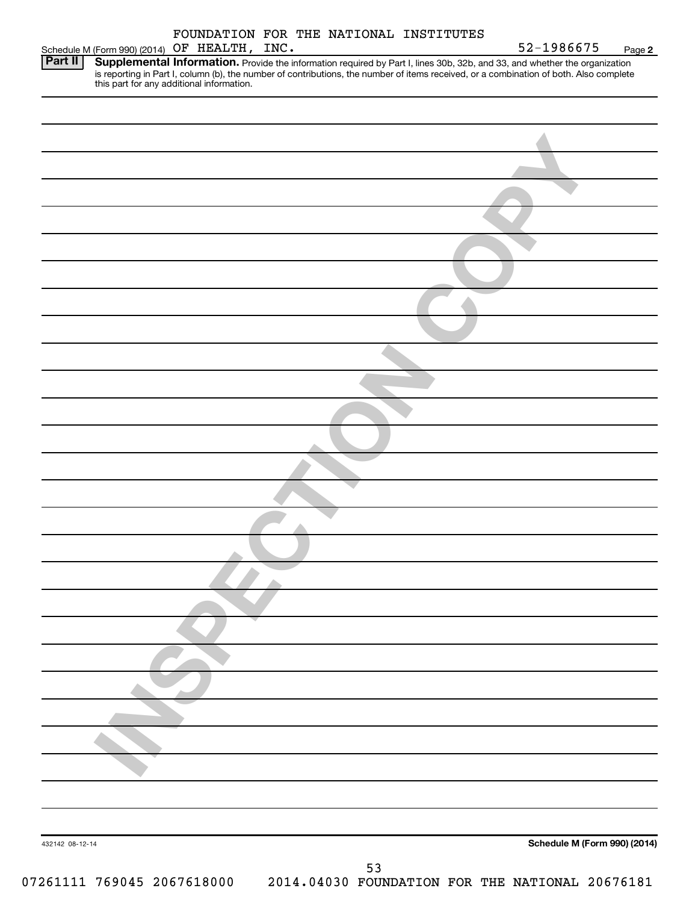FOUNDATION FOR THE NATIONAL INSTITUTES OF HEALTH, INC. 52-1986675

Schedule M (Form 990) (2014) Page **2**

**Part II** **Supplemental Information.** Provide the information required by Part I, lines 30b, 32b, and 33, and whether the organization is reporting in Part I, column (b), the number of contributions, the number of items received, or a combination of both. Also complete this part for any additional information.

INSPECTION COPY

432142 08-12-14

**Schedule M (Form 990) (2014)**

07261111 769045 2067618000 2014.04030 FOUNDATION FOR THE NATIONAL 20676181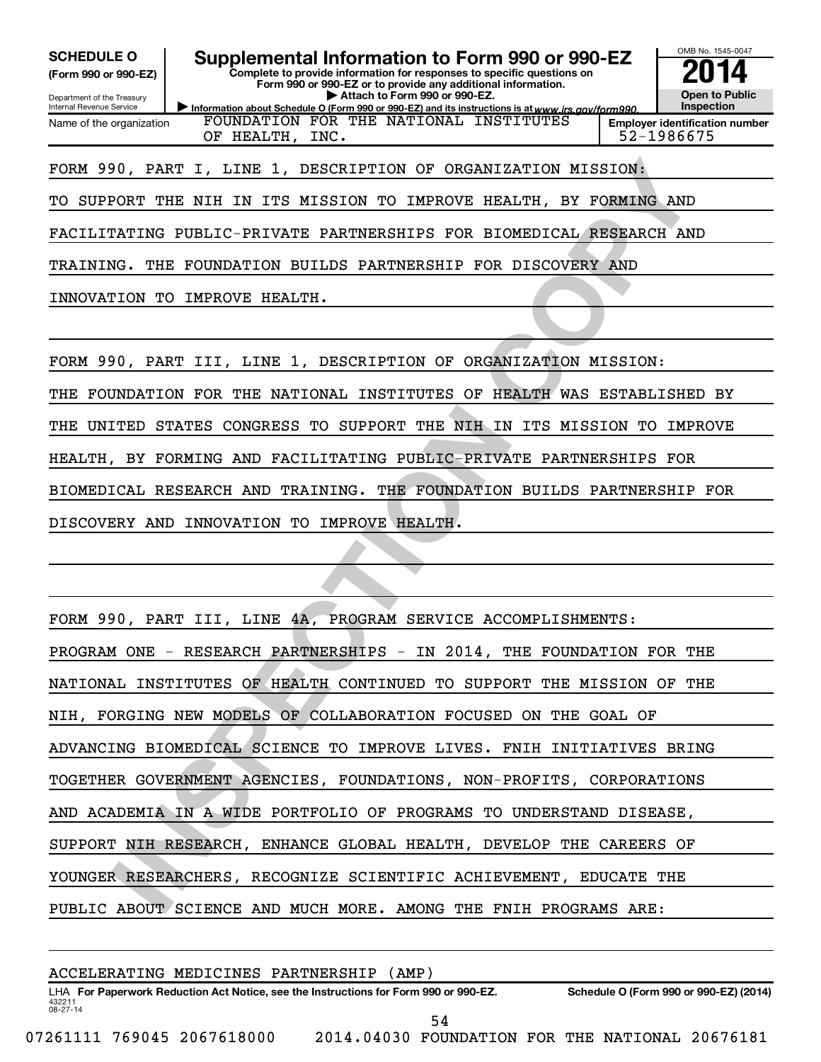**SCHEDULE O**
**(Form 990 or 990-EZ)**
Department of the Treasury
Internal Revenue Service

# Supplemental Information to Form 990 or 990-EZ

**Complete to provide information for responses to specific questions on Form 990 or 990-EZ or to provide any additional information.**
▶ **Attach to Form 990 or 990-EZ.**
▶ **Information about Schedule O (Form 990 or 990-EZ) and its instructions is at** *www.irs.gov/form990.*

OMB No. 1545-0047
**2014**
**Open to Public Inspection**

| Name of the organization | Employer identification number |
|---|---|
| FOUNDATION FOR THE NATIONAL INSTITUTES OF HEALTH, INC. | 52-1986675 |

FORM 990, PART I, LINE 1, DESCRIPTION OF ORGANIZATION MISSION:

TO SUPPORT THE NIH IN ITS MISSION TO IMPROVE HEALTH, BY FORMING AND FACILITATING PUBLIC-PRIVATE PARTNERSHIPS FOR BIOMEDICAL RESEARCH AND TRAINING. THE FOUNDATION BUILDS PARTNERSHIP FOR DISCOVERY AND INNOVATION TO IMPROVE HEALTH.

FORM 990, PART III, LINE 1, DESCRIPTION OF ORGANIZATION MISSION:

THE FOUNDATION FOR THE NATIONAL INSTITUTES OF HEALTH WAS ESTABLISHED BY THE UNITED STATES CONGRESS TO SUPPORT THE NIH IN ITS MISSION TO IMPROVE HEALTH, BY FORMING AND FACILITATING PUBLIC-PRIVATE PARTNERSHIPS FOR BIOMEDICAL RESEARCH AND TRAINING. THE FOUNDATION BUILDS PARTNERSHIP FOR DISCOVERY AND INNOVATION TO IMPROVE HEALTH.

FORM 990, PART III, LINE 4A, PROGRAM SERVICE ACCOMPLISHMENTS:

PROGRAM ONE - RESEARCH PARTNERSHIPS - IN 2014, THE FOUNDATION FOR THE NATIONAL INSTITUTES OF HEALTH CONTINUED TO SUPPORT THE MISSION OF THE NIH, FORGING NEW MODELS OF COLLABORATION FOCUSED ON THE GOAL OF ADVANCING BIOMEDICAL SCIENCE TO IMPROVE LIVES. FNIH INITIATIVES BRING TOGETHER GOVERNMENT AGENCIES, FOUNDATIONS, NON-PROFITS, CORPORATIONS AND ACADEMIA IN A WIDE PORTFOLIO OF PROGRAMS TO UNDERSTAND DISEASE, SUPPORT NIH RESEARCH, ENHANCE GLOBAL HEALTH, DEVELOP THE CAREERS OF YOUNGER RESEARCHERS, RECOGNIZE SCIENTIFIC ACHIEVEMENT, EDUCATE THE PUBLIC ABOUT SCIENCE AND MUCH MORE. AMONG THE FNIH PROGRAMS ARE:

ACCELERATING MEDICINES PARTNERSHIP (AMP)

LHA **For Paperwork Reduction Act Notice, see the Instructions for Form 990 or 990-EZ.** **Schedule O (Form 990 or 990-EZ) (2014)**
432211
08-27-14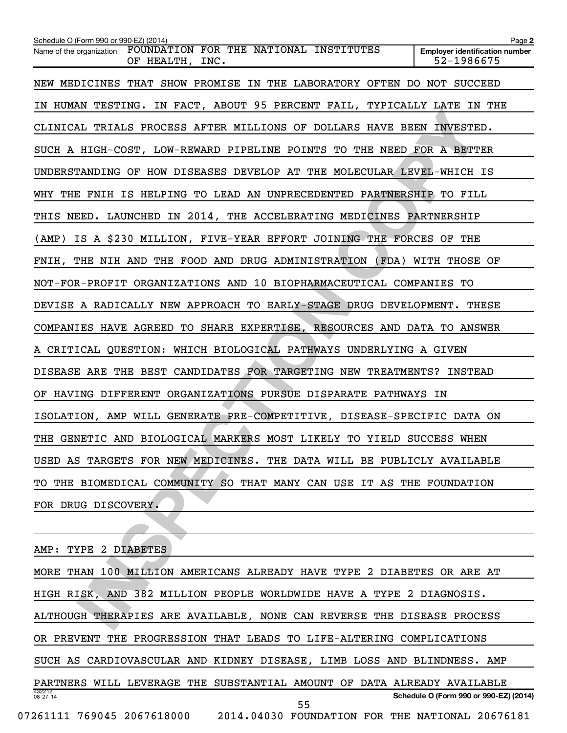NEW MEDICINES THAT SHOW PROMISE IN THE LABORATORY OFTEN DO NOT SUCCEED IN HUMAN TESTING. IN FACT, ABOUT 95 PERCENT FAIL, TYPICALLY LATE IN THE CLINICAL TRIALS PROCESS AFTER MILLIONS OF DOLLARS HAVE BEEN INVESTED. SUCH A HIGH-COST, LOW-REWARD PIPELINE POINTS TO THE NEED FOR A BETTER UNDERSTANDING OF HOW DISEASES DEVELOP AT THE MOLECULAR LEVEL-WHICH IS WHY THE FNIH IS HELPING TO LEAD AN UNPRECEDENTED PARTNERSHIP TO FILL THIS NEED. LAUNCHED IN 2014, THE ACCELERATING MEDICINES PARTNERSHIP (AMP) IS A $230 MILLION, FIVE-YEAR EFFORT JOINING THE FORCES OF THE FNIH, THE NIH AND THE FOOD AND DRUG ADMINISTRATION (FDA) WITH THOSE OF NOT-FOR-PROFIT ORGANIZATIONS AND 10 BIOPHARMACEUTICAL COMPANIES TO DEVISE A RADICALLY NEW APPROACH TO EARLY-STAGE DRUG DEVELOPMENT. THESE COMPANIES HAVE AGREED TO SHARE EXPERTISE, RESOURCES AND DATA TO ANSWER A CRITICAL QUESTION: WHICH BIOLOGICAL PATHWAYS UNDERLYING A GIVEN DISEASE ARE THE BEST CANDIDATES FOR TARGETING NEW TREATMENTS? INSTEAD OF HAVING DIFFERENT ORGANIZATIONS PURSUE DISPARATE PATHWAYS IN ISOLATION, AMP WILL GENERATE PRE-COMPETITIVE, DISEASE-SPECIFIC DATA ON THE GENETIC AND BIOLOGICAL MARKERS MOST LIKELY TO YIELD SUCCESS WHEN USED AS TARGETS FOR NEW MEDICINES. THE DATA WILL BE PUBLICLY AVAILABLE TO THE BIOMEDICAL COMMUNITY SO THAT MANY CAN USE IT AS THE FOUNDATION FOR DRUG DISCOVERY.

AMP: TYPE 2 DIABETES

MORE THAN 100 MILLION AMERICANS ALREADY HAVE TYPE 2 DIABETES OR ARE AT HIGH RISK, AND 382 MILLION PEOPLE WORLDWIDE HAVE A TYPE 2 DIAGNOSIS. ALTHOUGH THERAPIES ARE AVAILABLE, NONE CAN REVERSE THE DISEASE PROCESS OR PREVENT THE PROGRESSION THAT LEADS TO LIFE-ALTERING COMPLICATIONS SUCH AS CARDIOVASCULAR AND KIDNEY DISEASE, LIMB LOSS AND BLINDNESS. AMP PARTNERS WILL LEVERAGE THE SUBSTANTIAL AMOUNT OF DATA ALREADY AVAILABLE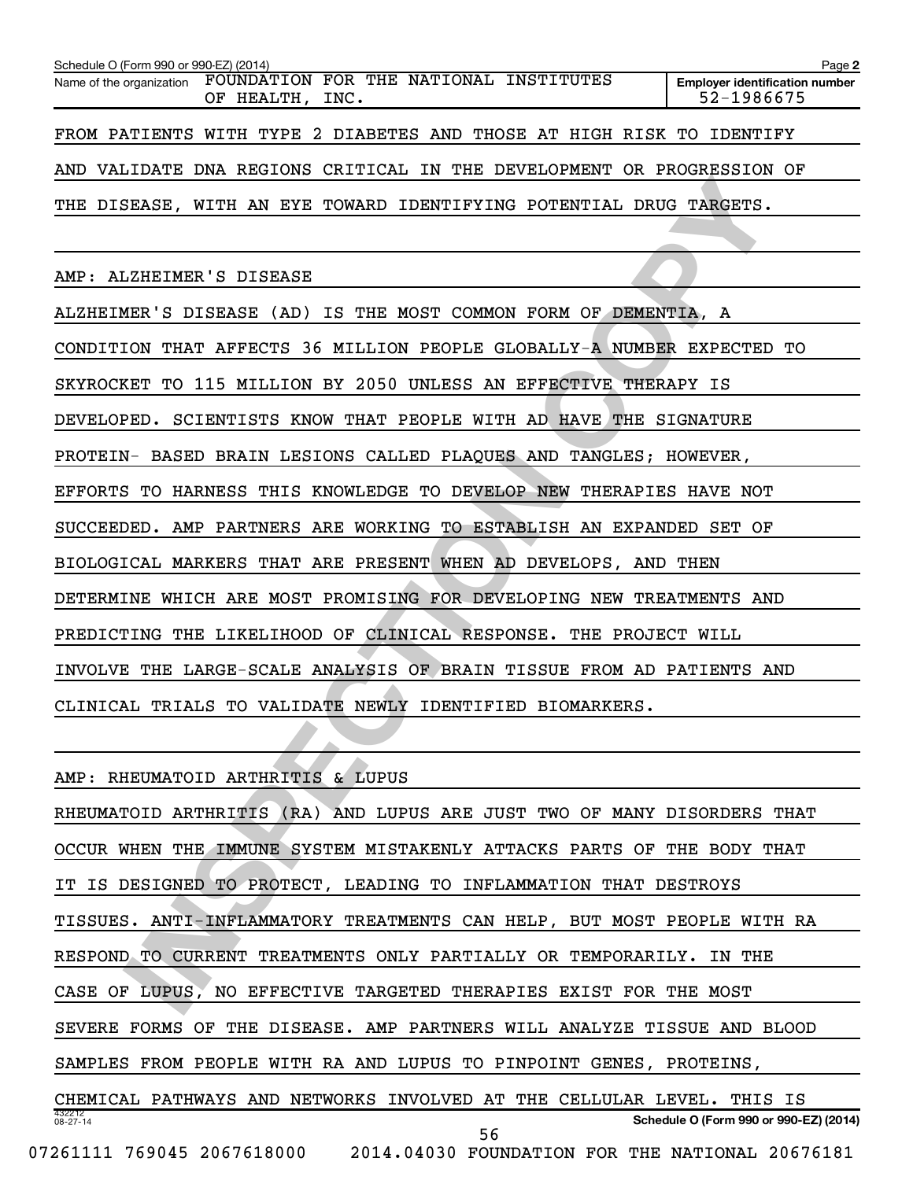FROM PATIENTS WITH TYPE 2 DIABETES AND THOSE AT HIGH RISK TO IDENTIFY AND VALIDATE DNA REGIONS CRITICAL IN THE DEVELOPMENT OR PROGRESSION OF THE DISEASE, WITH AN EYE TOWARD IDENTIFYING POTENTIAL DRUG TARGETS.

AMP: ALZHEIMER'S DISEASE

ALZHEIMER'S DISEASE (AD) IS THE MOST COMMON FORM OF DEMENTIA, A CONDITION THAT AFFECTS 36 MILLION PEOPLE GLOBALLY-A NUMBER EXPECTED TO SKYROCKET TO 115 MILLION BY 2050 UNLESS AN EFFECTIVE THERAPY IS DEVELOPED. SCIENTISTS KNOW THAT PEOPLE WITH AD HAVE THE SIGNATURE PROTEIN- BASED BRAIN LESIONS CALLED PLAQUES AND TANGLES; HOWEVER, EFFORTS TO HARNESS THIS KNOWLEDGE TO DEVELOP NEW THERAPIES HAVE NOT SUCCEEDED. AMP PARTNERS ARE WORKING TO ESTABLISH AN EXPANDED SET OF BIOLOGICAL MARKERS THAT ARE PRESENT WHEN AD DEVELOPS, AND THEN DETERMINE WHICH ARE MOST PROMISING FOR DEVELOPING NEW TREATMENTS AND PREDICTING THE LIKELIHOOD OF CLINICAL RESPONSE. THE PROJECT WILL INVOLVE THE LARGE-SCALE ANALYSIS OF BRAIN TISSUE FROM AD PATIENTS AND CLINICAL TRIALS TO VALIDATE NEWLY IDENTIFIED BIOMARKERS.

AMP: RHEUMATOID ARTHRITIS & LUPUS

RHEUMATOID ARTHRITIS (RA) AND LUPUS ARE JUST TWO OF MANY DISORDERS THAT OCCUR WHEN THE IMMUNE SYSTEM MISTAKENLY ATTACKS PARTS OF THE BODY THAT IT IS DESIGNED TO PROTECT, LEADING TO INFLAMMATION THAT DESTROYS TISSUES. ANTI-INFLAMMATORY TREATMENTS CAN HELP, BUT MOST PEOPLE WITH RA RESPOND TO CURRENT TREATMENTS ONLY PARTIALLY OR TEMPORARILY. IN THE CASE OF LUPUS, NO EFFECTIVE TARGETED THERAPIES EXIST FOR THE MOST SEVERE FORMS OF THE DISEASE. AMP PARTNERS WILL ANALYZE TISSUE AND BLOOD SAMPLES FROM PEOPLE WITH RA AND LUPUS TO PINPOINT GENES, PROTEINS, CHEMICAL PATHWAYS AND NETWORKS INVOLVED AT THE CELLULAR LEVEL. THIS IS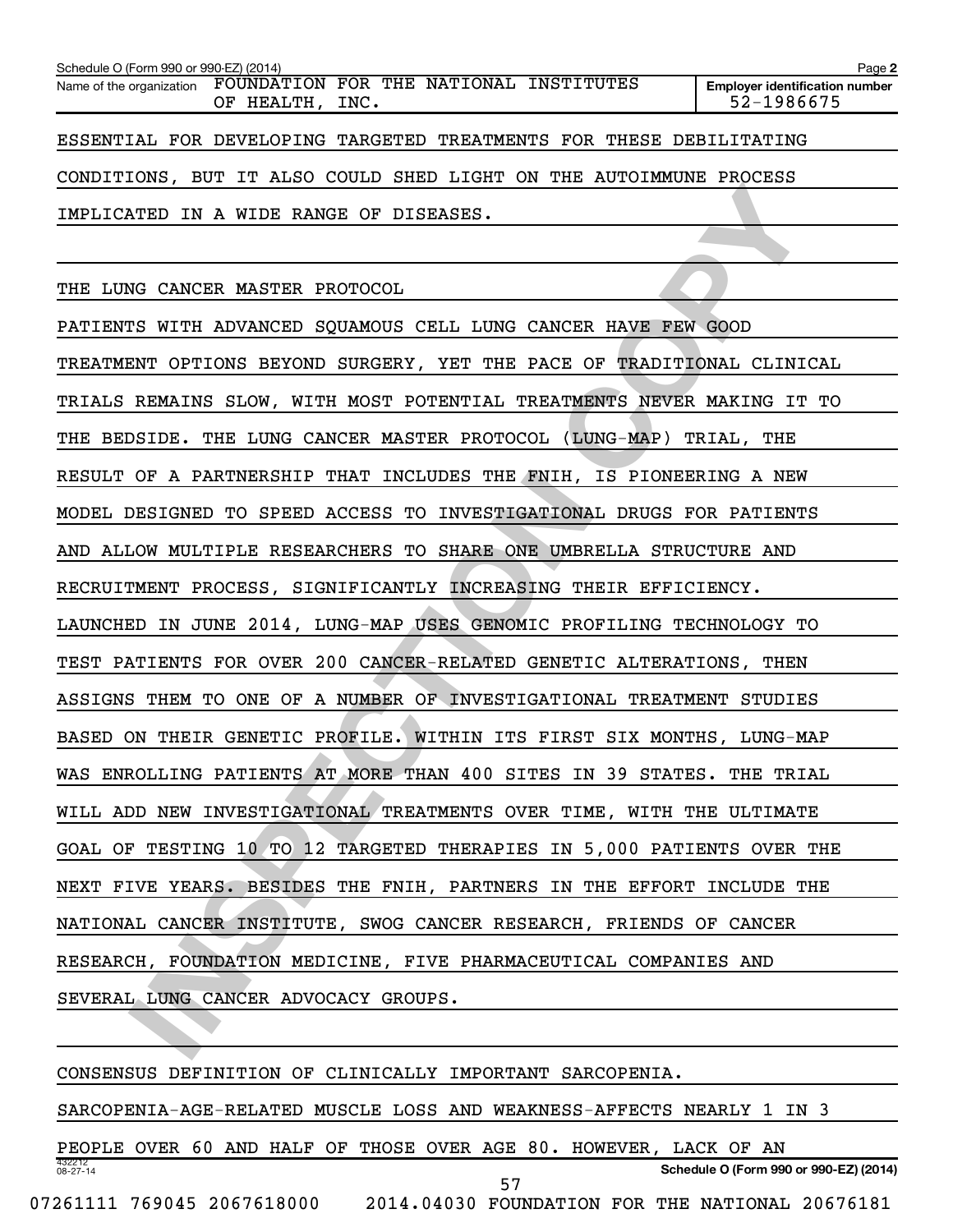ESSENTIAL FOR DEVELOPING TARGETED TREATMENTS FOR THESE DEBILITATING CONDITIONS, BUT IT ALSO COULD SHED LIGHT ON THE AUTOIMMUNE PROCESS IMPLICATED IN A WIDE RANGE OF DISEASES.

THE LUNG CANCER MASTER PROTOCOL

PATIENTS WITH ADVANCED SQUAMOUS CELL LUNG CANCER HAVE FEW GOOD TREATMENT OPTIONS BEYOND SURGERY, YET THE PACE OF TRADITIONAL CLINICAL TRIALS REMAINS SLOW, WITH MOST POTENTIAL TREATMENTS NEVER MAKING IT TO THE BEDSIDE. THE LUNG CANCER MASTER PROTOCOL (LUNG-MAP) TRIAL, THE RESULT OF A PARTNERSHIP THAT INCLUDES THE FNIH, IS PIONEERING A NEW MODEL DESIGNED TO SPEED ACCESS TO INVESTIGATIONAL DRUGS FOR PATIENTS AND ALLOW MULTIPLE RESEARCHERS TO SHARE ONE UMBRELLA STRUCTURE AND RECRUITMENT PROCESS, SIGNIFICANTLY INCREASING THEIR EFFICIENCY. LAUNCHED IN JUNE 2014, LUNG-MAP USES GENOMIC PROFILING TECHNOLOGY TO TEST PATIENTS FOR OVER 200 CANCER-RELATED GENETIC ALTERATIONS, THEN ASSIGNS THEM TO ONE OF A NUMBER OF INVESTIGATIONAL TREATMENT STUDIES BASED ON THEIR GENETIC PROFILE. WITHIN ITS FIRST SIX MONTHS, LUNG-MAP WAS ENROLLING PATIENTS AT MORE THAN 400 SITES IN 39 STATES. THE TRIAL WILL ADD NEW INVESTIGATIONAL TREATMENTS OVER TIME, WITH THE ULTIMATE GOAL OF TESTING 10 TO 12 TARGETED THERAPIES IN 5,000 PATIENTS OVER THE NEXT FIVE YEARS. BESIDES THE FNIH, PARTNERS IN THE EFFORT INCLUDE THE NATIONAL CANCER INSTITUTE, SWOG CANCER RESEARCH, FRIENDS OF CANCER RESEARCH, FOUNDATION MEDICINE, FIVE PHARMACEUTICAL COMPANIES AND SEVERAL LUNG CANCER ADVOCACY GROUPS.

CONSENSUS DEFINITION OF CLINICALLY IMPORTANT SARCOPENIA.

SARCOPENIA-AGE-RELATED MUSCLE LOSS AND WEAKNESS-AFFECTS NEARLY 1 IN 3 PEOPLE OVER 60 AND HALF OF THOSE OVER AGE 80. HOWEVER, LACK OF AN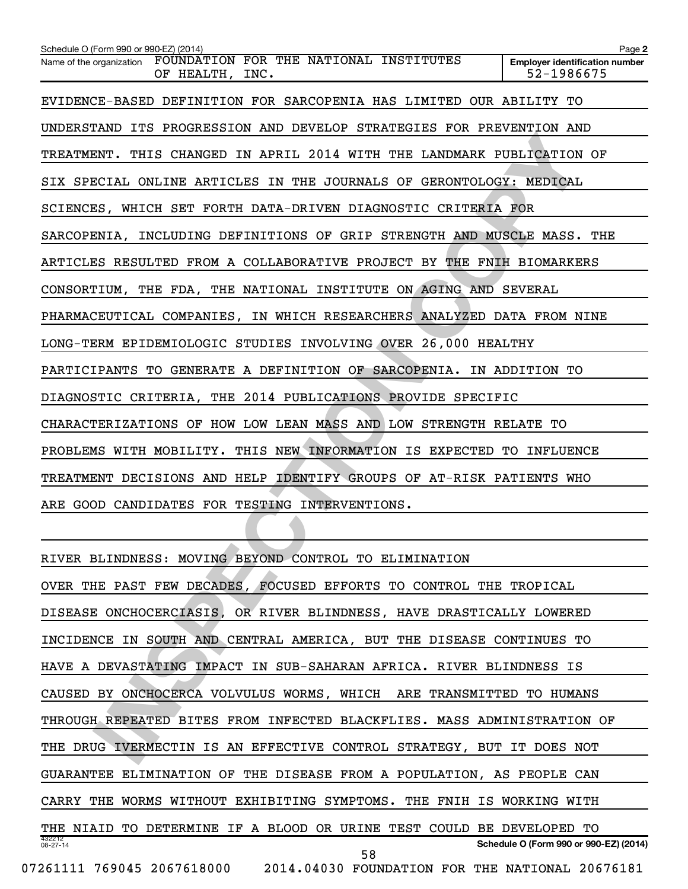EVIDENCE-BASED DEFINITION FOR SARCOPENIA HAS LIMITED OUR ABILITY TO UNDERSTAND ITS PROGRESSION AND DEVELOP STRATEGIES FOR PREVENTION AND TREATMENT. THIS CHANGED IN APRIL 2014 WITH THE LANDMARK PUBLICATION OF SIX SPECIAL ONLINE ARTICLES IN THE JOURNALS OF GERONTOLOGY: MEDICAL SCIENCES, WHICH SET FORTH DATA-DRIVEN DIAGNOSTIC CRITERIA FOR SARCOPENIA, INCLUDING DEFINITIONS OF GRIP STRENGTH AND MUSCLE MASS. THE ARTICLES RESULTED FROM A COLLABORATIVE PROJECT BY THE FNIH BIOMARKERS CONSORTIUM, THE FDA, THE NATIONAL INSTITUTE ON AGING AND SEVERAL PHARMACEUTICAL COMPANIES, IN WHICH RESEARCHERS ANALYZED DATA FROM NINE LONG-TERM EPIDEMIOLOGIC STUDIES INVOLVING OVER 26,000 HEALTHY PARTICIPANTS TO GENERATE A DEFINITION OF SARCOPENIA. IN ADDITION TO DIAGNOSTIC CRITERIA, THE 2014 PUBLICATIONS PROVIDE SPECIFIC CHARACTERIZATIONS OF HOW LOW LEAN MASS AND LOW STRENGTH RELATE TO PROBLEMS WITH MOBILITY. THIS NEW INFORMATION IS EXPECTED TO INFLUENCE TREATMENT DECISIONS AND HELP IDENTIFY GROUPS OF AT-RISK PATIENTS WHO ARE GOOD CANDIDATES FOR TESTING INTERVENTIONS.

RIVER BLINDNESS: MOVING BEYOND CONTROL TO ELIMINATION

OVER THE PAST FEW DECADES, FOCUSED EFFORTS TO CONTROL THE TROPICAL DISEASE ONCHOCERCIASIS, OR RIVER BLINDNESS, HAVE DRASTICALLY LOWERED INCIDENCE IN SOUTH AND CENTRAL AMERICA, BUT THE DISEASE CONTINUES TO HAVE A DEVASTATING IMPACT IN SUB-SAHARAN AFRICA. RIVER BLINDNESS IS CAUSED BY ONCHOCERCA VOLVULUS WORMS, WHICH ARE TRANSMITTED TO HUMANS THROUGH REPEATED BITES FROM INFECTED BLACKFLIES. MASS ADMINISTRATION OF THE DRUG IVERMECTIN IS AN EFFECTIVE CONTROL STRATEGY, BUT IT DOES NOT GUARANTEE ELIMINATION OF THE DISEASE FROM A POPULATION, AS PEOPLE CAN CARRY THE WORMS WITHOUT EXHIBITING SYMPTOMS. THE FNIH IS WORKING WITH THE NIAID TO DETERMINE IF A BLOOD OR URINE TEST COULD BE DEVELOPED TO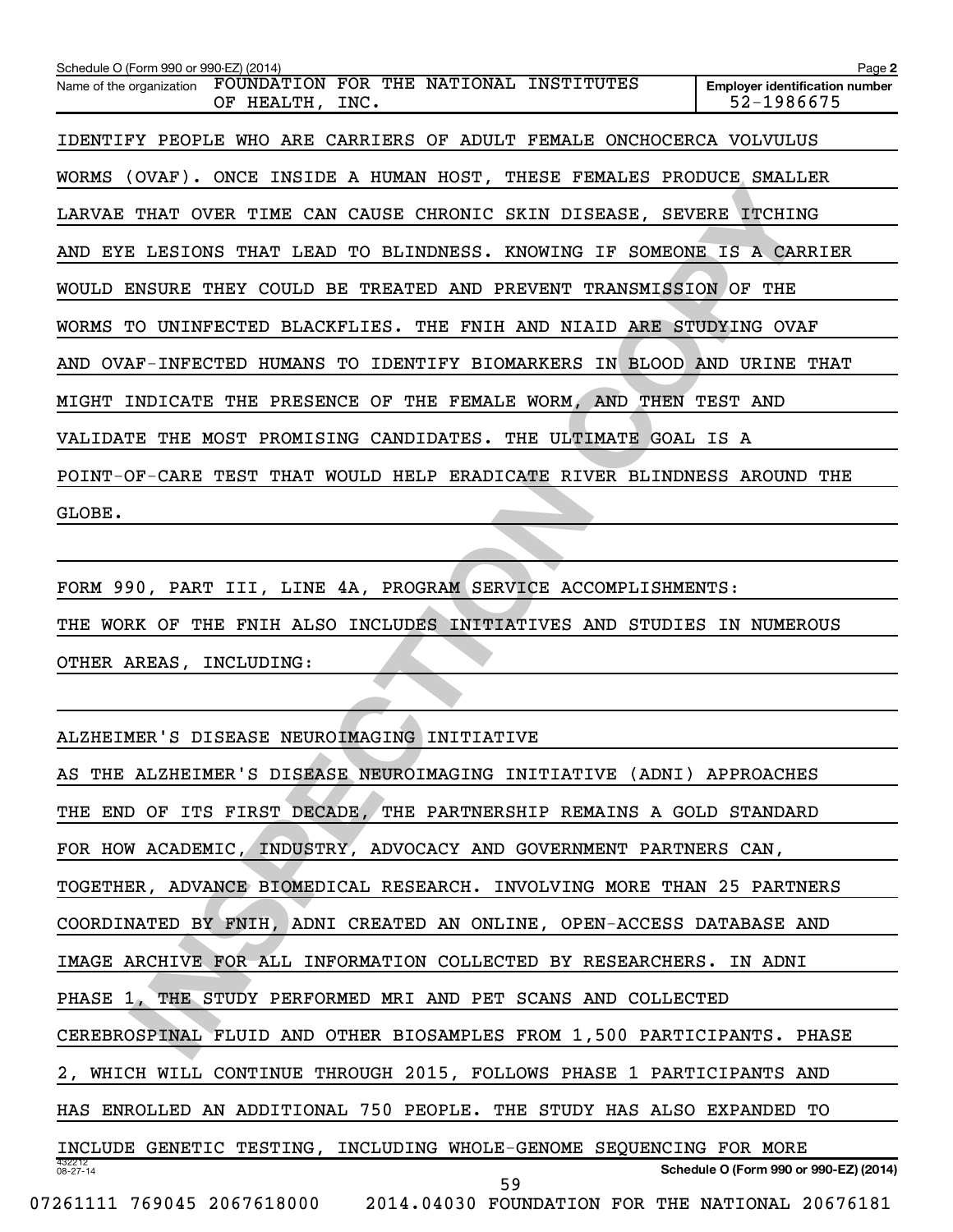IDENTIFY PEOPLE WHO ARE CARRIERS OF ADULT FEMALE ONCHOCERCA VOLVULUS WORMS (OVAF). ONCE INSIDE A HUMAN HOST, THESE FEMALES PRODUCE SMALLER LARVAE THAT OVER TIME CAN CAUSE CHRONIC SKIN DISEASE, SEVERE ITCHING AND EYE LESIONS THAT LEAD TO BLINDNESS. KNOWING IF SOMEONE IS A CARRIER WOULD ENSURE THEY COULD BE TREATED AND PREVENT TRANSMISSION OF THE WORMS TO UNINFECTED BLACKFLIES. THE FNIH AND NIAID ARE STUDYING OVAF AND OVAF-INFECTED HUMANS TO IDENTIFY BIOMARKERS IN BLOOD AND URINE THAT MIGHT INDICATE THE PRESENCE OF THE FEMALE WORM, AND THEN TEST AND VALIDATE THE MOST PROMISING CANDIDATES. THE ULTIMATE GOAL IS A POINT-OF-CARE TEST THAT WOULD HELP ERADICATE RIVER BLINDNESS AROUND THE GLOBE.

FORM 990, PART III, LINE 4A, PROGRAM SERVICE ACCOMPLISHMENTS:

THE WORK OF THE FNIH ALSO INCLUDES INITIATIVES AND STUDIES IN NUMEROUS OTHER AREAS, INCLUDING:

ALZHEIMER'S DISEASE NEUROIMAGING INITIATIVE

AS THE ALZHEIMER'S DISEASE NEUROIMAGING INITIATIVE (ADNI) APPROACHES THE END OF ITS FIRST DECADE, THE PARTNERSHIP REMAINS A GOLD STANDARD FOR HOW ACADEMIC, INDUSTRY, ADVOCACY AND GOVERNMENT PARTNERS CAN, TOGETHER, ADVANCE BIOMEDICAL RESEARCH. INVOLVING MORE THAN 25 PARTNERS COORDINATED BY FNIH, ADNI CREATED AN ONLINE, OPEN-ACCESS DATABASE AND IMAGE ARCHIVE FOR ALL INFORMATION COLLECTED BY RESEARCHERS. IN ADNI PHASE 1, THE STUDY PERFORMED MRI AND PET SCANS AND COLLECTED CEREBROSPINAL FLUID AND OTHER BIOSAMPLES FROM 1,500 PARTICIPANTS. PHASE 2, WHICH WILL CONTINUE THROUGH 2015, FOLLOWS PHASE 1 PARTICIPANTS AND HAS ENROLLED AN ADDITIONAL 750 PEOPLE. THE STUDY HAS ALSO EXPANDED TO INCLUDE GENETIC TESTING, INCLUDING WHOLE-GENOME SEQUENCING FOR MORE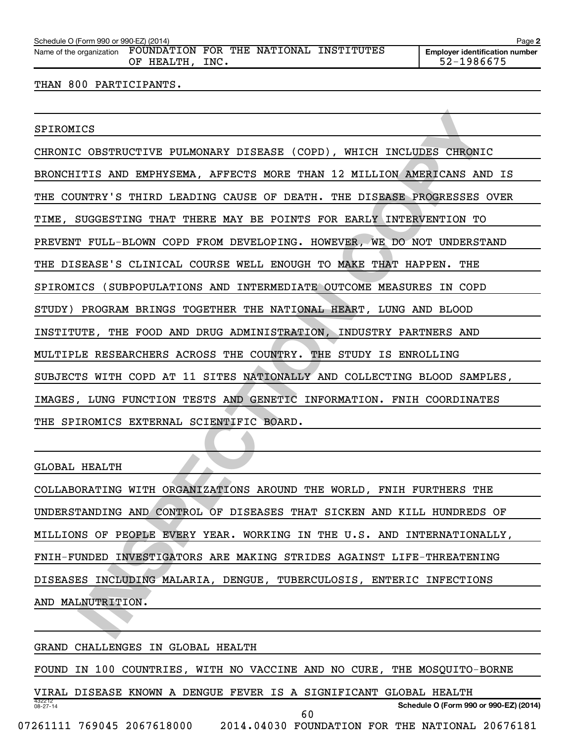THAN 800 PARTICIPANTS.

SPIROMICS

CHRONIC OBSTRUCTIVE PULMONARY DISEASE (COPD), WHICH INCLUDES CHRONIC BRONCHITIS AND EMPHYSEMA, AFFECTS MORE THAN 12 MILLION AMERICANS AND IS THE COUNTRY'S THIRD LEADING CAUSE OF DEATH. THE DISEASE PROGRESSES OVER TIME, SUGGESTING THAT THERE MAY BE POINTS FOR EARLY INTERVENTION TO PREVENT FULL-BLOWN COPD FROM DEVELOPING. HOWEVER, WE DO NOT UNDERSTAND THE DISEASE'S CLINICAL COURSE WELL ENOUGH TO MAKE THAT HAPPEN. THE SPIROMICS (SUBPOPULATIONS AND INTERMEDIATE OUTCOME MEASURES IN COPD STUDY) PROGRAM BRINGS TOGETHER THE NATIONAL HEART, LUNG AND BLOOD INSTITUTE, THE FOOD AND DRUG ADMINISTRATION, INDUSTRY PARTNERS AND MULTIPLE RESEARCHERS ACROSS THE COUNTRY. THE STUDY IS ENROLLING SUBJECTS WITH COPD AT 11 SITES NATIONALLY AND COLLECTING BLOOD SAMPLES, IMAGES, LUNG FUNCTION TESTS AND GENETIC INFORMATION. FNIH COORDINATES THE SPIROMICS EXTERNAL SCIENTIFIC BOARD.

GLOBAL HEALTH

COLLABORATING WITH ORGANIZATIONS AROUND THE WORLD, FNIH FURTHERS THE UNDERSTANDING AND CONTROL OF DISEASES THAT SICKEN AND KILL HUNDREDS OF MILLIONS OF PEOPLE EVERY YEAR. WORKING IN THE U.S. AND INTERNATIONALLY, FNIH-FUNDED INVESTIGATORS ARE MAKING STRIDES AGAINST LIFE-THREATENING DISEASES INCLUDING MALARIA, DENGUE, TUBERCULOSIS, ENTERIC INFECTIONS AND MALNUTRITION.

GRAND CHALLENGES IN GLOBAL HEALTH

FOUND IN 100 COUNTRIES, WITH NO VACCINE AND NO CURE, THE MOSQUITO-BORNE VIRAL DISEASE KNOWN A DENGUE FEVER IS A SIGNIFICANT GLOBAL HEALTH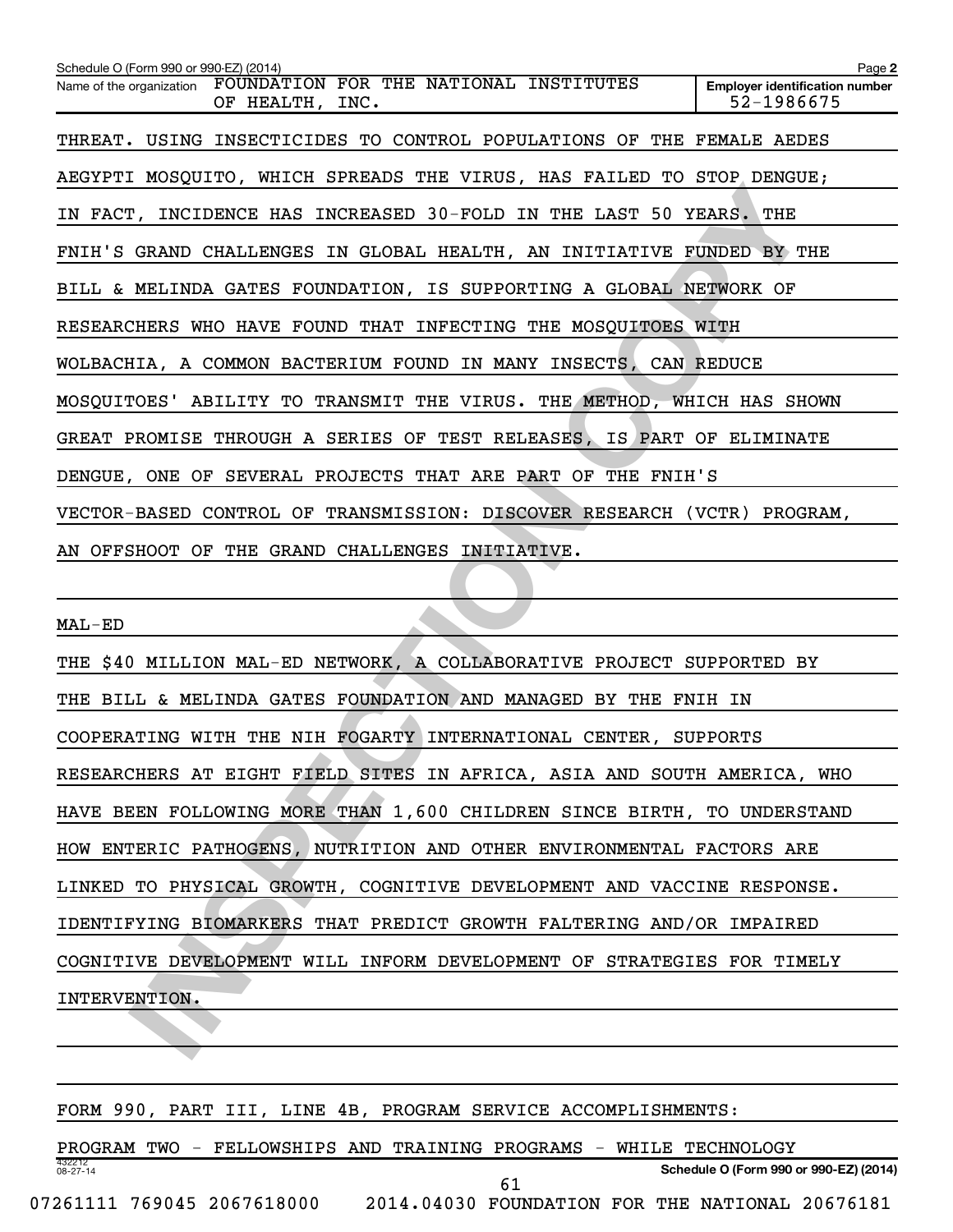THREAT. USING INSECTICIDES TO CONTROL POPULATIONS OF THE FEMALE AEDES AEGYPTI MOSQUITO, WHICH SPREADS THE VIRUS, HAS FAILED TO STOP DENGUE; IN FACT, INCIDENCE HAS INCREASED 30-FOLD IN THE LAST 50 YEARS. THE FNIH'S GRAND CHALLENGES IN GLOBAL HEALTH, AN INITIATIVE FUNDED BY THE BILL & MELINDA GATES FOUNDATION, IS SUPPORTING A GLOBAL NETWORK OF RESEARCHERS WHO HAVE FOUND THAT INFECTING THE MOSQUITOES WITH WOLBACHIA, A COMMON BACTERIUM FOUND IN MANY INSECTS, CAN REDUCE MOSQUITOES' ABILITY TO TRANSMIT THE VIRUS. THE METHOD, WHICH HAS SHOWN GREAT PROMISE THROUGH A SERIES OF TEST RELEASES, IS PART OF ELIMINATE DENGUE, ONE OF SEVERAL PROJECTS THAT ARE PART OF THE FNIH'S VECTOR-BASED CONTROL OF TRANSMISSION: DISCOVER RESEARCH (VCTR) PROGRAM, AN OFFSHOOT OF THE GRAND CHALLENGES INITIATIVE.

MAL-ED

THE $40 MILLION MAL-ED NETWORK, A COLLABORATIVE PROJECT SUPPORTED BY THE BILL & MELINDA GATES FOUNDATION AND MANAGED BY THE FNIH IN COOPERATING WITH THE NIH FOGARTY INTERNATIONAL CENTER, SUPPORTS RESEARCHERS AT EIGHT FIELD SITES IN AFRICA, ASIA AND SOUTH AMERICA, WHO HAVE BEEN FOLLOWING MORE THAN 1,600 CHILDREN SINCE BIRTH, TO UNDERSTAND HOW ENTERIC PATHOGENS, NUTRITION AND OTHER ENVIRONMENTAL FACTORS ARE LINKED TO PHYSICAL GROWTH, COGNITIVE DEVELOPMENT AND VACCINE RESPONSE. IDENTIFYING BIOMARKERS THAT PREDICT GROWTH FALTERING AND/OR IMPAIRED COGNITIVE DEVELOPMENT WILL INFORM DEVELOPMENT OF STRATEGIES FOR TIMELY INTERVENTION.

FORM 990, PART III, LINE 4B, PROGRAM SERVICE ACCOMPLISHMENTS:

PROGRAM TWO - FELLOWSHIPS AND TRAINING PROGRAMS - WHILE TECHNOLOGY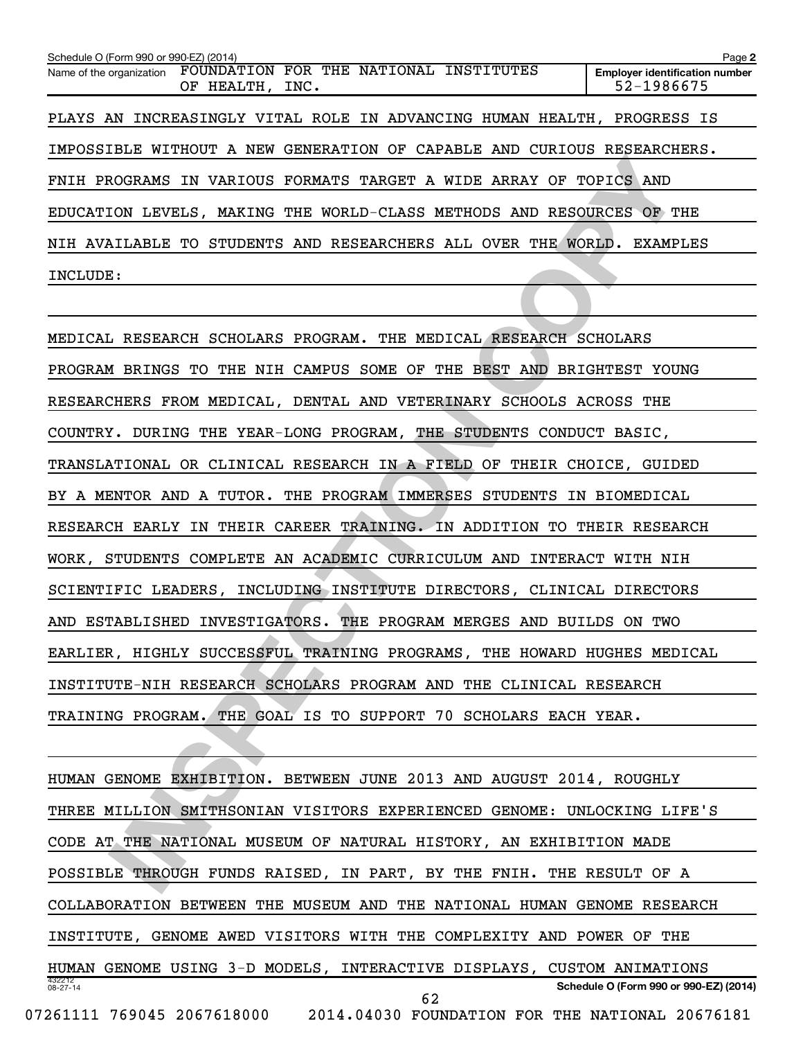PLAYS AN INCREASINGLY VITAL ROLE IN ADVANCING HUMAN HEALTH, PROGRESS IS IMPOSSIBLE WITHOUT A NEW GENERATION OF CAPABLE AND CURIOUS RESEARCHERS. FNIH PROGRAMS IN VARIOUS FORMATS TARGET A WIDE ARRAY OF TOPICS AND EDUCATION LEVELS, MAKING THE WORLD-CLASS METHODS AND RESOURCES OF THE NIH AVAILABLE TO STUDENTS AND RESEARCHERS ALL OVER THE WORLD. EXAMPLES INCLUDE:

MEDICAL RESEARCH SCHOLARS PROGRAM. THE MEDICAL RESEARCH SCHOLARS PROGRAM BRINGS TO THE NIH CAMPUS SOME OF THE BEST AND BRIGHTEST YOUNG RESEARCHERS FROM MEDICAL, DENTAL AND VETERINARY SCHOOLS ACROSS THE COUNTRY. DURING THE YEAR-LONG PROGRAM, THE STUDENTS CONDUCT BASIC, TRANSLATIONAL OR CLINICAL RESEARCH IN A FIELD OF THEIR CHOICE, GUIDED BY A MENTOR AND A TUTOR. THE PROGRAM IMMERSES STUDENTS IN BIOMEDICAL RESEARCH EARLY IN THEIR CAREER TRAINING. IN ADDITION TO THEIR RESEARCH WORK, STUDENTS COMPLETE AN ACADEMIC CURRICULUM AND INTERACT WITH NIH SCIENTIFIC LEADERS, INCLUDING INSTITUTE DIRECTORS, CLINICAL DIRECTORS AND ESTABLISHED INVESTIGATORS. THE PROGRAM MERGES AND BUILDS ON TWO EARLIER, HIGHLY SUCCESSFUL TRAINING PROGRAMS, THE HOWARD HUGHES MEDICAL INSTITUTE-NIH RESEARCH SCHOLARS PROGRAM AND THE CLINICAL RESEARCH TRAINING PROGRAM. THE GOAL IS TO SUPPORT 70 SCHOLARS EACH YEAR.

HUMAN GENOME EXHIBITION. BETWEEN JUNE 2013 AND AUGUST 2014, ROUGHLY THREE MILLION SMITHSONIAN VISITORS EXPERIENCED GENOME: UNLOCKING LIFE'S CODE AT THE NATIONAL MUSEUM OF NATURAL HISTORY, AN EXHIBITION MADE POSSIBLE THROUGH FUNDS RAISED, IN PART, BY THE FNIH. THE RESULT OF A COLLABORATION BETWEEN THE MUSEUM AND THE NATIONAL HUMAN GENOME RESEARCH INSTITUTE, GENOME AWED VISITORS WITH THE COMPLEXITY AND POWER OF THE HUMAN GENOME USING 3-D MODELS, INTERACTIVE DISPLAYS, CUSTOM ANIMATIONS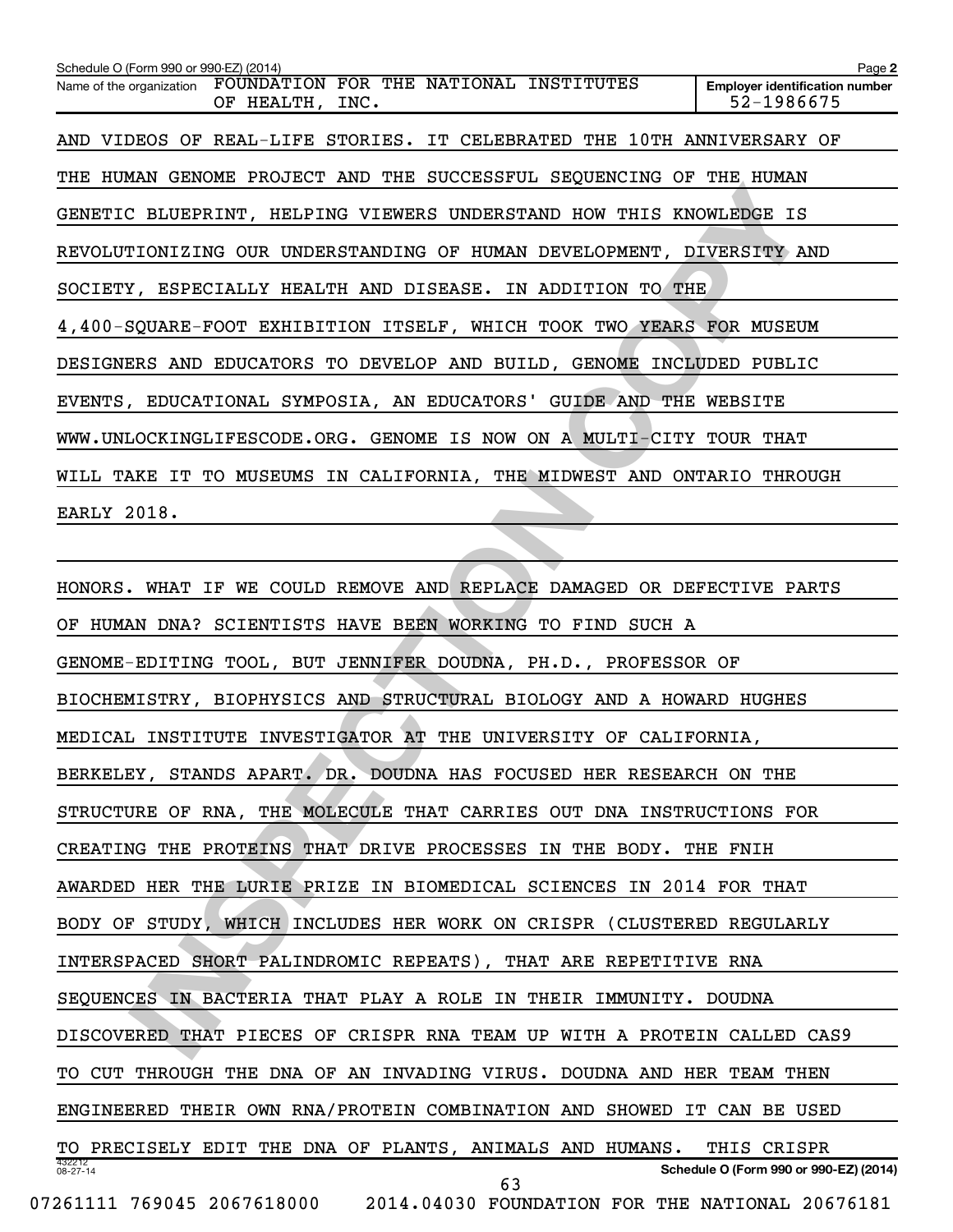AND VIDEOS OF REAL-LIFE STORIES. IT CELEBRATED THE 10TH ANNIVERSARY OF THE HUMAN GENOME PROJECT AND THE SUCCESSFUL SEQUENCING OF THE HUMAN GENETIC BLUEPRINT, HELPING VIEWERS UNDERSTAND HOW THIS KNOWLEDGE IS REVOLUTIONIZING OUR UNDERSTANDING OF HUMAN DEVELOPMENT, DIVERSITY AND SOCIETY, ESPECIALLY HEALTH AND DISEASE. IN ADDITION TO THE 4,400-SQUARE-FOOT EXHIBITION ITSELF, WHICH TOOK TWO YEARS FOR MUSEUM DESIGNERS AND EDUCATORS TO DEVELOP AND BUILD, GENOME INCLUDED PUBLIC EVENTS, EDUCATIONAL SYMPOSIA, AN EDUCATORS' GUIDE AND THE WEBSITE WWW.UNLOCKINGLIFESCODE.ORG. GENOME IS NOW ON A MULTI-CITY TOUR THAT WILL TAKE IT TO MUSEUMS IN CALIFORNIA, THE MIDWEST AND ONTARIO THROUGH EARLY 2018.

HONORS. WHAT IF WE COULD REMOVE AND REPLACE DAMAGED OR DEFECTIVE PARTS OF HUMAN DNA? SCIENTISTS HAVE BEEN WORKING TO FIND SUCH A GENOME-EDITING TOOL, BUT JENNIFER DOUDNA, PH.D., PROFESSOR OF BIOCHEMISTRY, BIOPHYSICS AND STRUCTURAL BIOLOGY AND A HOWARD HUGHES MEDICAL INSTITUTE INVESTIGATOR AT THE UNIVERSITY OF CALIFORNIA, BERKELEY, STANDS APART. DR. DOUDNA HAS FOCUSED HER RESEARCH ON THE STRUCTURE OF RNA, THE MOLECULE THAT CARRIES OUT DNA INSTRUCTIONS FOR CREATING THE PROTEINS THAT DRIVE PROCESSES IN THE BODY. THE FNIH AWARDED HER THE LURIE PRIZE IN BIOMEDICAL SCIENCES IN 2014 FOR THAT BODY OF STUDY, WHICH INCLUDES HER WORK ON CRISPR (CLUSTERED REGULARLY INTERSPACED SHORT PALINDROMIC REPEATS), THAT ARE REPETITIVE RNA SEQUENCES IN BACTERIA THAT PLAY A ROLE IN THEIR IMMUNITY. DOUDNA DISCOVERED THAT PIECES OF CRISPR RNA TEAM UP WITH A PROTEIN CALLED CAS9 TO CUT THROUGH THE DNA OF AN INVADING VIRUS. DOUDNA AND HER TEAM THEN ENGINEERED THEIR OWN RNA/PROTEIN COMBINATION AND SHOWED IT CAN BE USED TO PRECISELY EDIT THE DNA OF PLANTS, ANIMALS AND HUMANS. THIS CRISPR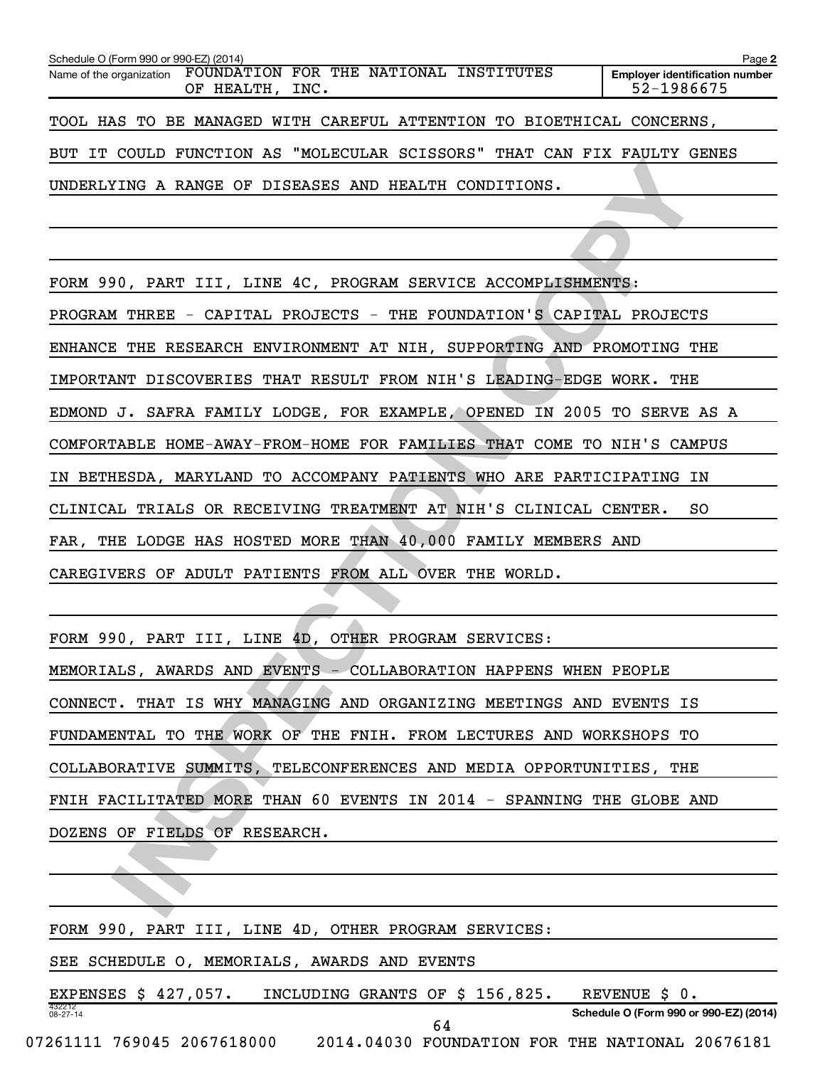Schedule O (Form 990 or 990-EZ) (2014)

Name of the organization FOUNDATION FOR THE NATIONAL INSTITUTES OF HEALTH, INC.

Employer identification number 52-1986675

TOOL HAS TO BE MANAGED WITH CAREFUL ATTENTION TO BIOETHICAL CONCERNS, BUT IT COULD FUNCTION AS "MOLECULAR SCISSORS" THAT CAN FIX FAULTY GENES UNDERLYING A RANGE OF DISEASES AND HEALTH CONDITIONS.

FORM 990, PART III, LINE 4C, PROGRAM SERVICE ACCOMPLISHMENTS:

PROGRAM THREE - CAPITAL PROJECTS - THE FOUNDATION'S CAPITAL PROJECTS ENHANCE THE RESEARCH ENVIRONMENT AT NIH, SUPPORTING AND PROMOTING THE IMPORTANT DISCOVERIES THAT RESULT FROM NIH'S LEADING-EDGE WORK. THE EDMOND J. SAFRA FAMILY LODGE, FOR EXAMPLE, OPENED IN 2005 TO SERVE AS A COMFORTABLE HOME-AWAY-FROM-HOME FOR FAMILIES THAT COME TO NIH'S CAMPUS IN BETHESDA, MARYLAND TO ACCOMPANY PATIENTS WHO ARE PARTICIPATING IN CLINICAL TRIALS OR RECEIVING TREATMENT AT NIH'S CLINICAL CENTER. SO FAR, THE LODGE HAS HOSTED MORE THAN 40,000 FAMILY MEMBERS AND CAREGIVERS OF ADULT PATIENTS FROM ALL OVER THE WORLD.

FORM 990, PART III, LINE 4D, OTHER PROGRAM SERVICES:

MEMORIALS, AWARDS AND EVENTS - COLLABORATION HAPPENS WHEN PEOPLE CONNECT. THAT IS WHY MANAGING AND ORGANIZING MEETINGS AND EVENTS IS FUNDAMENTAL TO THE WORK OF THE FNIH. FROM LECTURES AND WORKSHOPS TO COLLABORATIVE SUMMITS, TELECONFERENCES AND MEDIA OPPORTUNITIES, THE FNIH FACILITATED MORE THAN 60 EVENTS IN 2014 - SPANNING THE GLOBE AND DOZENS OF FIELDS OF RESEARCH.

FORM 990, PART III, LINE 4D, OTHER PROGRAM SERVICES:

SEE SCHEDULE O, MEMORIALS, AWARDS AND EVENTS

EXPENSES $ 427,057. INCLUDING GRANTS OF $ 156,825. REVENUE $ 0.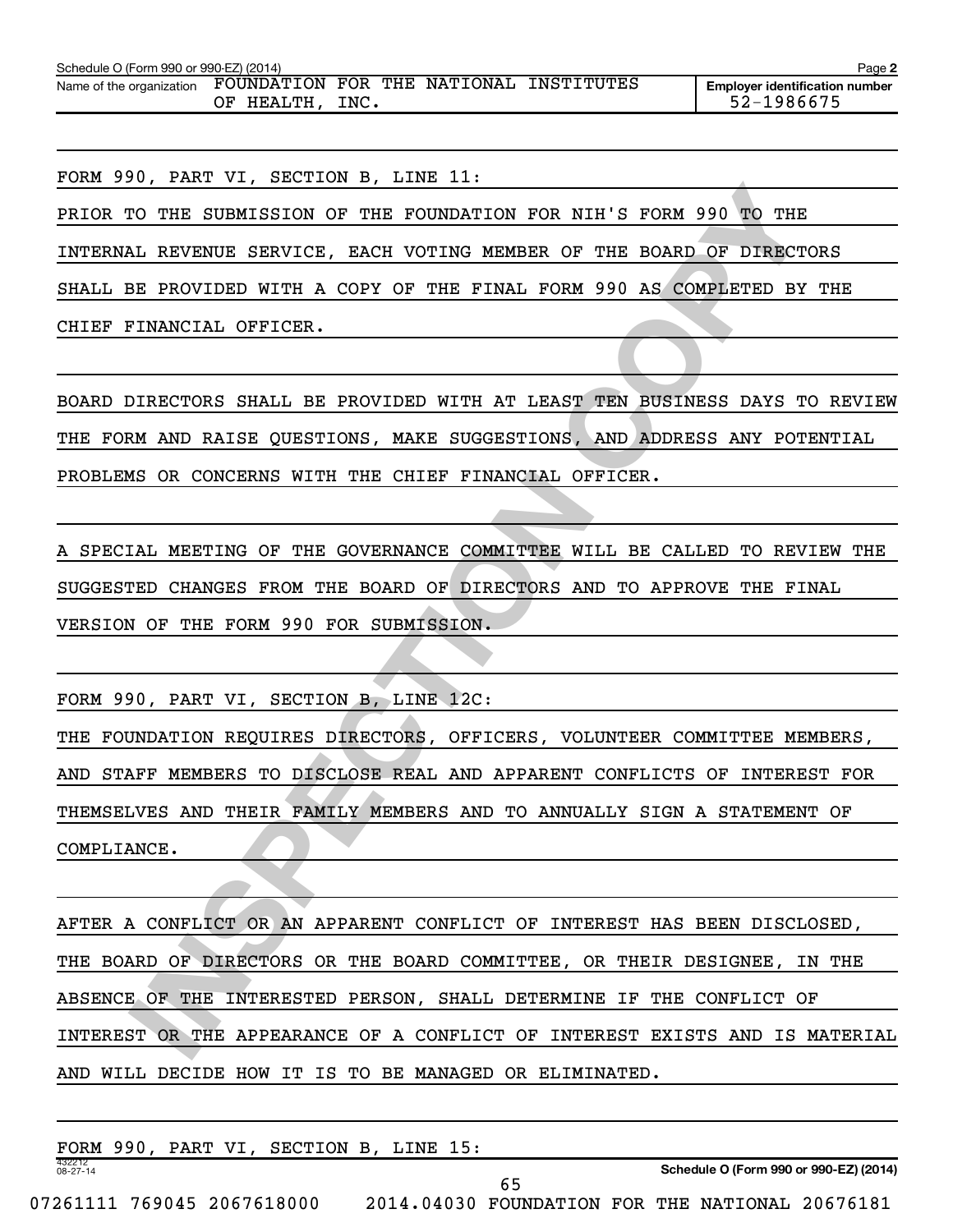Schedule O (Form 990 or 990-EZ) (2014)

Name of the organization: FOUNDATION FOR THE NATIONAL INSTITUTES OF HEALTH, INC.

Employer identification number: 52-1986675

FORM 990, PART VI, SECTION B, LINE 11:

PRIOR TO THE SUBMISSION OF THE FOUNDATION FOR NIH'S FORM 990 TO THE INTERNAL REVENUE SERVICE, EACH VOTING MEMBER OF THE BOARD OF DIRECTORS SHALL BE PROVIDED WITH A COPY OF THE FINAL FORM 990 AS COMPLETED BY THE CHIEF FINANCIAL OFFICER.

BOARD DIRECTORS SHALL BE PROVIDED WITH AT LEAST TEN BUSINESS DAYS TO REVIEW THE FORM AND RAISE QUESTIONS, MAKE SUGGESTIONS, AND ADDRESS ANY POTENTIAL PROBLEMS OR CONCERNS WITH THE CHIEF FINANCIAL OFFICER.

A SPECIAL MEETING OF THE GOVERNANCE COMMITTEE WILL BE CALLED TO REVIEW THE SUGGESTED CHANGES FROM THE BOARD OF DIRECTORS AND TO APPROVE THE FINAL VERSION OF THE FORM 990 FOR SUBMISSION.

FORM 990, PART VI, SECTION B, LINE 12C:

THE FOUNDATION REQUIRES DIRECTORS, OFFICERS, VOLUNTEER COMMITTEE MEMBERS, AND STAFF MEMBERS TO DISCLOSE REAL AND APPARENT CONFLICTS OF INTEREST FOR THEMSELVES AND THEIR FAMILY MEMBERS AND TO ANNUALLY SIGN A STATEMENT OF COMPLIANCE.

AFTER A CONFLICT OR AN APPARENT CONFLICT OF INTEREST HAS BEEN DISCLOSED, THE BOARD OF DIRECTORS OR THE BOARD COMMITTEE, OR THEIR DESIGNEE, IN THE ABSENCE OF THE INTERESTED PERSON, SHALL DETERMINE IF THE CONFLICT OF INTEREST OR THE APPEARANCE OF A CONFLICT OF INTEREST EXISTS AND IS MATERIAL AND WILL DECIDE HOW IT IS TO BE MANAGED OR ELIMINATED.

FORM 990, PART VI, SECTION B, LINE 15: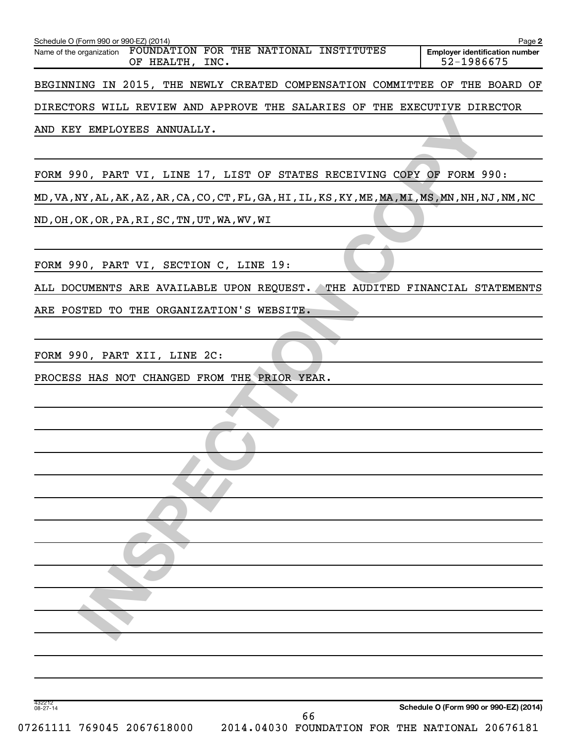Schedule O (Form 990 or 990-EZ) (2014)

Name of the organization: FOUNDATION FOR THE NATIONAL INSTITUTES OF HEALTH, INC.

Employer identification number: 52-1986675

BEGINNING IN 2015, THE NEWLY CREATED COMPENSATION COMMITTEE OF THE BOARD OF DIRECTORS WILL REVIEW AND APPROVE THE SALARIES OF THE EXECUTIVE DIRECTOR AND KEY EMPLOYEES ANNUALLY.

FORM 990, PART VI, LINE 17, LIST OF STATES RECEIVING COPY OF FORM 990:

MD,VA,NY,AL,AK,AZ,AR,CA,CO,CT,FL,GA,HI,IL,KS,KY,ME,MA,MI,MS,MN,NH,NJ,NM,NC ND,OH,OK,OR,PA,RI,SC,TN,UT,WA,WV,WI

FORM 990, PART VI, SECTION C, LINE 19:

ALL DOCUMENTS ARE AVAILABLE UPON REQUEST. THE AUDITED FINANCIAL STATEMENTS ARE POSTED TO THE ORGANIZATION'S WEBSITE.

FORM 990, PART XII, LINE 2C:

PROCESS HAS NOT CHANGED FROM THE PRIOR YEAR.

Schedule O (Form 990 or 990-EZ) (2014)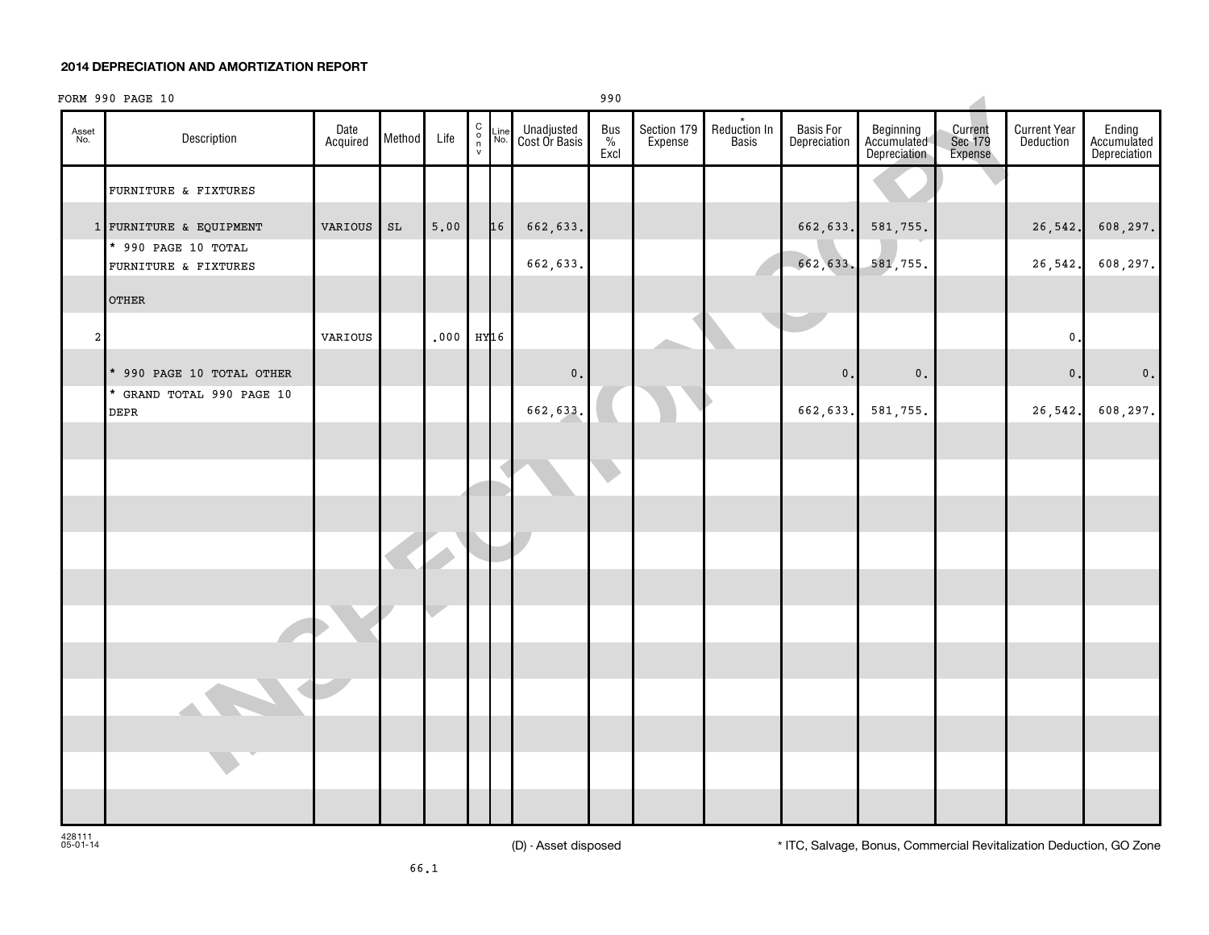## 2014 DEPRECIATION AND AMORTIZATION REPORT

FORM 990 PAGE 10 990

| Asset No. | Description | Date Acquired | Method | Life | C o n v | Line No. | Unadjusted Cost Or Basis | Bus % Excl | Section 179 Expense | * Reduction In Basis | Basis For Depreciation | Beginning Accumulated Depreciation | Current Sec 179 Expense | Current Year Deduction | Ending Accumulated Depreciation |
|---|---|---|---|---|---|---|---|---|---|---|---|---|---|---|---|
| | FURNITURE & FIXTURES | | | | | | | | | | | | | | |
| 1 | FURNITURE & EQUIPMENT | VARIOUS | SL | 5.00 | | 16 | 662,633. | | | | 662,633. | 581,755. | | 26,542. | 608,297. |
| | * 990 PAGE 10 TOTAL FURNITURE & FIXTURES | | | | | | 662,633. | | | | 662,633. | 581,755. | | 26,542. | 608,297. |
| | OTHER | | | | | | | | | | | | | | |
| 2 | | VARIOUS | | .000 | HY | 16 | | | | | | | | 0. | |
| | * 990 PAGE 10 TOTAL OTHER | | | | | | 0. | | | | 0. | 0. | | 0. | 0. |
| | * GRAND TOTAL 990 PAGE 10 DEPR | | | | | | 662,633. | | | | 662,633. | 581,755. | | 26,542. | 608,297. |

428111
05-01-14

(D) - Asset disposed

* ITC, Salvage, Bonus, Commercial Revitalization Deduction, GO Zone

66.1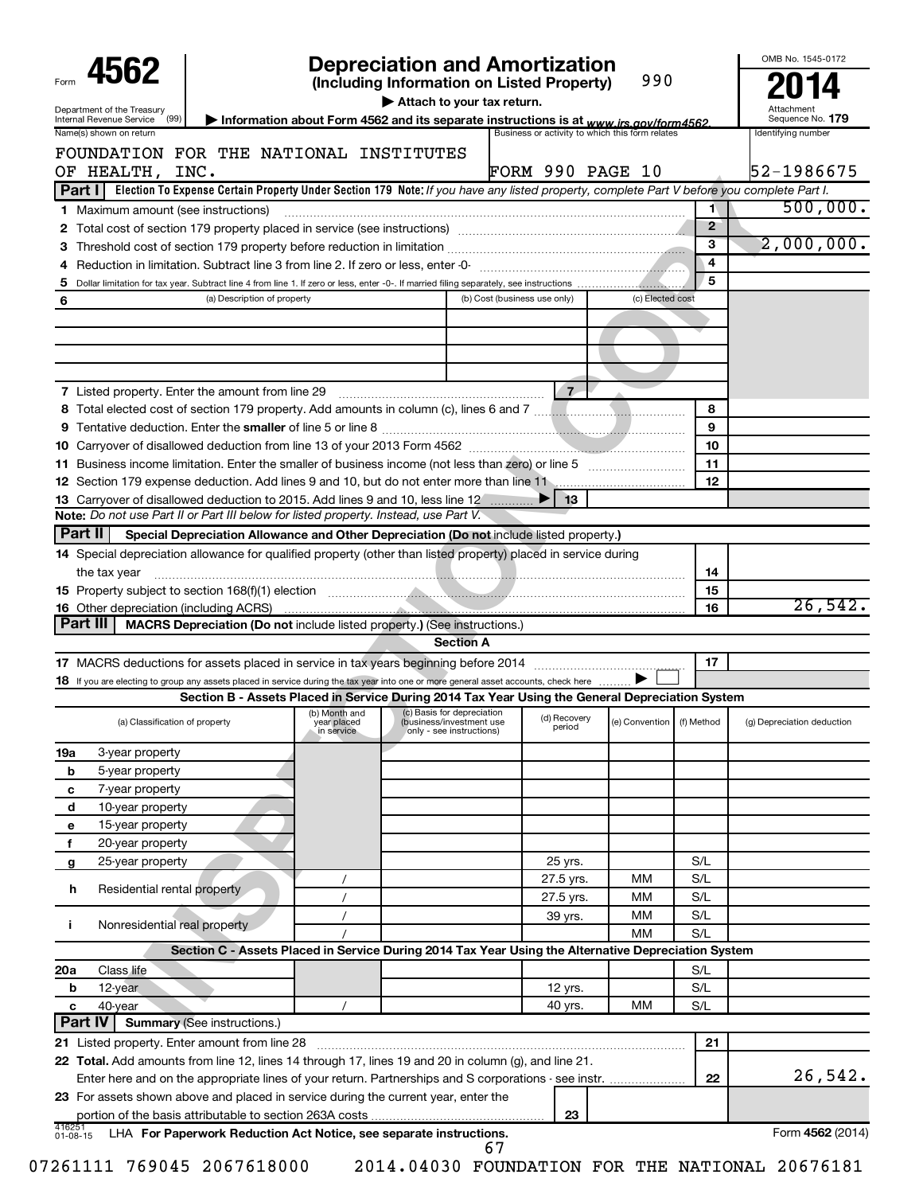Form **4562**

# Depreciation and Amortization

**(Including Information on Listed Property)** 990

▶ Attach to your tax return.

▶ Information about Form 4562 and its separate instructions is at *www.irs.gov/form4562.*

Department of the Treasury Internal Revenue Service (99)

OMB No. 1545-0172

**2014**

Attachment Sequence No. **179**

| Name(s) shown on return | Business or activity to which this form relates | Identifying number |
|---|---|---|
| FOUNDATION FOR THE NATIONAL INSTITUTES OF HEALTH, INC. | FORM 990 PAGE 10 | 52-1986675 |

**Part I** **Election To Expense Certain Property Under Section 179 Note:** *If you have any listed property, complete Part V before you complete Part I.*

| | | | |
|---|---|---|---|
| **1** | Maximum amount (see instructions) | 1 | 500,000. |
| **2** | Total cost of section 179 property placed in service (see instructions) | 2 | |
| **3** | Threshold cost of section 179 property before reduction in limitation | 3 | 2,000,000. |
| **4** | Reduction in limitation. Subtract line 3 from line 2. If zero or less, enter -0- | 4 | |
| **5** | Dollar limitation for tax year. Subtract line 4 from line 1. If zero or less, enter -0-. If married filing separately, see instructions | 5 | |

| 6 (a) Description of property | (b) Cost (business use only) | (c) Elected cost |
|---|---|---|
| | | |
| | | |
| | | |
| | | |

| | | | |
|---|---|---|---|
| **7** | Listed property. Enter the amount from line 29 | 7 | |
| **8** | Total elected cost of section 179 property. Add amounts in column (c), lines 6 and 7 | 8 | |
| **9** | Tentative deduction. Enter the **smaller** of line 5 or line 8 | 9 | |
| **10** | Carryover of disallowed deduction from line 13 of your 2013 Form 4562 | 10 | |
| **11** | Business income limitation. Enter the smaller of business income (not less than zero) or line 5 | 11 | |
| **12** | Section 179 expense deduction. Add lines 9 and 10, but do not enter more than line 11 | 12 | |
| **13** | Carryover of disallowed deduction to 2015. Add lines 9 and 10, less line 12 ▶ | 13 | |

**Note:** *Do not use Part II or Part III below for listed property. Instead, use Part V.*

**Part II** **Special Depreciation Allowance and Other Depreciation (Do not include listed property.)**

| | | | |
|---|---|---|---|
| **14** | Special depreciation allowance for qualified property (other than listed property) placed in service during the tax year | 14 | |
| **15** | Property subject to section 168(f)(1) election | 15 | |
| **16** | Other depreciation (including ACRS) | 16 | 26,542. |

**Part III** **MACRS Depreciation (Do not include listed property.) (See instructions.)**

**Section A**

| | | | |
|---|---|---|---|
| **17** | MACRS deductions for assets placed in service in tax years beginning before 2014 | 17 | |
| **18** | If you are electing to group any assets placed in service during the tax year into one or more general asset accounts, check here ▶ ☐ | | |

**Section B - Assets Placed in Service During 2014 Tax Year Using the General Depreciation System**

| (a) Classification of property | (b) Month and year placed in service | (c) Basis for depreciation (business/investment use only - see instructions) | (d) Recovery period | (e) Convention | (f) Method | (g) Depreciation deduction |
|---|---|---|---|---|---|---|
| **19a** 3-year property | | | | | | |
| **b** 5-year property | | | | | | |
| **c** 7-year property | | | | | | |
| **d** 10-year property | | | | | | |
| **e** 15-year property | | | | | | |
| **f** 20-year property | | | | | | |
| **g** 25-year property | | | 25 yrs. | | S/L | |
| **h** Residential rental property | / | | 27.5 yrs. | MM | S/L | |
| | / | | 27.5 yrs. | MM | S/L | |
| **i** Nonresidential real property | / | | 39 yrs. | MM | S/L | |
| | / | | | MM | S/L | |

**Section C - Assets Placed in Service During 2014 Tax Year Using the Alternative Depreciation System**

| (a) Classification of property | (b) Month and year placed in service | (c) Basis for depreciation | (d) Recovery period | (e) Convention | (f) Method | (g) Depreciation deduction |
|---|---|---|---|---|---|---|
| **20a** Class life | | | | | S/L | |
| **b** 12-year | | | 12 yrs. | | S/L | |
| **c** 40-year | / | | 40 yrs. | MM | S/L | |

**Part IV** **Summary** (See instructions.)

| | | | |
|---|---|---|---|
| **21** | Listed property. Enter amount from line 28 | 21 | |
| **22** | **Total.** Add amounts from line 12, lines 14 through 17, lines 19 and 20 in column (g), and line 21. Enter here and on the appropriate lines of your return. Partnerships and S corporations - see instr. | 22 | 26,542. |
| **23** | For assets shown above and placed in service during the current year, enter the portion of the basis attributable to section 263A costs | 23 | |

416251 01-08-15 LHA **For Paperwork Reduction Act Notice, see separate instructions.** Form **4562** (2014)

07261111 769045 2067618000 2014.04030 FOUNDATION FOR THE NATIONAL 20676181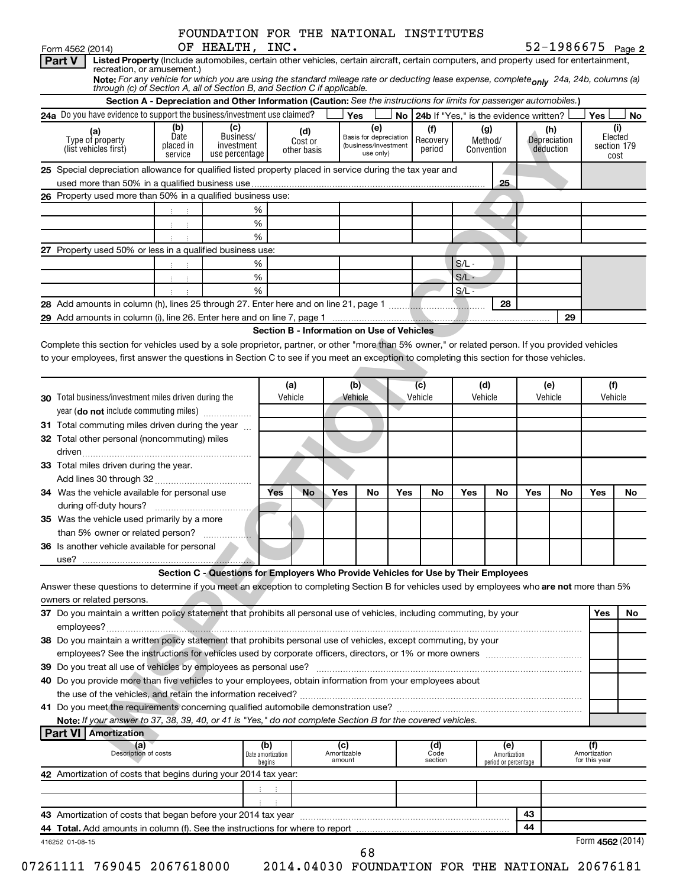FOUNDATION FOR THE NATIONAL INSTITUTES OF HEALTH, INC. 52-1986675

Form 4562 (2014) Page 2

**Part V** **Listed Property** (Include automobiles, certain other vehicles, certain aircraft, certain computers, and property used for entertainment, recreation, or amusement.)

**Note:** *For any vehicle for which you are using the standard mileage rate or deducting lease expense, complete* ***only*** *24a, 24b, columns (a) through (c) of Section A, all of Section B, and Section C if applicable.*

### Section A - Depreciation and Other Information (Caution: *See the instructions for limits for passenger automobiles.*)

**24a** Do you have evidence to support the business/investment use claimed? Yes No **24b** If "Yes," is the evidence written? Yes No

| (a) Type of property (list vehicles first) | (b) Date placed in service | (c) Business/ investment use percentage | (d) Cost or other basis | (e) Basis for depreciation (business/investment use only) | (f) Recovery period | (g) Method/ Convention | (h) Depreciation deduction | (i) Elected section 179 cost |
|---|---|---|---|---|---|---|---|---|
| **25** Special depreciation allowance for qualified listed property placed in service during the tax year and used more than 50% in a qualified business use | | | | | | 25 | | |
| **26** Property used more than 50% in a qualified business use: | | | | | | | | |
| | | % | | | | | | |
| | | % | | | | | | |
| | | % | | | | | | |
| **27** Property used 50% or less in a qualified business use: | | | | | | | | |
| | | % | | | | S/L - | | |
| | | % | | | | S/L - | | |
| | | % | | | | S/L - | | |
| **28** Add amounts in column (h), lines 25 through 27. Enter here and on line 21, page 1 | | | | | | 28 | | |
| **29** Add amounts in column (i), line 26. Enter here and on line 7, page 1 | | | | | | | 29 | |

### Section B - Information on Use of Vehicles

Complete this section for vehicles used by a sole proprietor, partner, or other "more than 5% owner," or related person. If you provided vehicles to your employees, first answer the questions in Section C to see if you meet an exception to completing this section for those vehicles.

| | (a) Vehicle | | (b) Vehicle | | (c) Vehicle | | (d) Vehicle | | (e) Vehicle | | (f) Vehicle | |
|---|---|---|---|---|---|---|---|---|---|---|---|---|
| **30** Total business/investment miles driven during the year (**do not** include commuting miles) | | | | | | | | | | | | |
| **31** Total commuting miles driven during the year | | | | | | | | | | | | |
| **32** Total other personal (noncommuting) miles driven | | | | | | | | | | | | |
| **33** Total miles driven during the year. Add lines 30 through 32 | | | | | | | | | | | | |
| | Yes | No | Yes | No | Yes | No | Yes | No | Yes | No | Yes | No |
| **34** Was the vehicle available for personal use during off-duty hours? | | | | | | | | | | | | |
| **35** Was the vehicle used primarily by a more than 5% owner or related person? | | | | | | | | | | | | |
| **36** Is another vehicle available for personal use? | | | | | | | | | | | | |

### Section C - Questions for Employers Who Provide Vehicles for Use by Their Employees

Answer these questions to determine if you meet an exception to completing Section B for vehicles used by employees who **are not** more than 5% owners or related persons.

| | Yes | No |
|---|---|---|
| **37** Do you maintain a written policy statement that prohibits all personal use of vehicles, including commuting, by your employees? | | |
| **38** Do you maintain a written policy statement that prohibits personal use of vehicles, except commuting, by your employees? See the instructions for vehicles used by corporate officers, directors, or 1% or more owners | | |
| **39** Do you treat all use of vehicles by employees as personal use? | | |
| **40** Do you provide more than five vehicles to your employees, obtain information from your employees about the use of the vehicles, and retain the information received? | | |
| **41** Do you meet the requirements concerning qualified automobile demonstration use? | | |

**Note:** *If your answer to 37, 38, 39, 40, or 41 is "Yes," do not complete Section B for the covered vehicles.*

**Part VI** **Amortization**

| (a) Description of costs | (b) Date amortization begins | (c) Amortizable amount | (d) Code section | (e) Amortization period or percentage | (f) Amortization for this year |
|---|---|---|---|---|---|
| **42** Amortization of costs that begins during your 2014 tax year: | | | | | |
| | | | | | |
| | | | | | |
| **43** Amortization of costs that began before your 2014 tax year | | | | 43 | |
| **44** **Total.** Add amounts in column (f). See the instructions for where to report | | | | 44 | |

416252 01-08-15 Form **4562** (2014)

07261111 769045 2067618000 2014.04030 FOUNDATION FOR THE NATIONAL 20676181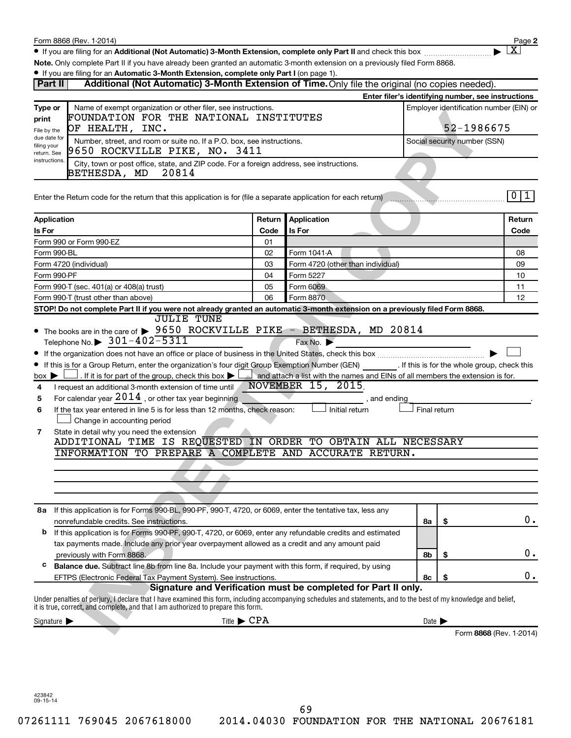Form 8868 (Rev. 1-2014)

- If you are filing for an **Additional (Not Automatic) 3-Month Extension, complete only Part II** and check this box ▶ X

**Note.** Only complete Part II if you have already been granted an automatic 3-month extension on a previously filed Form 8868.

- If you are filing for an **Automatic 3-Month Extension, complete only Part I** (on page 1).

## Part II — Additional (Not Automatic) 3-Month Extension of Time. Only file the original (no copies needed).

**Enter filer's identifying number, see instructions**

| Type or print | | |
|---|---|---|
| File by the due date for filing your return. See instructions. | Name of exempt organization or other filer, see instructions. FOUNDATION FOR THE NATIONAL INSTITUTES OF HEALTH, INC. | Employer identification number (EIN) or 52-1986675 |
| | Number, street, and room or suite no. If a P.O. box, see instructions. 9650 ROCKVILLE PIKE, NO. 3411 | Social security number (SSN) |
| | City, town or post office, state, and ZIP code. For a foreign address, see instructions. BETHESDA, MD 20814 | |

Enter the Return code for the return that this application is for (file a separate application for each return) 0 1

| Application Is For | Return Code | Application Is For | Return Code |
|---|---|---|---|
| Form 990 or Form 990-EZ | 01 | | |
| Form 990-BL | 02 | Form 1041-A | 08 |
| Form 4720 (individual) | 03 | Form 4720 (other than individual) | 09 |
| Form 990-PF | 04 | Form 5227 | 10 |
| Form 990-T (sec. 401(a) or 408(a) trust) | 05 | Form 6069 | 11 |
| Form 990-T (trust other than above) | 06 | Form 8870 | 12 |

**STOP! Do not complete Part II if you were not already granted an automatic 3-month extension on a previously filed Form 8868.**

- The books are in the care of ▶ JULIE TUNE 9650 ROCKVILLE PIKE - BETHESDA, MD 20814
  Telephone No. ▶ 301-402-5311   Fax No. ▶
- If the organization does not have an office or place of business in the United States, check this box ▶ ☐
- If this is for a Group Return, enter the organization's four digit Group Exemption Number (GEN) ________ . If this is for the whole group, check this box ▶ ☐ . If it is for part of the group, check this box ▶ ☐ and attach a list with the names and EINs of all members the extension is for.

**4** I request an additional 3-month extension of time until NOVEMBER 15, 2015.

**5** For calendar year 2014 , or other tax year beginning ________ , and ending ________ .

**6** If the tax year entered in line 5 is for less than 12 months, check reason: ☐ Initial return ☐ Final return ☐ Change in accounting period

**7** State in detail why you need the extension
ADDITIONAL TIME IS REQUESTED IN ORDER TO OBTAIN ALL NECESSARY INFORMATION TO PREPARE A COMPLETE AND ACCURATE RETURN.

| | | | |
|---|---|---|---|
| **8a** If this application is for Forms 990-BL, 990-PF, 990-T, 4720, or 6069, enter the tentative tax, less any nonrefundable credits. See instructions. | 8a | $ | 0. |
| **b** If this application is for Forms 990-PF, 990-T, 4720, or 6069, enter any refundable credits and estimated tax payments made. Include any prior year overpayment allowed as a credit and any amount paid previously with Form 8868. | 8b | $ | 0. |
| **c** **Balance due.** Subtract line 8b from line 8a. Include your payment with this form, if required, by using EFTPS (Electronic Federal Tax Payment System). See instructions. | 8c | $ | 0. |

**Signature and Verification must be completed for Part II only.**

Under penalties of perjury, I declare that I have examined this form, including accompanying schedules and statements, and to the best of my knowledge and belief, it is true, correct, and complete, and that I am authorized to prepare this form.

Signature ▶   Title ▶ CPA   Date ▶

Form **8868** (Rev. 1-2014)

423842 09-15-14

07261111 769045 2067618000   2014.04030 FOUNDATION FOR THE NATIONAL 20676181